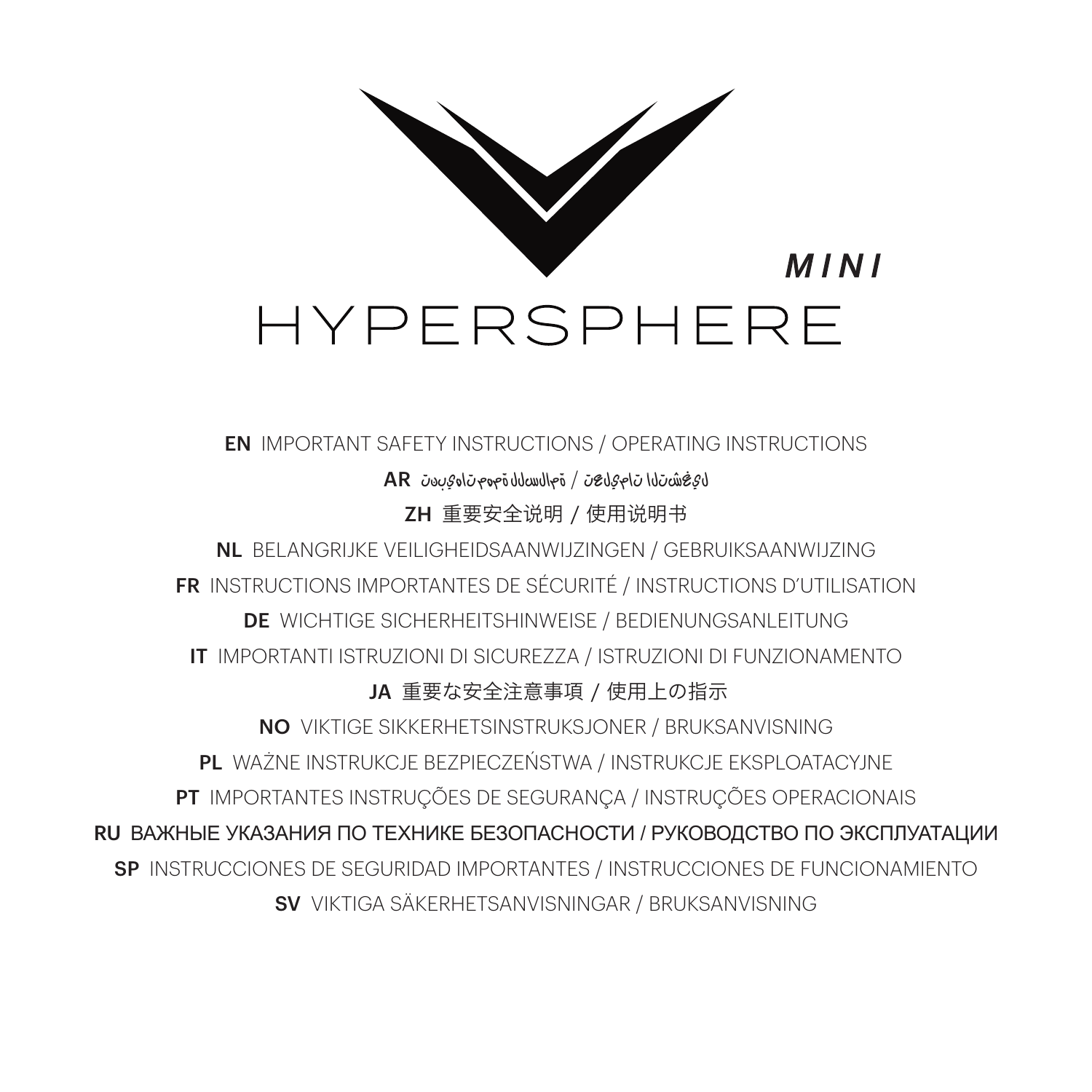# MINI HYPERSPHERE

**EN** IMPORTANT SAFETY INSTRUCTIONS / OPERATING INSTRUCTIONS

**AR** تعليمات السلامة الهامة / تعليمات التشغيل

**ZH** 重要安全说明 / 使用说明书

**NL** BELANGRIJKE VEILIGHEIDSAANWIJZINGEN / GEBRUIKSAANWIJZING

**FR** INSTRUCTIONS IMPORTANTES DE SÉCURITÉ / INSTRUCTIONS D'UTILISATION

**DE** WICHTIGE SICHERHEITSHINWEISE / BEDIENUNGSANLEITUNG

**IT** IMPORTANTI ISTRUZIONI DI SICUREZZA / ISTRUZIONI DI FUNZIONAMENTO

**JA** 重要な安全注意事項 / 使用上の指示

**NO** VIKTIGE SIKKERHETSINSTRUKSJONER / BRUKSANVISNING

**PL** WAŻNE INSTRUKCJE BEZPIECZEŃSTWA / INSTRUKCJE EKSPLOATACYJNE

**PT** IMPORTANTES INSTRUÇÕES DE SEGURANÇA / INSTRUÇÕES OPERACIONAIS

**RU** ВАЖНЫЕ УКАЗАНИЯ ПО ТЕХНИКЕ БЕЗОПАСНОСТИ / РУКОВОДСТВО ПО ЭКСПЛУАТАЦИИ

**SP** INSTRUCCIONES DE SEGURIDAD IMPORTANTES / INSTRUCCIONES DE FUNCIONAMIENTO

**SV** VIKTIGA SÄKERHETSANVISNINGAR / BRUKSANVISNING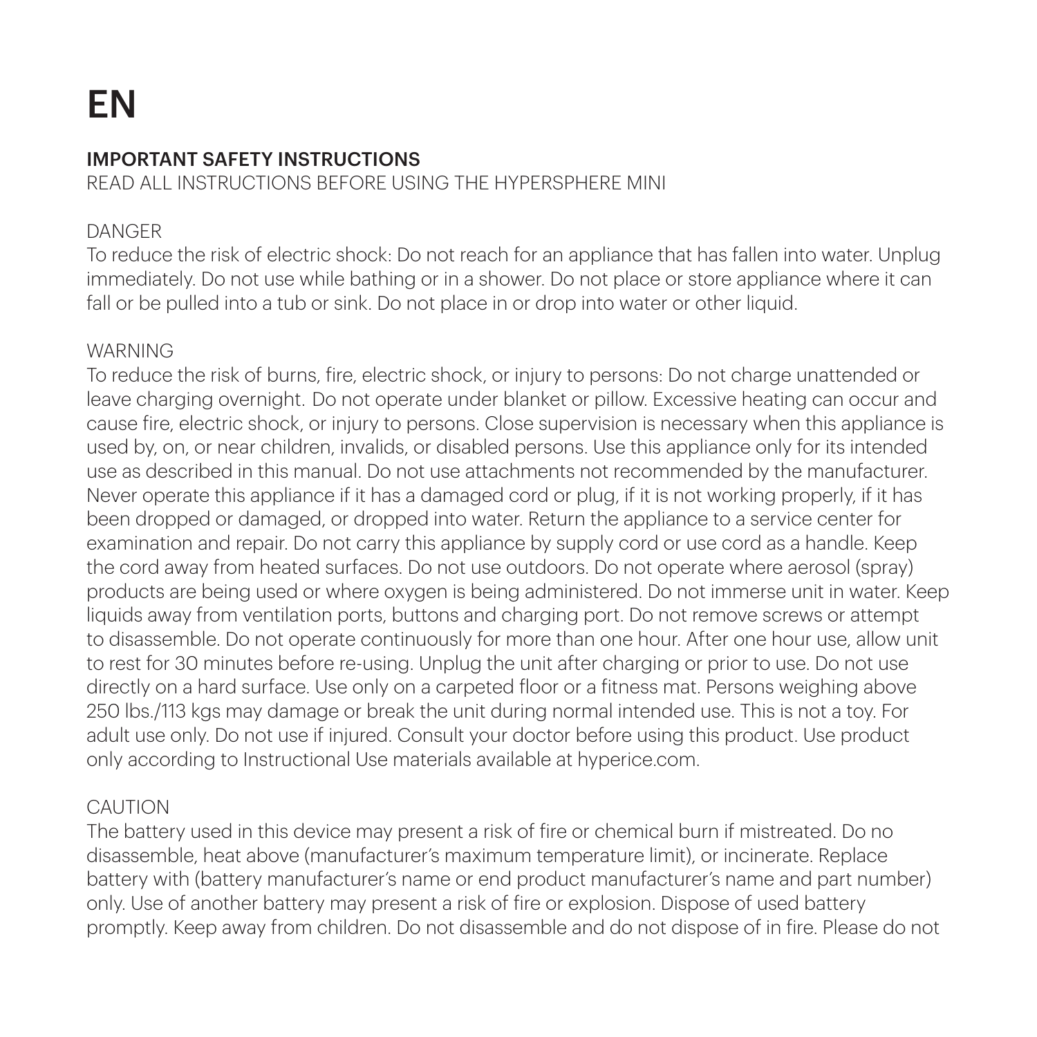# EN

## IMPORTANT SAFETY INSTRUCTIONS

READ ALL INSTRUCTIONS BEFORE USING THE HYPERSPHERE MINI

DANGER

To reduce the risk of electric shock: Do not reach for an appliance that has fallen into water. Unplug immediately. Do not use while bathing or in a shower. Do not place or store appliance where it can fall or be pulled into a tub or sink. Do not place in or drop into water or other liquid.

WARNING

To reduce the risk of burns, fire, electric shock, or injury to persons: Do not charge unattended or leave charging overnight. Do not operate under blanket or pillow. Excessive heating can occur and cause fire, electric shock, or injury to persons. Close supervision is necessary when this appliance is used by, on, or near children, invalids, or disabled persons. Use this appliance only for its intended use as described in this manual. Do not use attachments not recommended by the manufacturer. Never operate this appliance if it has a damaged cord or plug, if it is not working properly, if it has been dropped or damaged, or dropped into water. Return the appliance to a service center for examination and repair. Do not carry this appliance by supply cord or use cord as a handle. Keep the cord away from heated surfaces. Do not use outdoors. Do not operate where aerosol (spray) products are being used or where oxygen is being administered. Do not immerse unit in water. Keep liquids away from ventilation ports, buttons and charging port. Do not remove screws or attempt to disassemble. Do not operate continuously for more than one hour. After one hour use, allow unit to rest for 30 minutes before re-using. Unplug the unit after charging or prior to use. Do not use directly on a hard surface. Use only on a carpeted floor or a fitness mat. Persons weighing above 250 lbs./113 kgs may damage or break the unit during normal intended use. This is not a toy. For adult use only. Do not use if injured. Consult your doctor before using this product. Use product only according to Instructional Use materials available at hyperice.com.

CAUTION

The battery used in this device may present a risk of fire or chemical burn if mistreated. Do no disassemble, heat above (manufacturer's maximum temperature limit), or incinerate. Replace battery with (battery manufacturer's name or end product manufacturer's name and part number) only. Use of another battery may present a risk of fire or explosion. Dispose of used battery promptly. Keep away from children. Do not disassemble and do not dispose of in fire. Please do not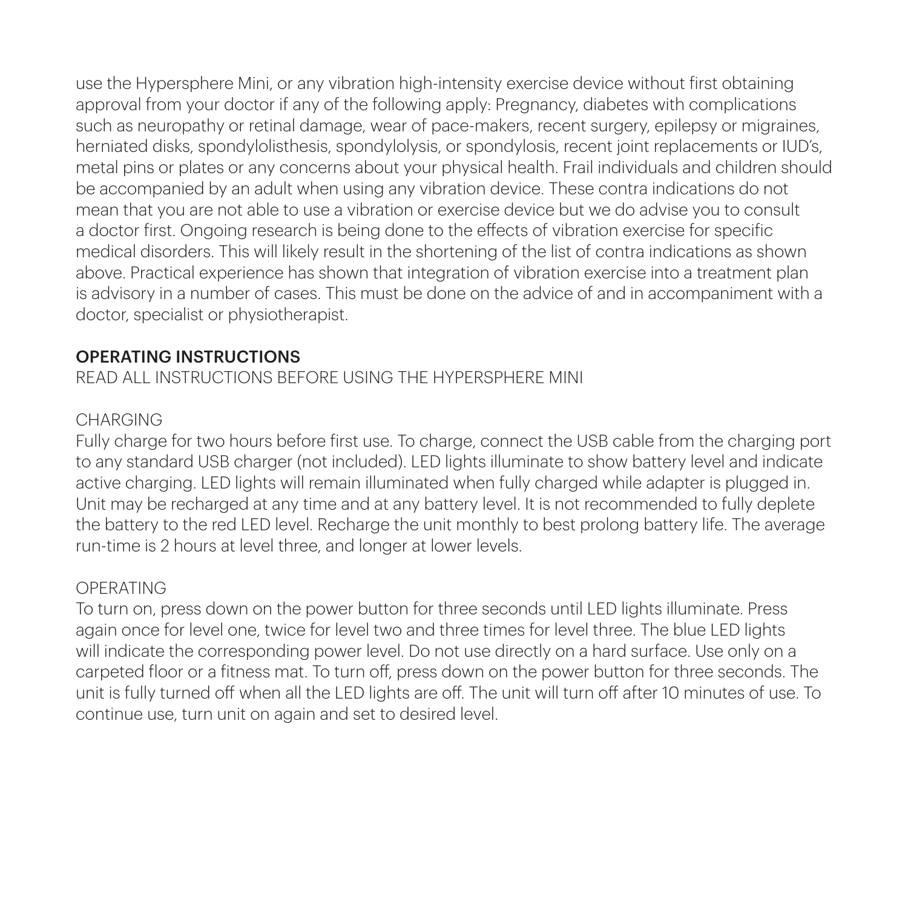use the Hypersphere Mini, or any vibration high-intensity exercise device without first obtaining approval from your doctor if any of the following apply: Pregnancy, diabetes with complications such as neuropathy or retinal damage, wear of pace-makers, recent surgery, epilepsy or migraines, herniated disks, spondylolisthesis, spondylolysis, or spondylosis, recent joint replacements or IUD's, metal pins or plates or any concerns about your physical health. Frail individuals and children should be accompanied by an adult when using any vibration device. These contra indications do not mean that you are not able to use a vibration or exercise device but we do advise you to consult a doctor first. Ongoing research is being done to the effects of vibration exercise for specific medical disorders. This will likely result in the shortening of the list of contra indications as shown above. Practical experience has shown that integration of vibration exercise into a treatment plan is advisory in a number of cases. This must be done on the advice of and in accompaniment with a doctor, specialist or physiotherapist.

## OPERATING INSTRUCTIONS

READ ALL INSTRUCTIONS BEFORE USING THE HYPERSPHERE MINI

### CHARGING

Fully charge for two hours before first use. To charge, connect the USB cable from the charging port to any standard USB charger (not included). LED lights illuminate to show battery level and indicate active charging. LED lights will remain illuminated when fully charged while adapter is plugged in. Unit may be recharged at any time and at any battery level. It is not recommended to fully deplete the battery to the red LED level. Recharge the unit monthly to best prolong battery life. The average run-time is 2 hours at level three, and longer at lower levels.

### OPERATING

To turn on, press down on the power button for three seconds until LED lights illuminate. Press again once for level one, twice for level two and three times for level three. The blue LED lights will indicate the corresponding power level. Do not use directly on a hard surface. Use only on a carpeted floor or a fitness mat. To turn off, press down on the power button for three seconds. The unit is fully turned off when all the LED lights are off. The unit will turn off after 10 minutes of use. To continue use, turn unit on again and set to desired level.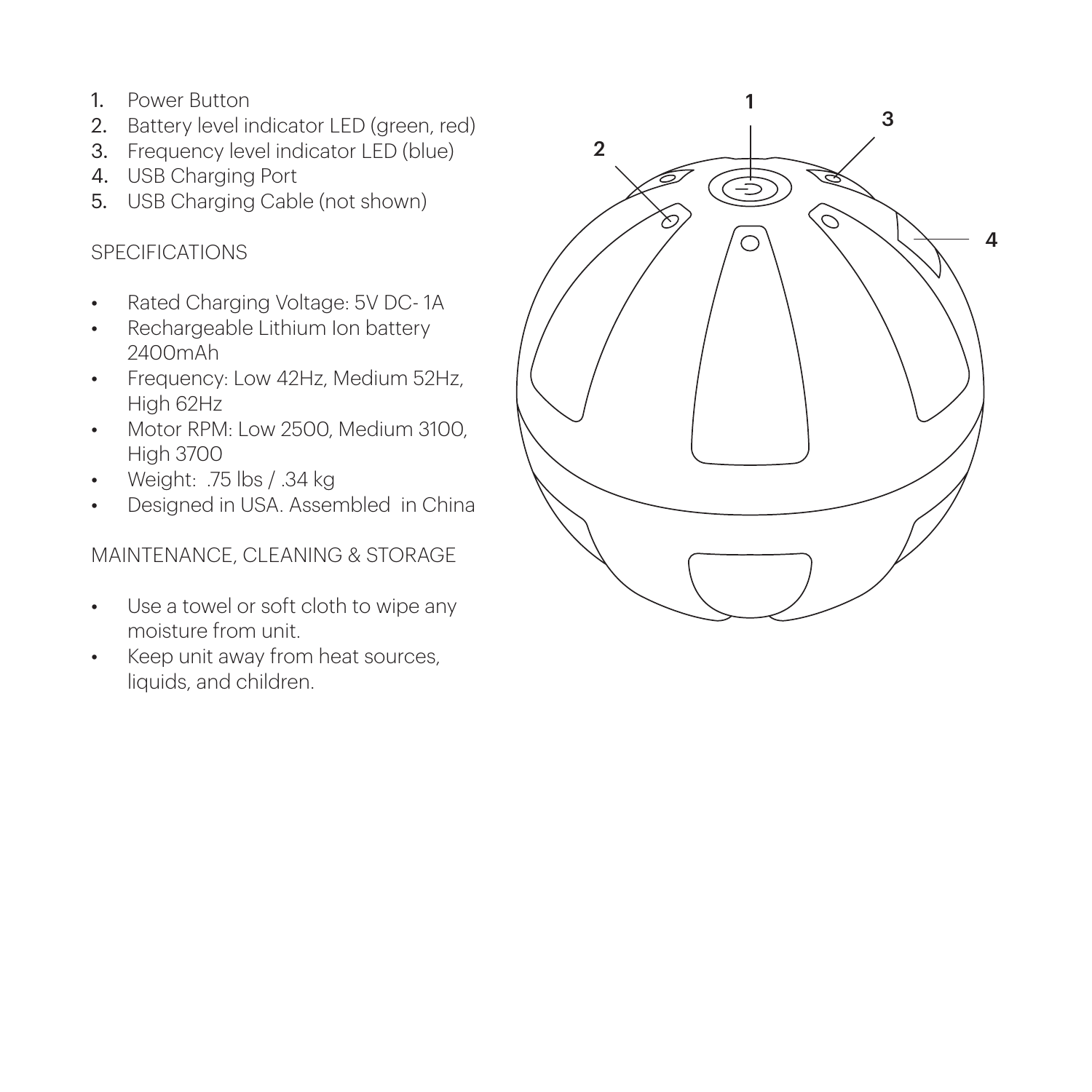1. Power Button
2. Battery level indicator LED (green, red)
3. Frequency level indicator LED (blue)
4. USB Charging Port
5. USB Charging Cable (not shown)

SPECIFICATIONS

- Rated Charging Voltage: 5V DC- 1A
- Rechargeable Lithium Ion battery 2400mAh
- Frequency: Low 42Hz, Medium 52Hz, High 62Hz
- Motor RPM: Low 2500, Medium 3100, High 3700
- Weight: .75 lbs / .34 kg
- Designed in USA. Assembled in China

MAINTENANCE, CLEANING & STORAGE

- Use a towel or soft cloth to wipe any moisture from unit.
- Keep unit away from heat sources, liquids, and children.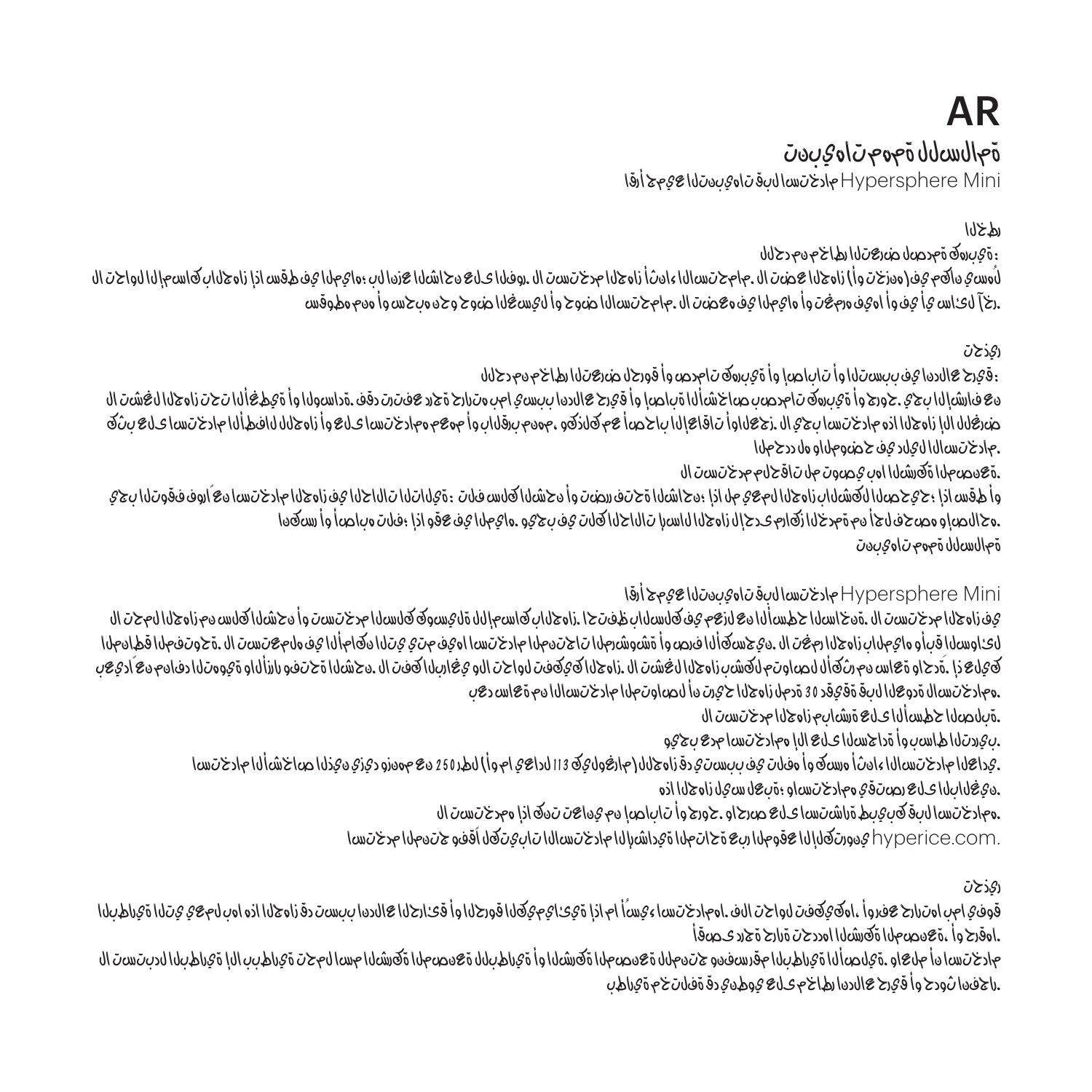# AR

## تنبيهات مهمة للسلامة

اقرأ جميع التنبيهات قبل استخدام Hypersphere Mini

### الخطر

للحد من مخاطر التعرض لصدمة كهربائية:

لا تحاول الإمساك بالجهاز إذا سقط في الماء؛ بل انزع الشاحن على الفور. لا تستخدم الجهاز أثناء الاستحمام. لا تضع الجهاز أو تخزنه في مكان يسهل سقوطه أو سحبه نحو حوض الغسيل أو حوض الاستحمام. لا تضعه في الماء أو تغمره فيه أو في أي سائل آخر.

### تحذير

للحد من مخاطر التعرض للحروق أو صدمات كهربائية أو إصابات أو التسبب في اندلاع حريق:

لا تشغل الجهاز تحت الأغطية أو الوسادة. قد ترتفع درجة حرارته بما يسبب اندلاع حريق أو إصابة الأشخاص بصدمات كهربائية أو حروق. يجب الإشراف عن كثب على استخدام الأطفال للجهاز أو على استخدامه بالقرب منهم، وكذلك مع أي أشخاص من ذوي الإعاقات. لا يجب استخدام هذا الجهاز إلا للغرض المخصص له والموضح في دليل الاستخدام.

لا تستخدم ملحقات لم توصِ بها الشركة المصنعة.

يجب التوقف فوراً عن استخدام الجهاز في الحالات التالية: تلف سلك الشاحن أو تضرر فتحة الشاحن؛ إذا لم يعمل الجهاز بالشكل الصحيح؛ إذا سقط أو انكسر أو تعرض لأي تلف؛ إذا وقع في الماء. ويجب في تلك الحالات إرسال الجهاز إلى مركز الخدمة من أجل فحصه وإصلاحه.

تنبيهات مهمة للسلامة

اقرأ جميع التنبيهات قبل الاستخدام Hypersphere Mini

لا تحمل الجهاز من سلك الشاحن أو تستخدم السلك كوسيلة للإمساك بالجهاز. احتفظ بالسلك بعيداً عن الأسطح الساخنة. لا تستخدم الجهاز في المناطق التي يتم فيها استخدام منتجات الرذاذ (البخاخات) أو حيث يتم إعطاء الأكسجين. لا تستخدم الجهاز في الهواء الطلق. احتفظ بالجهاز بعيداً عن الشعر والملابس والأصابع. لا تشغل الجهاز بشكل متواصل لأكثر من ساعة واحدة، إذا بلغ مدة ساعة من الاستخدام المتواصل يجب أن تترك الجهاز مدة 30 دقيقة قبل إعادة الاستخدام.

لا تستخدم الجهاز مباشرة على الأسطح الصلبة.

ويجب عدم استخدامه إلا على الجسد أو بساط التدريب.

استخدام الأشخاص الذين يزيد وزنهم عن 250 رطلاً (أو ما يعادل 113 كيلوغرام) للجهاز قد يتسبب في تلفه أو كسره أثناء الاستخدام العادي.

هذا الجهاز ليس لعبة؛ واستخدامه يقتصر على البالغين.

لا تستخدمه إذا كنت تعاني من إصابات أو جروح. واحرص على استشارة طبيب قبل الاستخدام.

استخدم المنتج وفقاً لكتيبات الاستخدام الإرشادية المتاحة عبر الموقع الإلكتروني hyperice.com.

### تحذير

البطاريات التي يعمل بها هذا الجهاز قد تتسبب في اندلاع الحرائق أو الحروق الكيميائية إذا ما أسيء استخدامها. فلا تحاول تفكيكها، أو ترفع درجة حرارتها فوق أقصى درجة حرارة تحددها الشركة المصنعة، أو حرقها.

لا تستبدل البطاريات إلا ببطاريات تحمل اسم الشركة المصنعة أو الشركة المصنعة للبطارية الأصلية، فاستخدام بطاريات مختلفة قد ينطوي على مخاطر اندلاع حريق أو حدوث انفجار.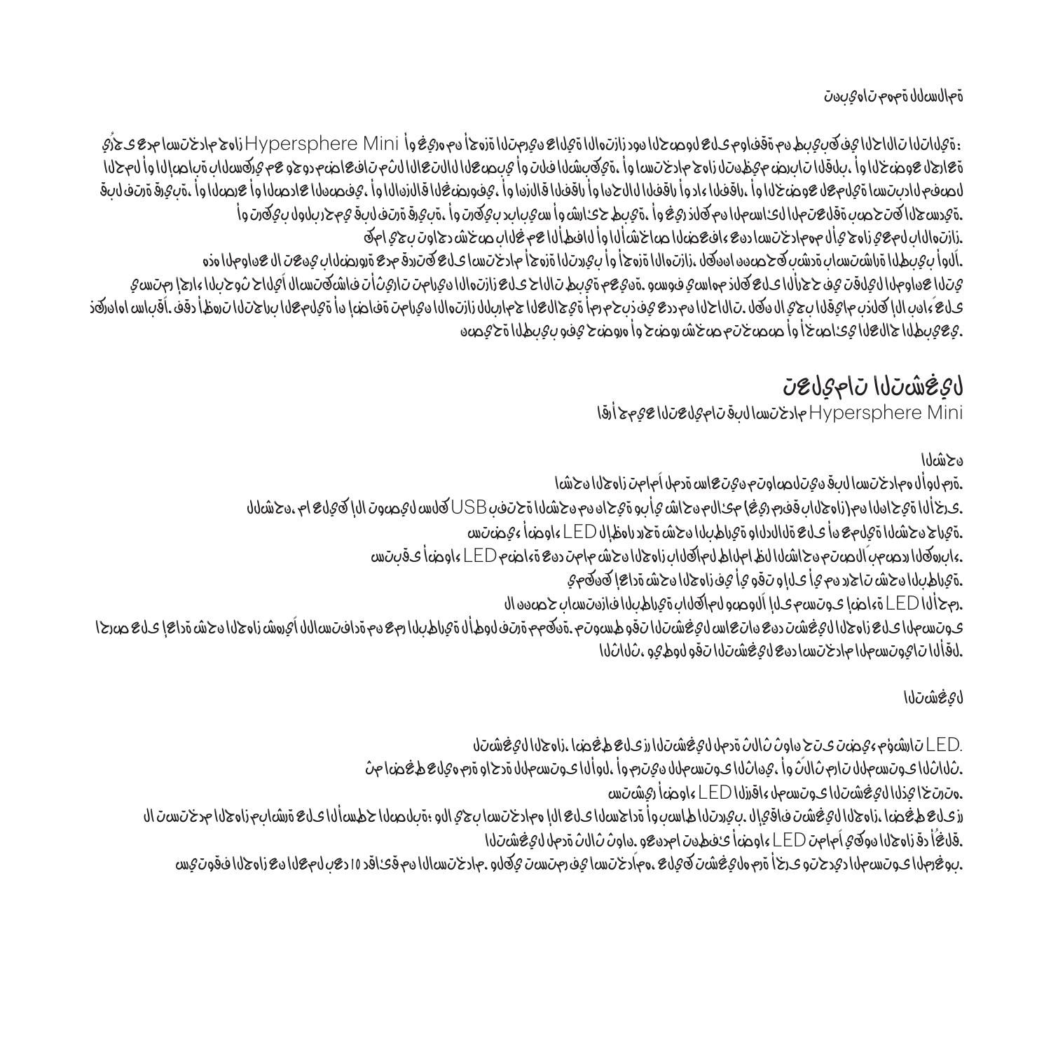تنبيهات مهمة للسلامة

يُرجى عدم استخدام جهاز Hypersphere Mini أو غيره من أجهزة التمرين عالية الاهتزاز دون الحصول على موافقة من طبيبك في الحالات التالية:
الحامل أو الإصابة بالسكري مع وجود مضاعفات مثل الاعتلال العصبي أو تلف الشبكية، أو يعاني من اضطرابات القلب، أو الخضوع لجراحة
قبل فترة قريبة، أو الصرع أو الصداع النصفي، أو الانزلاق الغضروفي، أو انزلاق الفقار أو انحلال الفقار أو داء الفقار، أو الخضوع لعملية استبدال مفاصل
أو تركيب لولب رحمي قبل فترة قريبة، أو تركيب دبابيس أو شرائح طبية، أو غير ذلك من المسائل المتعلقة بصحتك الجسدية.
كما يجب تواجد الشخص البالغ مع الأطفال أو الأشخاص الضعفاء عند استخدامهم لأي جهاز يعمل بالاهتزاز.
هذه الموانع لا تعني بالضرورة عدم قدرتك على استخدام أجهزة التدريب أو أجهزة الاهتزاز. لكننا ننصحك بشدة باستشارة الطبيب أولًا.
يستمر إجراء البحوث حاليًا لاستكشاف تأثيرات تمارين الاهتزاز على حالات طبية معينة. وسوف يستوي ذلك على الأرجح في تقليل الموانع التي
ذكرناها سابقًا. فقد أظهرت التجارب العملية أن إضافة تمارين للبرامج العلاجية أمر مستحب في عدد من الحالات. ولكن لا يجب القيام بذلك إلا بناءً على
نصيحة الطبيب وفي ضوء نصح شخص متخصص أو أخصائي العلاج الطبيعي.

## تعليمات التشغيل

اقرأ جميع التعليمات قبل استخدام Hypersphere Mini

### الشحن

اشحن الجهاز تمامًا لمدة ساعتين قبل استخدامه لأول مرة.
للشحن، ما عليك إلا توصيل سلك USB بفتحة الشحن من حاسوب أو بأي شاحن ملائم (غير مرفق بالجهاز) من المصادر الخارجية الأخرى.
ستضيء أضواء LED لإبيان درجة شحن البطارية وللدلالة على أن عملية الشحن جارية.
ستبقى أضواء LED مضاءة عند تمام شحن الجهاز طالما ظل متصلًا بمصدر الكهرباء.
يمكنك إعادة شحن الجهاز في أي وقت أو إلى أي من درجات شحن البطارية.
لا ننصح باستنزاف البطارية بالكامل ووصولًا إلى مستوى إضاءة LED الأحمر.
احرص على إعادة شحن الجهاز شهريًا للاستفادة من عمر البطارية لأطول فترة ممكنة. ومتوسط وقت التشغيل ساعات عند تشغيل الجهاز على المستوى
الثالث، ويطول وقت التشغيل عند استخدام المستويات الأقل.

### التشغيل

لتشغيل الجهاز، اضغط على زر التشغيل لمدة ثلاث ثوانٍ حتى تضيء مؤشرات LED.
ثم اضغط عليه مرة واحدة للمستوى الأول، أو مرتين للمستوى الثاني، أو ثلاث مرات للمستوى الثالث.
ستشير أضواء LED الزرقاء إلى مستوى التشغيل الذي اخترته.
لا تستخدم الجهاز مباشرة على الأسطح الصلبة؛ ولا يجب استخدامه إلا على السجادة أو بساط التدريب. لإيقاف تشغيل الجهاز، اضغط على زر
التشغيل لمدة ثلاث ثوانٍ. وعندما تنطفئ أضواء LED تمامًا، يكون الجهاز قد أُغلق.
سيتوقف الجهاز عن العمل بعد ١٥ دقيقة من الاستخدام. ولكي تستمر في الاستخدام، عليك تشغيله مرة أخرى وتحديد المستوى المرغوب.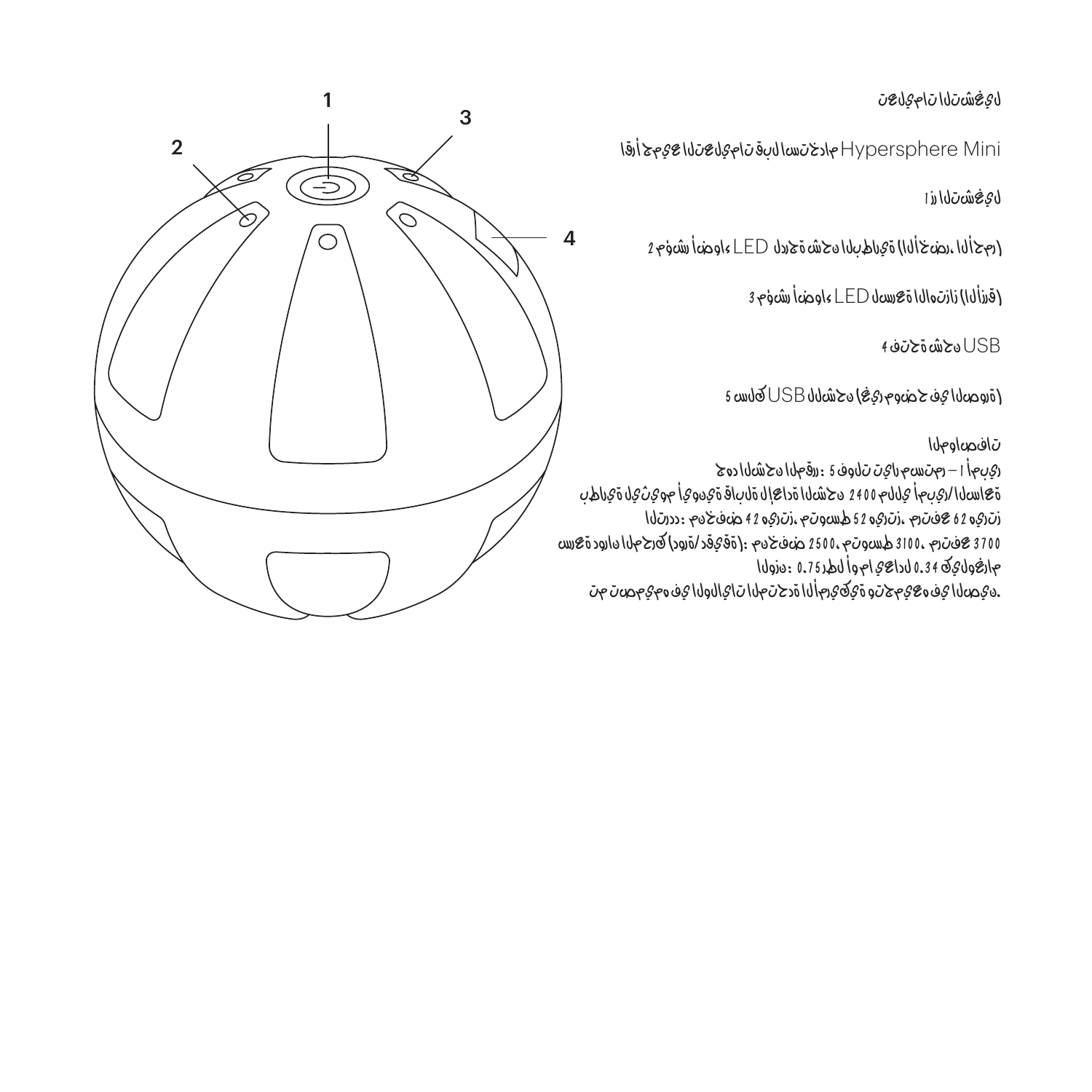تعليمات التشغيل

اقرأ جميع التعليمات قبل استخدام Hypersphere Mini

1 زر التشغيل

2 مؤشر أضواء LED لدرجة شحن البطارية (الأخضر، الأحمر)

3 مؤشر أضواء LED لسعة الاهتزاز (الأزرق)

4 فتحة شحن USB

5 سلك USB للشحن (غير موضح في الصورة)

المواصفات

جهد الشحن المقرر: 5 فولت تيار مستمر – 1 أمبير
بطارية ليثيوم أيونية قابلة لإعادة الشحن 2400 ملّي أمبير/الساعة
الترددات: منخفض 42 هيرتز، متوسط 52 هيرتز، مرتفع 62 هيرتز
سعة دوران المحرك (دورة/دقيقة): منخفض 2500، متوسط 3100، مرتفع 3700
الوزن: 0.75 رطل أو ما يعادل 0.34 كيلوغرام
تم تصميمه في الولايات المتحدة الأمريكية وتجميعه في الصين.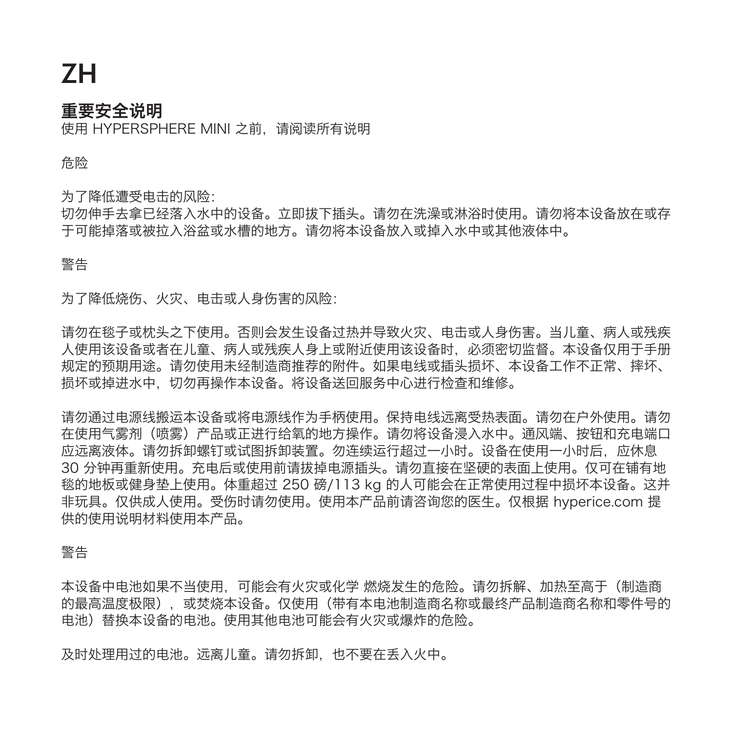# ZH

## 重要安全说明

使用 HYPERSPHERE MINI 之前，请阅读所有说明

危险

为了降低遭受电击的风险：
切勿伸手去拿已经落入水中的设备。立即拔下插头。请勿在洗澡或淋浴时使用。请勿将本设备放在或存于可能掉落或被拉入浴盆或水槽的地方。请勿将本设备放入或掉入水中或其他液体中。

警告

为了降低烧伤、火灾、电击或人身伤害的风险：

请勿在毯子或枕头之下使用。否则会发生设备过热并导致火灾、电击或人身伤害。当儿童、病人或残疾人使用该设备或者在儿童、病人或残疾人身上或附近使用该设备时，必须密切监督。本设备仅用于手册规定的预期用途。请勿使用未经制造商推荐的附件。如果电线或插头损坏、本设备工作不正常、摔坏、损坏或掉进水中，切勿再操作本设备。将设备送回服务中心进行检查和维修。

请勿通过电源线搬运本设备或将电源线作为手柄使用。保持电线远离受热表面。请勿在户外使用。请勿在使用气雾剂（喷雾）产品或正进行给氧的地方操作。请勿将设备浸入水中。通风端、按钮和充电端口应远离液体。请勿拆卸螺钉或试图拆卸装置。勿连续运行超过一小时。设备在使用一小时后，应休息 30 分钟再重新使用。充电后或使用前请拔掉电源插头。请勿直接在坚硬的表面上使用。仅可在铺有地毯的地板或健身垫上使用。体重超过 250 磅/113 kg 的人可能会在正常使用过程中损坏本设备。这并非玩具。仅供成人使用。受伤时请勿使用。使用本产品前请咨询您的医生。仅根据 hyperice.com 提供的使用说明材料使用本产品。

警告

本设备中电池如果不当使用，可能会有火灾或化学 燃烧发生的危险。请勿拆解、加热至高于（制造商的最高温度极限），或焚烧本设备。仅使用（带有本电池制造商名称或最终产品制造商名称和零件号的电池）替换本设备的电池。使用其他电池可能会有火灾或爆炸的危险。

及时处理用过的电池。远离儿童。请勿拆卸，也不要在丢入火中。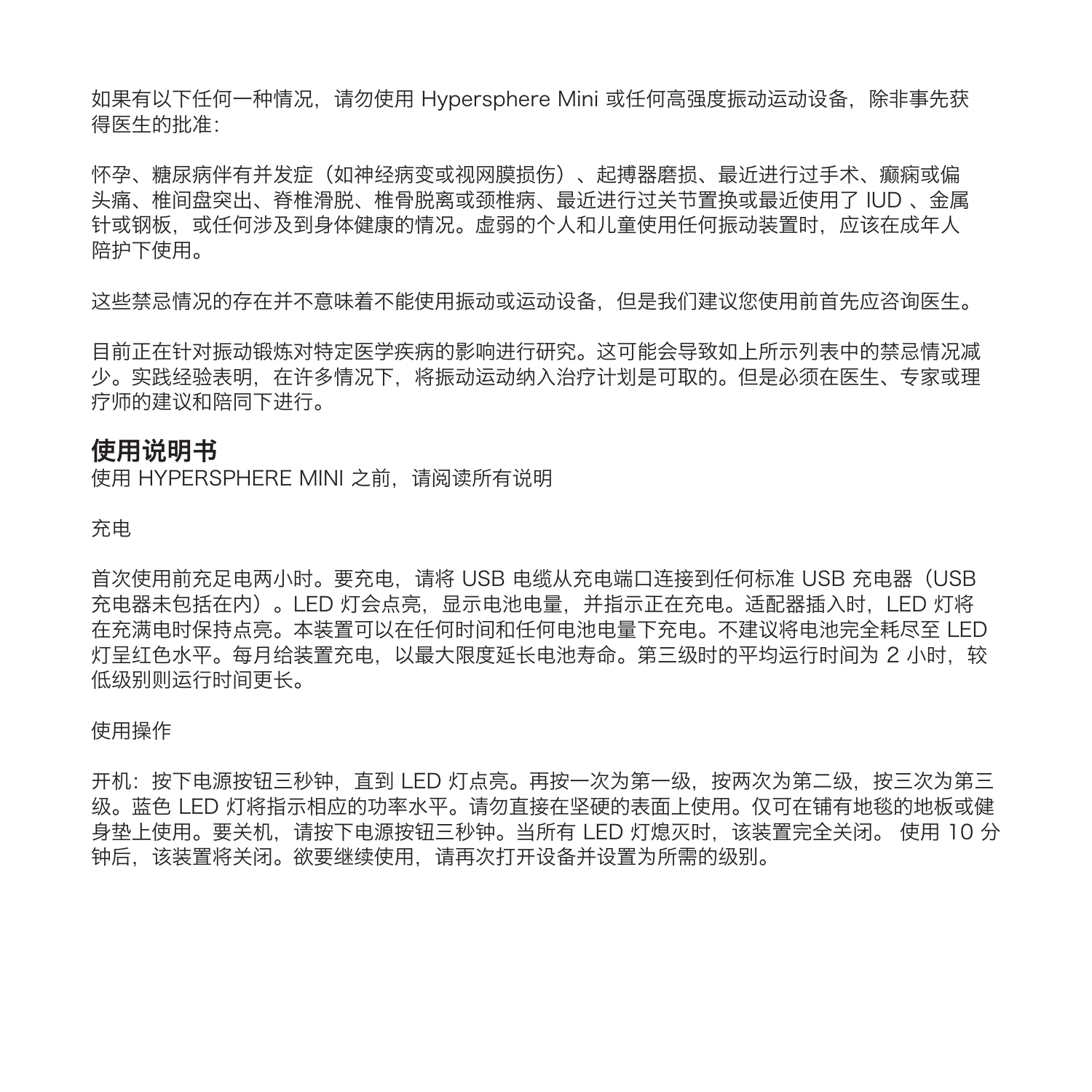如果有以下任何一种情况，请勿使用 Hypersphere Mini 或任何高强度振动运动设备，除非事先获得医生的批准：

怀孕、糖尿病伴有并发症（如神经病变或视网膜损伤）、起搏器磨损、最近进行过手术、癫痫或偏头痛、椎间盘突出、脊椎滑脱、椎骨脱离或颈椎病、最近进行过关节置换或最近使用了 IUD 、金属针或钢板，或任何涉及到身体健康的情况。虚弱的个人和儿童使用任何振动装置时，应该在成年人陪护下使用。

这些禁忌情况的存在并不意味着不能使用振动或运动设备，但是我们建议您使用前首先应咨询医生。

目前正在针对振动锻炼对特定医学疾病的影响进行研究。这可能会导致如上所示列表中的禁忌情况减少。实践经验表明，在许多情况下，将振动运动纳入治疗计划是可取的。但是必须在医生、专家或理疗师的建议和陪同下进行。

## 使用说明书

使用 HYPERSPHERE MINI 之前，请阅读所有说明

充电

首次使用前充足电两小时。要充电，请将 USB 电缆从充电端口连接到任何标准 USB 充电器（USB 充电器未包括在内）。LED 灯会点亮，显示电池电量，并指示正在充电。适配器插入时，LED 灯将在充满电时保持点亮。本装置可以在任何时间和任何电池电量下充电。不建议将电池完全耗尽至 LED 灯呈红色水平。每月给装置充电，以最大限度延长电池寿命。第三级时的平均运行时间为 2 小时，较低级别则运行时间更长。

使用操作

开机：按下电源按钮三秒钟，直到 LED 灯点亮。再按一次为第一级，按两次为第二级，按三次为第三级。蓝色 LED 灯将指示相应的功率水平。请勿直接在坚硬的表面上使用。仅可在铺有地毯的地板或健身垫上使用。要关机，请按下电源按钮三秒钟。当所有 LED 灯熄灭时，该装置完全关闭。 使用 10 分钟后，该装置将关闭。欲要继续使用，请再次打开设备并设置为所需的级别。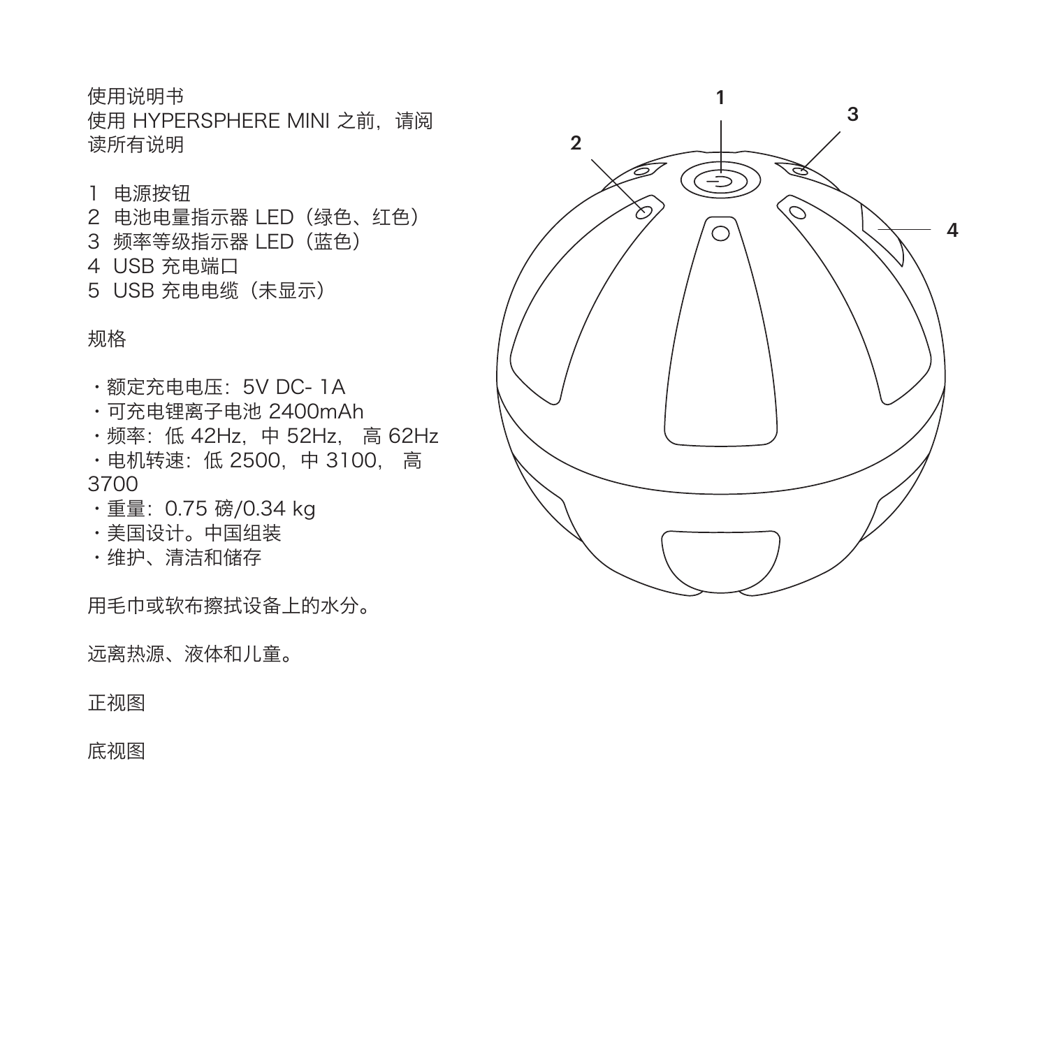使用说明书
使用 HYPERSPHERE MINI 之前，请阅读所有说明

1 电源按钮
2 电池电量指示器 LED（绿色、红色）
3 频率等级指示器 LED（蓝色）
4 USB 充电端口
5 USB 充电电缆（未显示）

规格

- 额定充电电压：5V DC- 1A
- 可充电锂离子电池 2400mAh
- 频率：低 42Hz，中 52Hz， 高 62Hz
- 电机转速：低 2500，中 3100， 高 3700
- 重量：0.75 磅/0.34 kg
- 美国设计。中国组装
- 维护、清洁和储存

用毛巾或软布擦拭设备上的水分。

远离热源、液体和儿童。

正视图

底视图

1

2

3

4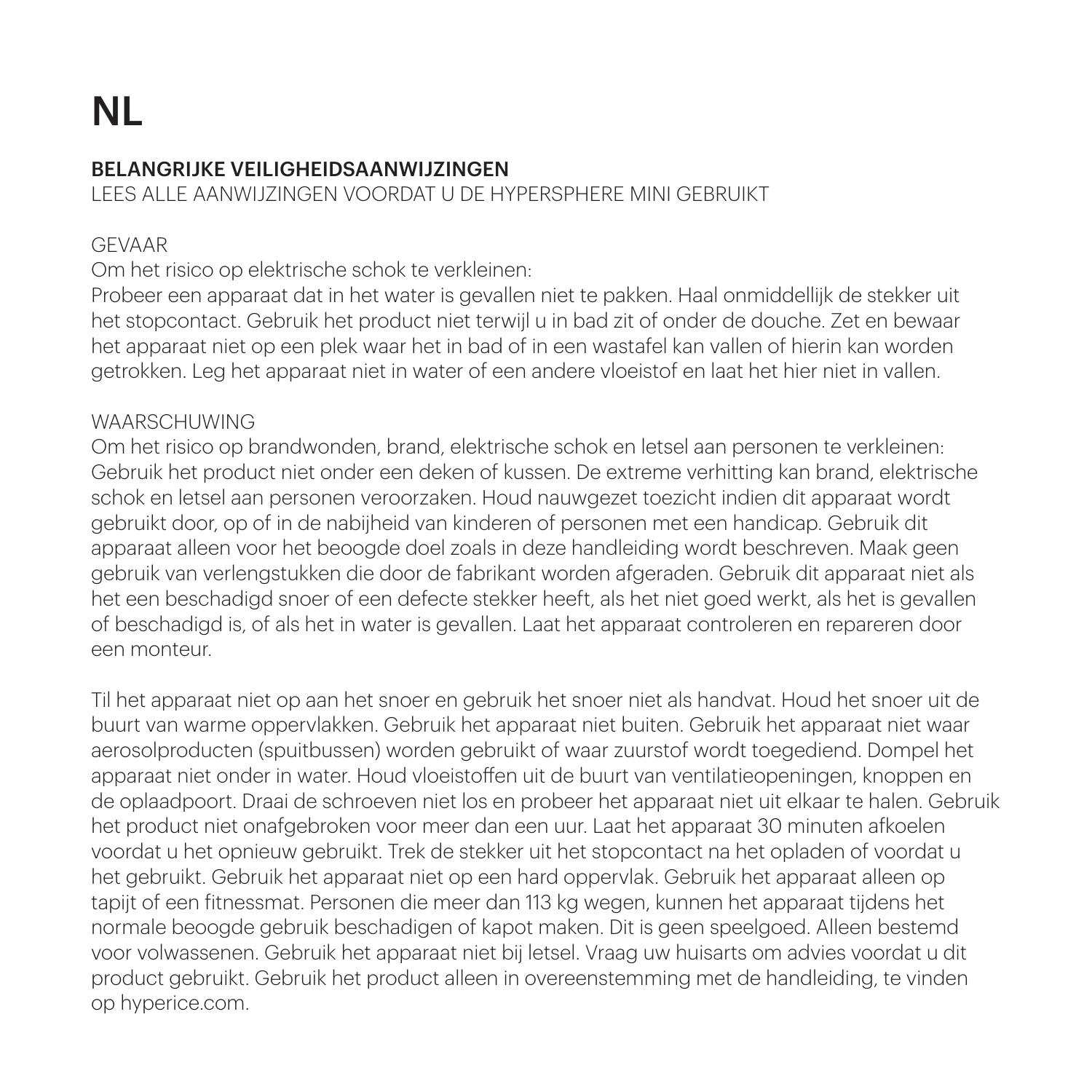# NL

## BELANGRIJKE VEILIGHEIDSAANWIJZINGEN

LEES ALLE AANWIJZINGEN VOORDAT U DE HYPERSPHERE MINI GEBRUIKT

GEVAAR

Om het risico op elektrische schok te verkleinen:

Probeer een apparaat dat in het water is gevallen niet te pakken. Haal onmiddellijk de stekker uit het stopcontact. Gebruik het product niet terwijl u in bad zit of onder de douche. Zet en bewaar het apparaat niet op een plek waar het in bad of in een wastafel kan vallen of hierin kan worden getrokken. Leg het apparaat niet in water of een andere vloeistof en laat het hier niet in vallen.

WAARSCHUWING

Om het risico op brandwonden, brand, elektrische schok en letsel aan personen te verkleinen: Gebruik het product niet onder een deken of kussen. De extreme verhitting kan brand, elektrische schok en letsel aan personen veroorzaken. Houd nauwgezet toezicht indien dit apparaat wordt gebruikt door, op of in de nabijheid van kinderen of personen met een handicap. Gebruik dit apparaat alleen voor het beoogde doel zoals in deze handleiding wordt beschreven. Maak geen gebruik van verlengstukken die door de fabrikant worden afgeraden. Gebruik dit apparaat niet als het een beschadigd snoer of een defecte stekker heeft, als het niet goed werkt, als het is gevallen of beschadigd is, of als het in water is gevallen. Laat het apparaat controleren en repareren door een monteur.

Til het apparaat niet op aan het snoer en gebruik het snoer niet als handvat. Houd het snoer uit de buurt van warme oppervlakken. Gebruik het apparaat niet buiten. Gebruik het apparaat niet waar aerosolproducten (spuitbussen) worden gebruikt of waar zuurstof wordt toegediend. Dompel het apparaat niet onder in water. Houd vloeistoffen uit de buurt van ventilatieopeningen, knoppen en de oplaadpoort. Draai de schroeven niet los en probeer het apparaat niet uit elkaar te halen. Gebruik het product niet onafgebroken voor meer dan een uur. Laat het apparaat 30 minuten afkoelen voordat u het opnieuw gebruikt. Trek de stekker uit het stopcontact na het opladen of voordat u het gebruikt. Gebruik het apparaat niet op een hard oppervlak. Gebruik het apparaat alleen op tapijt of een fitnessmat. Personen die meer dan 113 kg wegen, kunnen het apparaat tijdens het normale beoogde gebruik beschadigen of kapot maken. Dit is geen speelgoed. Alleen bestemd voor volwassenen. Gebruik het apparaat niet bij letsel. Vraag uw huisarts om advies voordat u dit product gebruikt. Gebruik het product alleen in overeenstemming met de handleiding, te vinden op hyperice.com.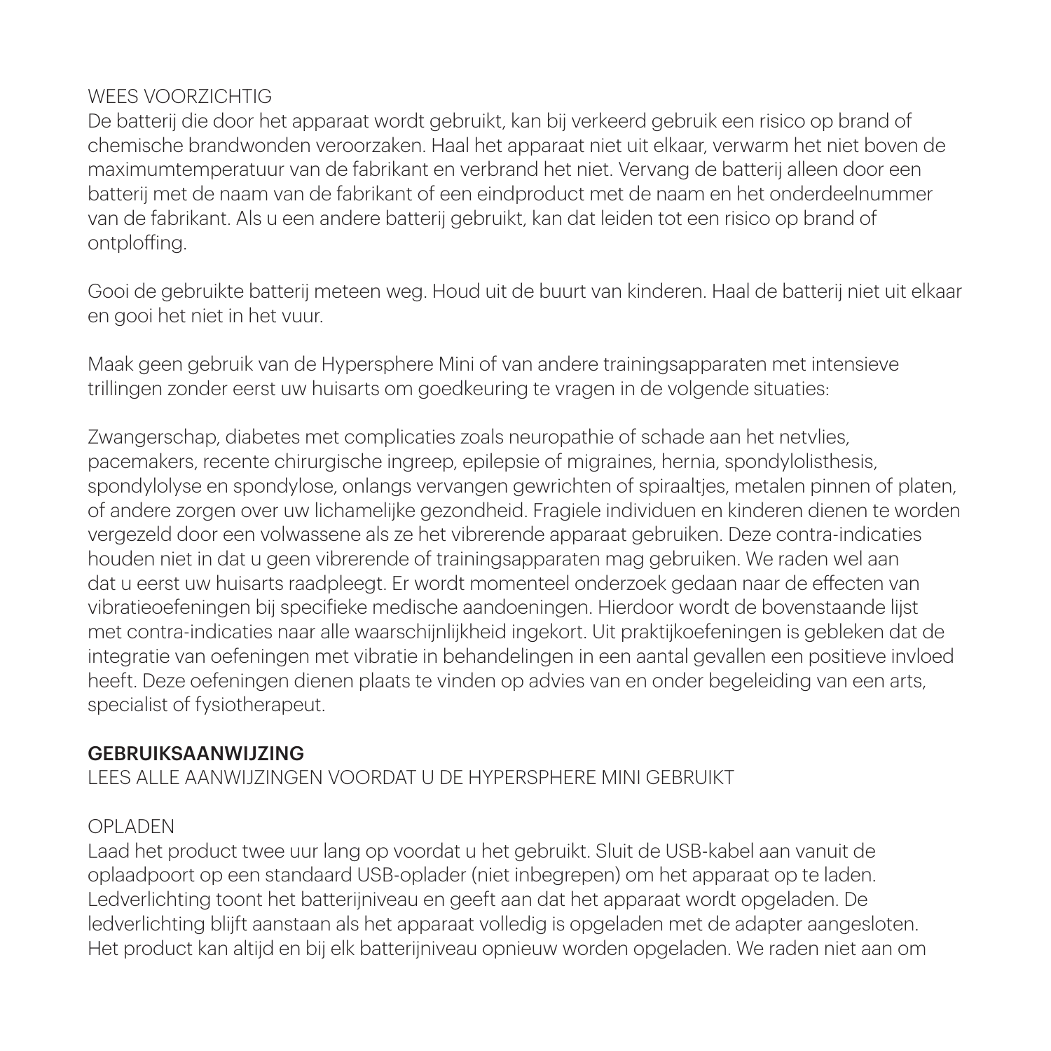WEES VOORZICHTIG

De batterij die door het apparaat wordt gebruikt, kan bij verkeerd gebruik een risico op brand of chemische brandwonden veroorzaken. Haal het apparaat niet uit elkaar, verwarm het niet boven de maximumtemperatuur van de fabrikant en verbrand het niet. Vervang de batterij alleen door een batterij met de naam van de fabrikant of een eindproduct met de naam en het onderdeelnummer van de fabrikant. Als u een andere batterij gebruikt, kan dat leiden tot een risico op brand of ontploffing.

Gooi de gebruikte batterij meteen weg. Houd uit de buurt van kinderen. Haal de batterij niet uit elkaar en gooi het niet in het vuur.

Maak geen gebruik van de Hypersphere Mini of van andere trainingsapparaten met intensieve trillingen zonder eerst uw huisarts om goedkeuring te vragen in de volgende situaties:

Zwangerschap, diabetes met complicaties zoals neuropathie of schade aan het netvlies, pacemakers, recente chirurgische ingreep, epilepsie of migraines, hernia, spondylolisthesis, spondylolyse en spondylose, onlangs vervangen gewrichten of spiraaltjes, metalen pinnen of platen, of andere zorgen over uw lichamelijke gezondheid. Fragiele individuen en kinderen dienen te worden vergezeld door een volwassene als ze het vibrerende apparaat gebruiken. Deze contra-indicaties houden niet in dat u geen vibrerende of trainingsapparaten mag gebruiken. We raden wel aan dat u eerst uw huisarts raadpleegt. Er wordt momenteel onderzoek gedaan naar de effecten van vibratieoefeningen bij specifieke medische aandoeningen. Hierdoor wordt de bovenstaande lijst met contra-indicaties naar alle waarschijnlijkheid ingekort. Uit praktijkoefeningen is gebleken dat de integratie van oefeningen met vibratie in behandelingen in een aantal gevallen een positieve invloed heeft. Deze oefeningen dienen plaats te vinden op advies van en onder begeleiding van een arts, specialist of fysiotherapeut.

**GEBRUIKSAANWIJZING**

LEES ALLE AANWIJZINGEN VOORDAT U DE HYPERSPHERE MINI GEBRUIKT

OPLADEN

Laad het product twee uur lang op voordat u het gebruikt. Sluit de USB-kabel aan vanuit de oplaadpoort op een standaard USB-oplader (niet inbegrepen) om het apparaat op te laden. Ledverlichting toont het batterijniveau en geeft aan dat het apparaat wordt opgeladen. De ledverlichting blijft aanstaan als het apparaat volledig is opgeladen met de adapter aangesloten. Het product kan altijd en bij elk batterijniveau opnieuw worden opgeladen. We raden niet aan om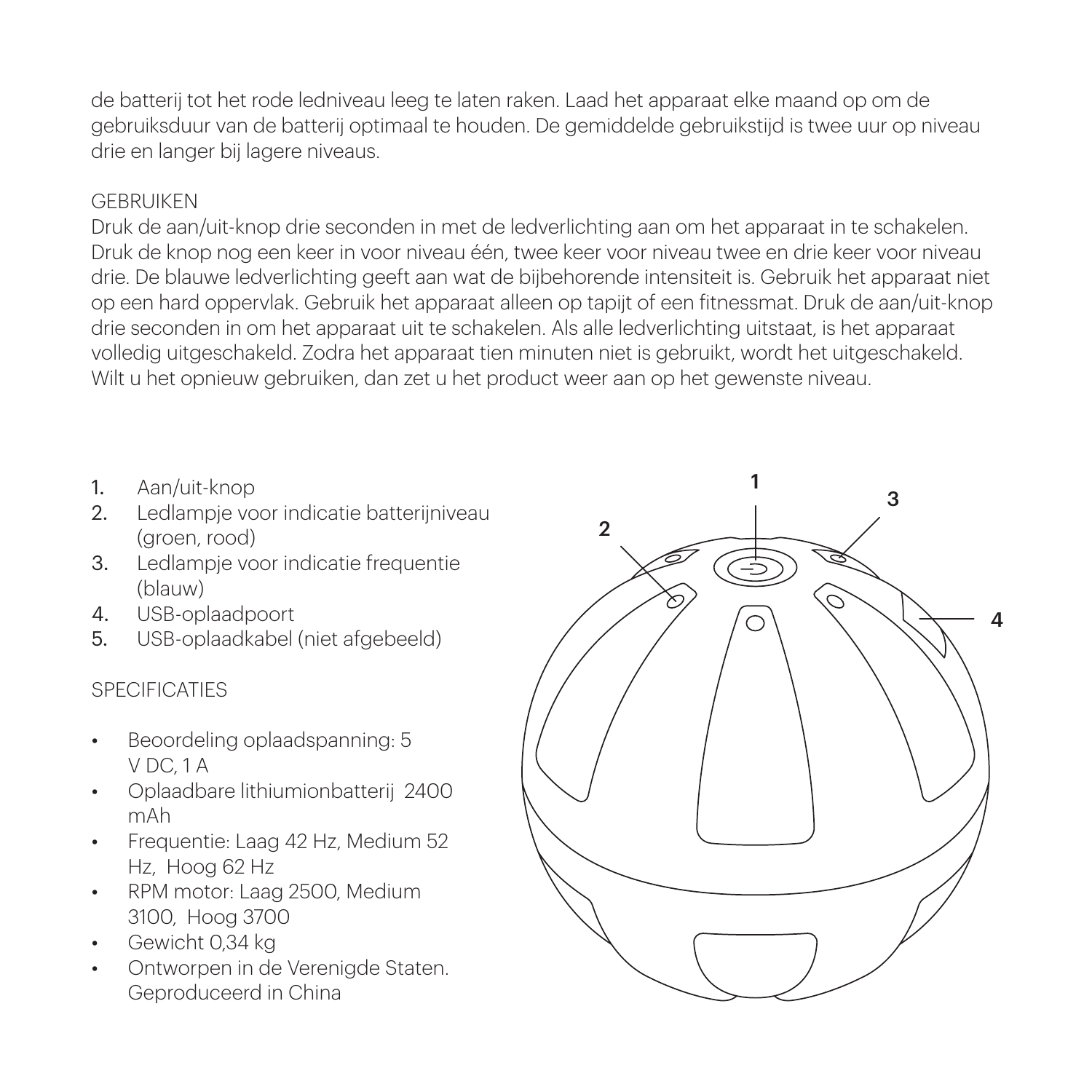de batterij tot het rode ledniveau leeg te laten raken. Laad het apparaat elke maand op om de gebruiksduur van de batterij optimaal te houden. De gemiddelde gebruikstijd is twee uur op niveau drie en langer bij lagere niveaus.

## GEBRUIKEN

Druk de aan/uit-knop drie seconden in met de ledverlichting aan om het apparaat in te schakelen. Druk de knop nog een keer in voor niveau één, twee keer voor niveau twee en drie keer voor niveau drie. De blauwe ledverlichting geeft aan wat de bijbehorende intensiteit is. Gebruik het apparaat niet op een hard oppervlak. Gebruik het apparaat alleen op tapijt of een fitnessmat. Druk de aan/uit-knop drie seconden in om het apparaat uit te schakelen. Als alle ledverlichting uitstaat, is het apparaat volledig uitgeschakeld. Zodra het apparaat tien minuten niet is gebruikt, wordt het uitgeschakeld. Wilt u het opnieuw gebruiken, dan zet u het product weer aan op het gewenste niveau.

1. Aan/uit-knop
2. Ledlampje voor indicatie batterijniveau (groen, rood)
3. Ledlampje voor indicatie frequentie (blauw)
4. USB-oplaadpoort
5. USB-oplaadkabel (niet afgebeeld)

## SPECIFICATIES

- Beoordeling oplaadspanning: 5 V DC, 1 A
- Oplaadbare lithiumionbatterij 2400 mAh
- Frequentie: Laag 42 Hz, Medium 52 Hz, Hoog 62 Hz
- RPM motor: Laag 2500, Medium 3100, Hoog 3700
- Gewicht 0,34 kg
- Ontworpen in de Verenigde Staten. Geproduceerd in China

1

2

3

4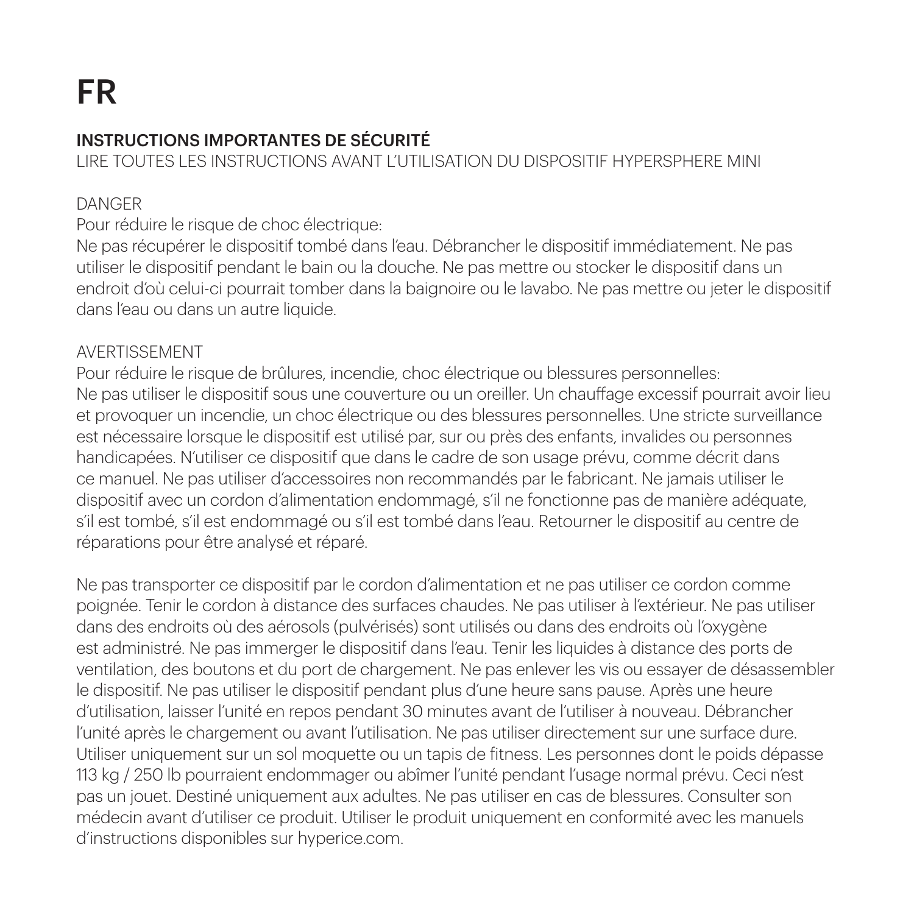# FR

## INSTRUCTIONS IMPORTANTES DE SÉCURITÉ

LIRE TOUTES LES INSTRUCTIONS AVANT L'UTILISATION DU DISPOSITIF HYPERSPHERE MINI

DANGER

Pour réduire le risque de choc électrique:

Ne pas récupérer le dispositif tombé dans l'eau. Débrancher le dispositif immédiatement. Ne pas utiliser le dispositif pendant le bain ou la douche. Ne pas mettre ou stocker le dispositif dans un endroit d'où celui-ci pourrait tomber dans la baignoire ou le lavabo. Ne pas mettre ou jeter le dispositif dans l'eau ou dans un autre liquide.

AVERTISSEMENT

Pour réduire le risque de brûlures, incendie, choc électrique ou blessures personnelles:

Ne pas utiliser le dispositif sous une couverture ou un oreiller. Un chauffage excessif pourrait avoir lieu et provoquer un incendie, un choc électrique ou des blessures personnelles. Une stricte surveillance est nécessaire lorsque le dispositif est utilisé par, sur ou près des enfants, invalides ou personnes handicapées. N'utiliser ce dispositif que dans le cadre de son usage prévu, comme décrit dans ce manuel. Ne pas utiliser d'accessoires non recommandés par le fabricant. Ne jamais utiliser le dispositif avec un cordon d'alimentation endommagé, s'il ne fonctionne pas de manière adéquate, s'il est tombé, s'il est endommagé ou s'il est tombé dans l'eau. Retourner le dispositif au centre de réparations pour être analysé et réparé.

Ne pas transporter ce dispositif par le cordon d'alimentation et ne pas utiliser ce cordon comme poignée. Tenir le cordon à distance des surfaces chaudes. Ne pas utiliser à l'extérieur. Ne pas utiliser dans des endroits où des aérosols (pulvérisés) sont utilisés ou dans des endroits où l'oxygène est administré. Ne pas immerger le dispositif dans l'eau. Tenir les liquides à distance des ports de ventilation, des boutons et du port de chargement. Ne pas enlever les vis ou essayer de désassembler le dispositif. Ne pas utiliser le dispositif pendant plus d'une heure sans pause. Après une heure d'utilisation, laisser l'unité en repos pendant 30 minutes avant de l'utiliser à nouveau. Débrancher l'unité après le chargement ou avant l'utilisation. Ne pas utiliser directement sur une surface dure. Utiliser uniquement sur un sol moquette ou un tapis de fitness. Les personnes dont le poids dépasse 113 kg / 250 lb pourraient endommager ou abîmer l'unité pendant l'usage normal prévu. Ceci n'est pas un jouet. Destiné uniquement aux adultes. Ne pas utiliser en cas de blessures. Consulter son médecin avant d'utiliser ce produit. Utiliser le produit uniquement en conformité avec les manuels d'instructions disponibles sur hyperice.com.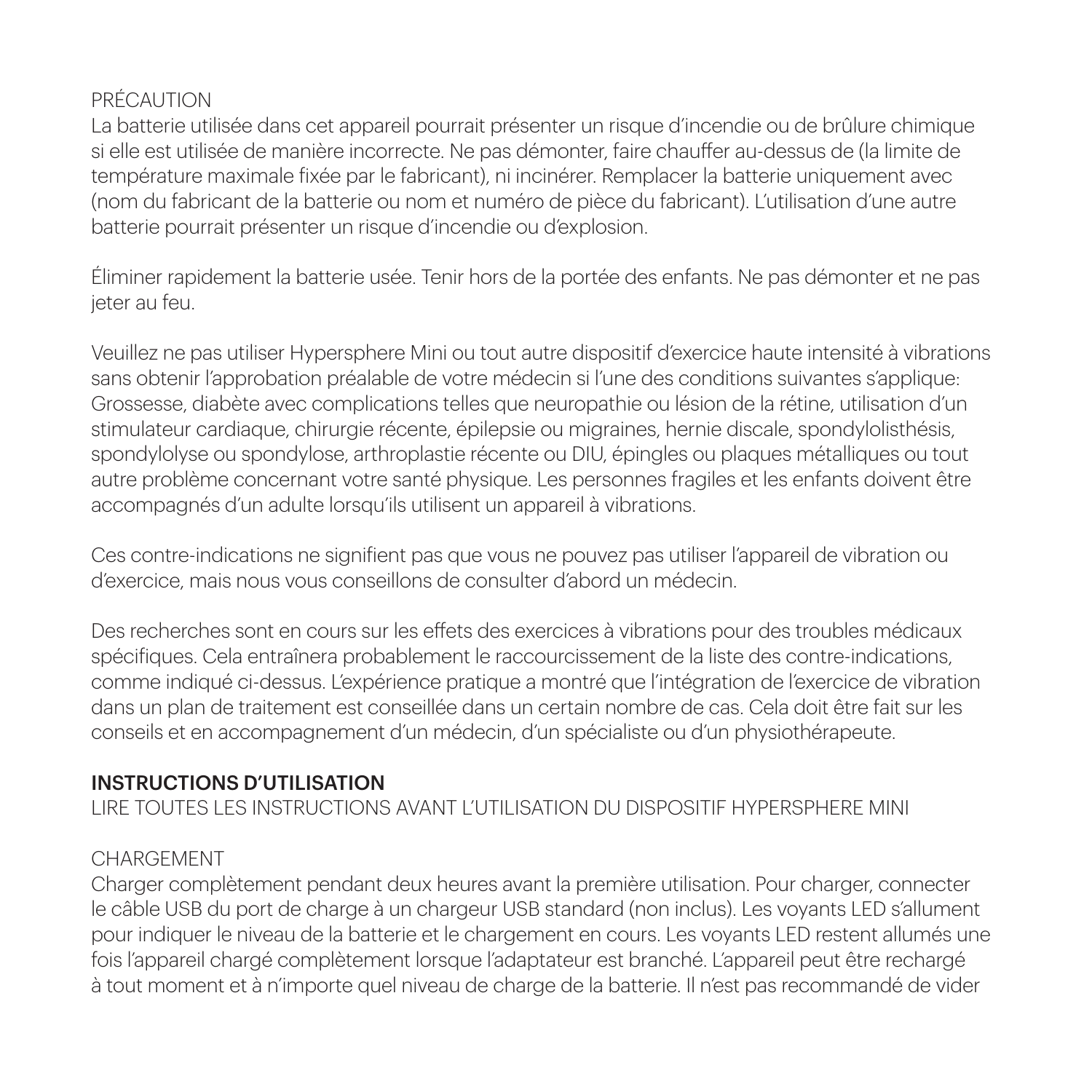PRÉCAUTION

La batterie utilisée dans cet appareil pourrait présenter un risque d'incendie ou de brûlure chimique si elle est utilisée de manière incorrecte. Ne pas démonter, faire chauffer au-dessus de (la limite de température maximale fixée par le fabricant), ni incinérer. Remplacer la batterie uniquement avec (nom du fabricant de la batterie ou nom et numéro de pièce du fabricant). L'utilisation d'une autre batterie pourrait présenter un risque d'incendie ou d'explosion.

Éliminer rapidement la batterie usée. Tenir hors de la portée des enfants. Ne pas démonter et ne pas jeter au feu.

Veuillez ne pas utiliser Hypersphere Mini ou tout autre dispositif d'exercice haute intensité à vibrations sans obtenir l'approbation préalable de votre médecin si l'une des conditions suivantes s'applique: Grossesse, diabète avec complications telles que neuropathie ou lésion de la rétine, utilisation d'un stimulateur cardiaque, chirurgie récente, épilepsie ou migraines, hernie discale, spondylolisthésis, spondylolyse ou spondylose, arthroplastie récente ou DIU, épingles ou plaques métalliques ou tout autre problème concernant votre santé physique. Les personnes fragiles et les enfants doivent être accompagnés d'un adulte lorsqu'ils utilisent un appareil à vibrations.

Ces contre-indications ne signifient pas que vous ne pouvez pas utiliser l'appareil de vibration ou d'exercice, mais nous vous conseillons de consulter d'abord un médecin.

Des recherches sont en cours sur les effets des exercices à vibrations pour des troubles médicaux spécifiques. Cela entraînera probablement le raccourcissement de la liste des contre-indications, comme indiqué ci-dessus. L'expérience pratique a montré que l'intégration de l'exercice de vibration dans un plan de traitement est conseillée dans un certain nombre de cas. Cela doit être fait sur les conseils et en accompagnement d'un médecin, d'un spécialiste ou d'un physiothérapeute.

## INSTRUCTIONS D'UTILISATION

LIRE TOUTES LES INSTRUCTIONS AVANT L'UTILISATION DU DISPOSITIF HYPERSPHERE MINI

CHARGEMENT

Charger complètement pendant deux heures avant la première utilisation. Pour charger, connecter le câble USB du port de charge à un chargeur USB standard (non inclus). Les voyants LED s'allument pour indiquer le niveau de la batterie et le chargement en cours. Les voyants LED restent allumés une fois l'appareil chargé complètement lorsque l'adaptateur est branché. L'appareil peut être rechargé à tout moment et à n'importe quel niveau de charge de la batterie. Il n'est pas recommandé de vider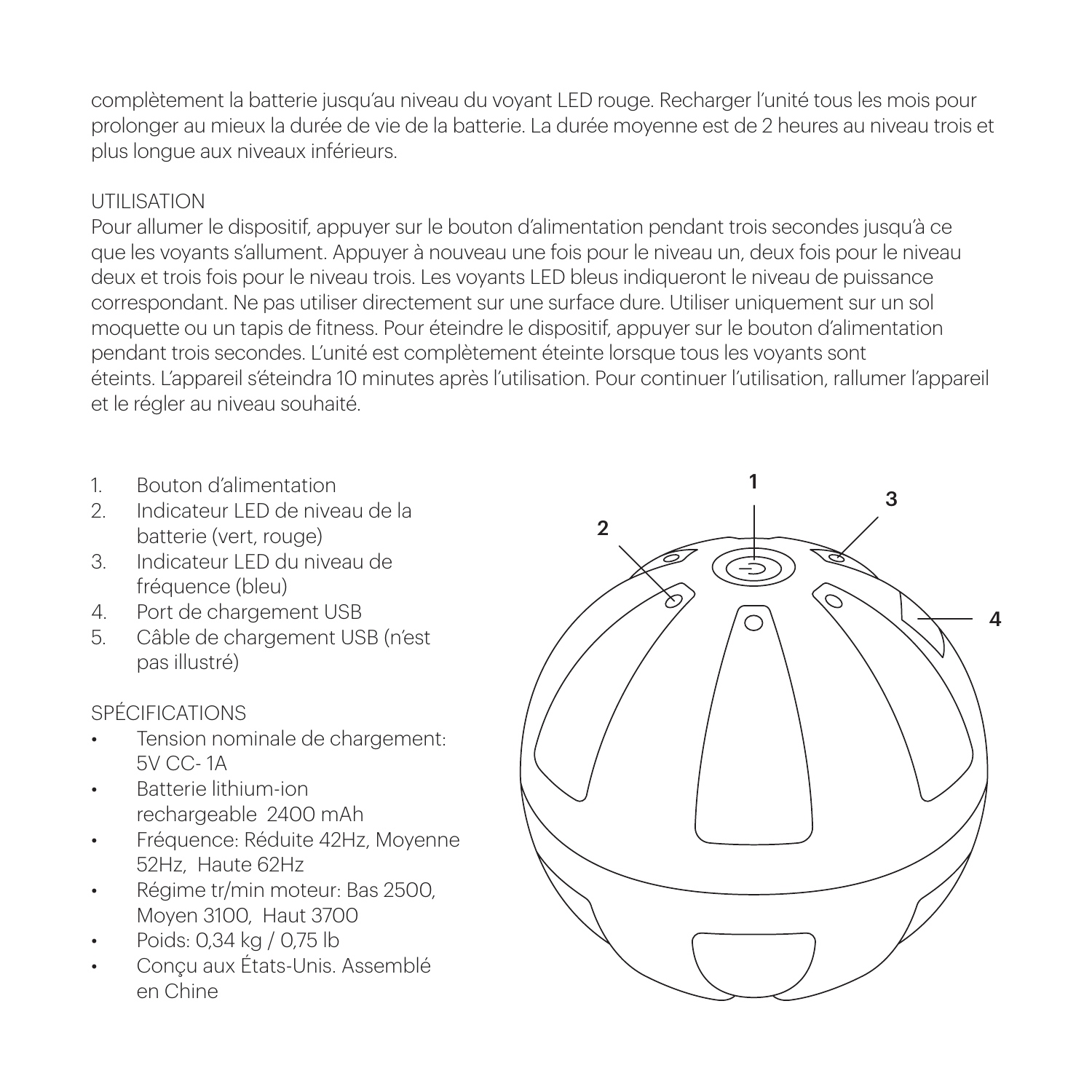complètement la batterie jusqu'au niveau du voyant LED rouge. Recharger l'unité tous les mois pour prolonger au mieux la durée de vie de la batterie. La durée moyenne est de 2 heures au niveau trois et plus longue aux niveaux inférieurs.

## UTILISATION

Pour allumer le dispositif, appuyer sur le bouton d'alimentation pendant trois secondes jusqu'à ce que les voyants s'allument. Appuyer à nouveau une fois pour le niveau un, deux fois pour le niveau deux et trois fois pour le niveau trois. Les voyants LED bleus indiqueront le niveau de puissance correspondant. Ne pas utiliser directement sur une surface dure. Utiliser uniquement sur un sol moquette ou un tapis de fitness. Pour éteindre le dispositif, appuyer sur le bouton d'alimentation pendant trois secondes. L'unité est complètement éteinte lorsque tous les voyants sont éteints. L'appareil s'éteindra 10 minutes après l'utilisation. Pour continuer l'utilisation, rallumer l'appareil et le régler au niveau souhaité.

1. Bouton d'alimentation
2. Indicateur LED de niveau de la batterie (vert, rouge)
3. Indicateur LED du niveau de fréquence (bleu)
4. Port de chargement USB
5. Câble de chargement USB (n'est pas illustré)

## SPÉCIFICATIONS

- Tension nominale de chargement: 5V CC- 1A
- Batterie lithium-ion rechargeable 2400 mAh
- Fréquence: Réduite 42Hz, Moyenne 52Hz, Haute 62Hz
- Régime tr/min moteur: Bas 2500, Moyen 3100, Haut 3700
- Poids: 0,34 kg / 0,75 lb
- Conçu aux États-Unis. Assemblé en Chine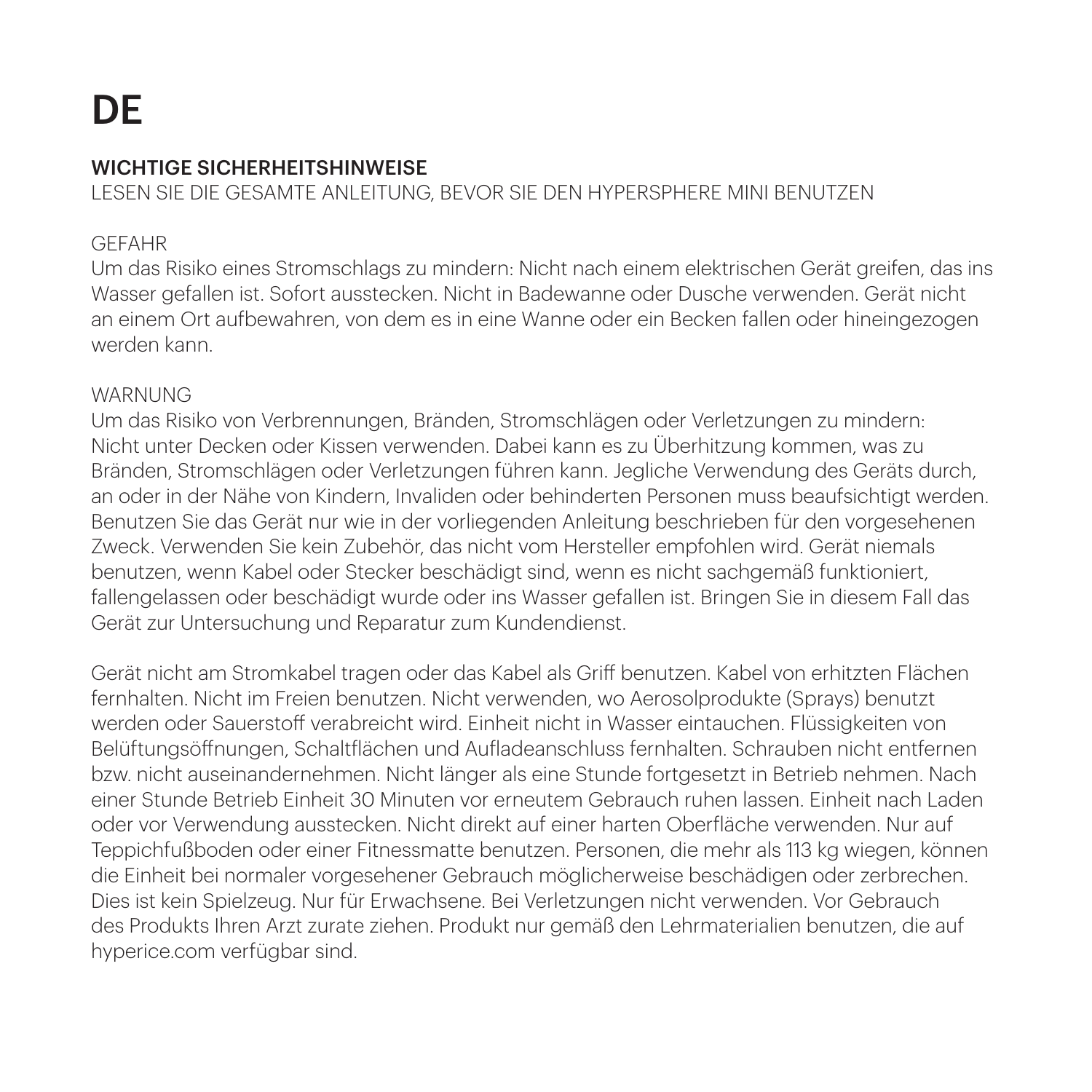# DE

## WICHTIGE SICHERHEITSHINWEISE

LESEN SIE DIE GESAMTE ANLEITUNG, BEVOR SIE DEN HYPERSPHERE MINI BENUTZEN

GEFAHR

Um das Risiko eines Stromschlags zu mindern: Nicht nach einem elektrischen Gerät greifen, das ins Wasser gefallen ist. Sofort ausstecken. Nicht in Badewanne oder Dusche verwenden. Gerät nicht an einem Ort aufbewahren, von dem es in eine Wanne oder ein Becken fallen oder hineingezogen werden kann.

WARNUNG

Um das Risiko von Verbrennungen, Bränden, Stromschlägen oder Verletzungen zu mindern: Nicht unter Decken oder Kissen verwenden. Dabei kann es zu Überhitzung kommen, was zu Bränden, Stromschlägen oder Verletzungen führen kann. Jegliche Verwendung des Geräts durch, an oder in der Nähe von Kindern, Invaliden oder behinderten Personen muss beaufsichtigt werden. Benutzen Sie das Gerät nur wie in der vorliegenden Anleitung beschrieben für den vorgesehenen Zweck. Verwenden Sie kein Zubehör, das nicht vom Hersteller empfohlen wird. Gerät niemals benutzen, wenn Kabel oder Stecker beschädigt sind, wenn es nicht sachgemäß funktioniert, fallengelassen oder beschädigt wurde oder ins Wasser gefallen ist. Bringen Sie in diesem Fall das Gerät zur Untersuchung und Reparatur zum Kundendienst.

Gerät nicht am Stromkabel tragen oder das Kabel als Griff benutzen. Kabel von erhitzten Flächen fernhalten. Nicht im Freien benutzen. Nicht verwenden, wo Aerosolprodukte (Sprays) benutzt werden oder Sauerstoff verabreicht wird. Einheit nicht in Wasser eintauchen. Flüssigkeiten von Belüftungsöffnungen, Schaltflächen und Aufladeanschluss fernhalten. Schrauben nicht entfernen bzw. nicht auseinandernehmen. Nicht länger als eine Stunde fortgesetzt in Betrieb nehmen. Nach einer Stunde Betrieb Einheit 30 Minuten vor erneutem Gebrauch ruhen lassen. Einheit nach Laden oder vor Verwendung ausstecken. Nicht direkt auf einer harten Oberfläche verwenden. Nur auf Teppichfußboden oder einer Fitnessmatte benutzen. Personen, die mehr als 113 kg wiegen, können die Einheit bei normaler vorgesehener Gebrauch möglicherweise beschädigen oder zerbrechen. Dies ist kein Spielzeug. Nur für Erwachsene. Bei Verletzungen nicht verwenden. Vor Gebrauch des Produkts Ihren Arzt zurate ziehen. Produkt nur gemäß den Lehrmaterialien benutzen, die auf hyperice.com verfügbar sind.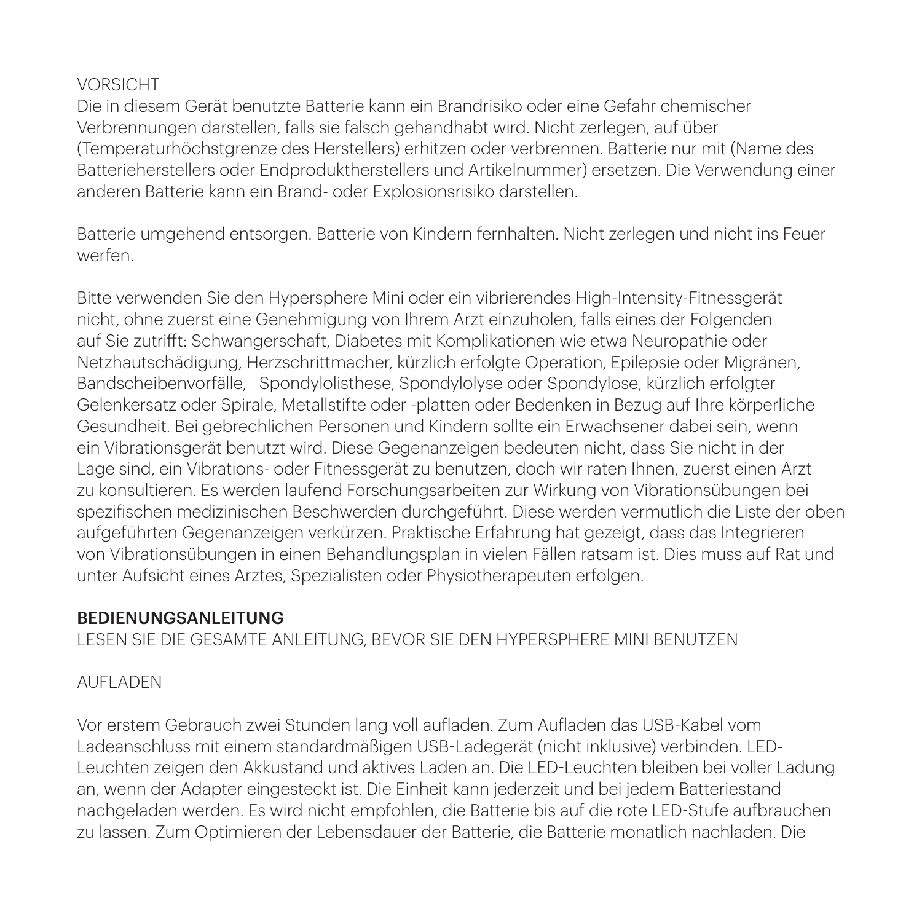VORSICHT

Die in diesem Gerät benutzte Batterie kann ein Brandrisiko oder eine Gefahr chemischer Verbrennungen darstellen, falls sie falsch gehandhabt wird. Nicht zerlegen, auf über (Temperaturhöchstgrenze des Herstellers) erhitzen oder verbrennen. Batterie nur mit (Name des Batterieherstellers oder Endproduktherstellers und Artikelnummer) ersetzen. Die Verwendung einer anderen Batterie kann ein Brand- oder Explosionsrisiko darstellen.

Batterie umgehend entsorgen. Batterie von Kindern fernhalten. Nicht zerlegen und nicht ins Feuer werfen.

Bitte verwenden Sie den Hypersphere Mini oder ein vibrierendes High-Intensity-Fitnessgerät nicht, ohne zuerst eine Genehmigung von Ihrem Arzt einzuholen, falls eines der Folgenden auf Sie zutrifft: Schwangerschaft, Diabetes mit Komplikationen wie etwa Neuropathie oder Netzhautschädigung, Herzschrittmacher, kürzlich erfolgte Operation, Epilepsie oder Migränen, Bandscheibenvorfälle, Spondylolisthese, Spondylolyse oder Spondylose, kürzlich erfolgter Gelenkersatz oder Spirale, Metallstifte oder -platten oder Bedenken in Bezug auf Ihre körperliche Gesundheit. Bei gebrechlichen Personen und Kindern sollte ein Erwachsener dabei sein, wenn ein Vibrationsgerät benutzt wird. Diese Gegenanzeigen bedeuten nicht, dass Sie nicht in der Lage sind, ein Vibrations- oder Fitnessgerät zu benutzen, doch wir raten Ihnen, zuerst einen Arzt zu konsultieren. Es werden laufend Forschungsarbeiten zur Wirkung von Vibrationsübungen bei spezifischen medizinischen Beschwerden durchgeführt. Diese werden vermutlich die Liste der oben aufgeführten Gegenanzeigen verkürzen. Praktische Erfahrung hat gezeigt, dass das Integrieren von Vibrationsübungen in einen Behandlungsplan in vielen Fällen ratsam ist. Dies muss auf Rat und unter Aufsicht eines Arztes, Spezialisten oder Physiotherapeuten erfolgen.

## BEDIENUNGSANLEITUNG

LESEN SIE DIE GESAMTE ANLEITUNG, BEVOR SIE DEN HYPERSPHERE MINI BENUTZEN

AUFLADEN

Vor erstem Gebrauch zwei Stunden lang voll aufladen. Zum Aufladen das USB-Kabel vom Ladeanschluss mit einem standardmäßigen USB-Ladegerät (nicht inklusive) verbinden. LED-Leuchten zeigen den Akkustand und aktives Laden an. Die LED-Leuchten bleiben bei voller Ladung an, wenn der Adapter eingesteckt ist. Die Einheit kann jederzeit und bei jedem Batteriestand nachgeladen werden. Es wird nicht empfohlen, die Batterie bis auf die rote LED-Stufe aufbrauchen zu lassen. Zum Optimieren der Lebensdauer der Batterie, die Batterie monatlich nachladen. Die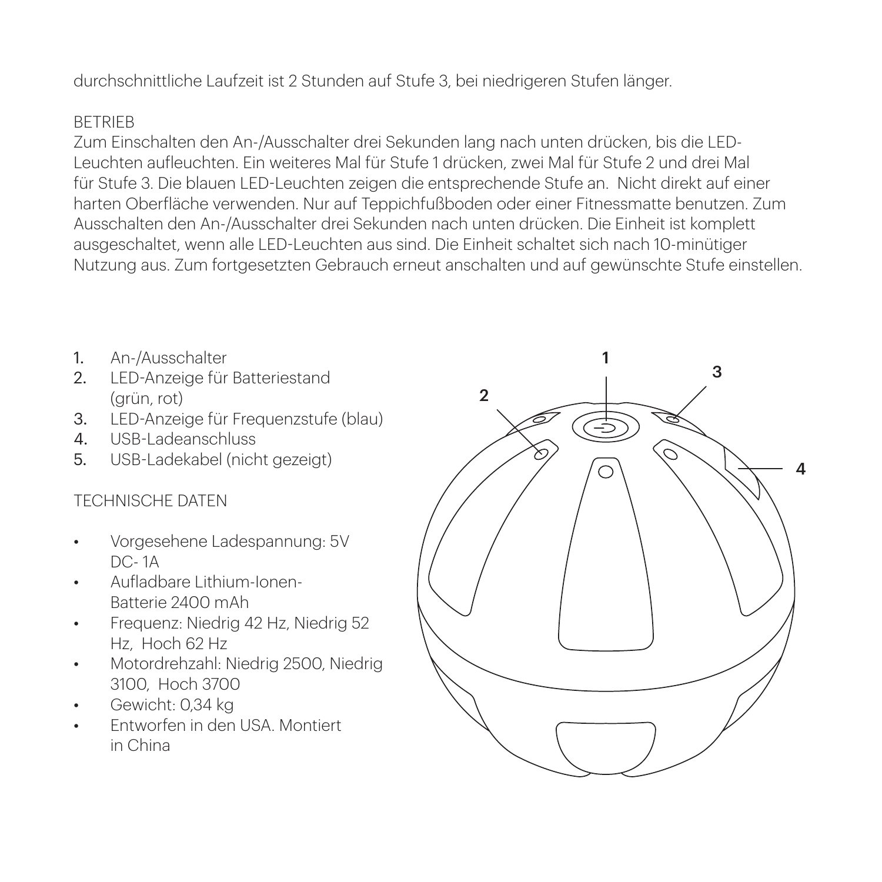durchschnittliche Laufzeit ist 2 Stunden auf Stufe 3, bei niedrigeren Stufen länger.

## BETRIEB

Zum Einschalten den An-/Ausschalter drei Sekunden lang nach unten drücken, bis die LED-Leuchten aufleuchten. Ein weiteres Mal für Stufe 1 drücken, zwei Mal für Stufe 2 und drei Mal für Stufe 3. Die blauen LED-Leuchten zeigen die entsprechende Stufe an. Nicht direkt auf einer harten Oberfläche verwenden. Nur auf Teppichfußboden oder einer Fitnessmatte benutzen. Zum Ausschalten den An-/Ausschalter drei Sekunden nach unten drücken. Die Einheit ist komplett ausgeschaltet, wenn alle LED-Leuchten aus sind. Die Einheit schaltet sich nach 10-minütiger Nutzung aus. Zum fortgesetzten Gebrauch erneut anschalten und auf gewünschte Stufe einstellen.

1. An-/Ausschalter
2. LED-Anzeige für Batteriestand (grün, rot)
3. LED-Anzeige für Frequenzstufe (blau)
4. USB-Ladeanschluss
5. USB-Ladekabel (nicht gezeigt)

## TECHNISCHE DATEN

- Vorgesehene Ladespannung: 5V DC- 1A
- Aufladbare Lithium-Ionen-Batterie 2400 mAh
- Frequenz: Niedrig 42 Hz, Niedrig 52 Hz, Hoch 62 Hz
- Motordrehzahl: Niedrig 2500, Niedrig 3100, Hoch 3700
- Gewicht: 0,34 kg
- Entworfen in den USA. Montiert in China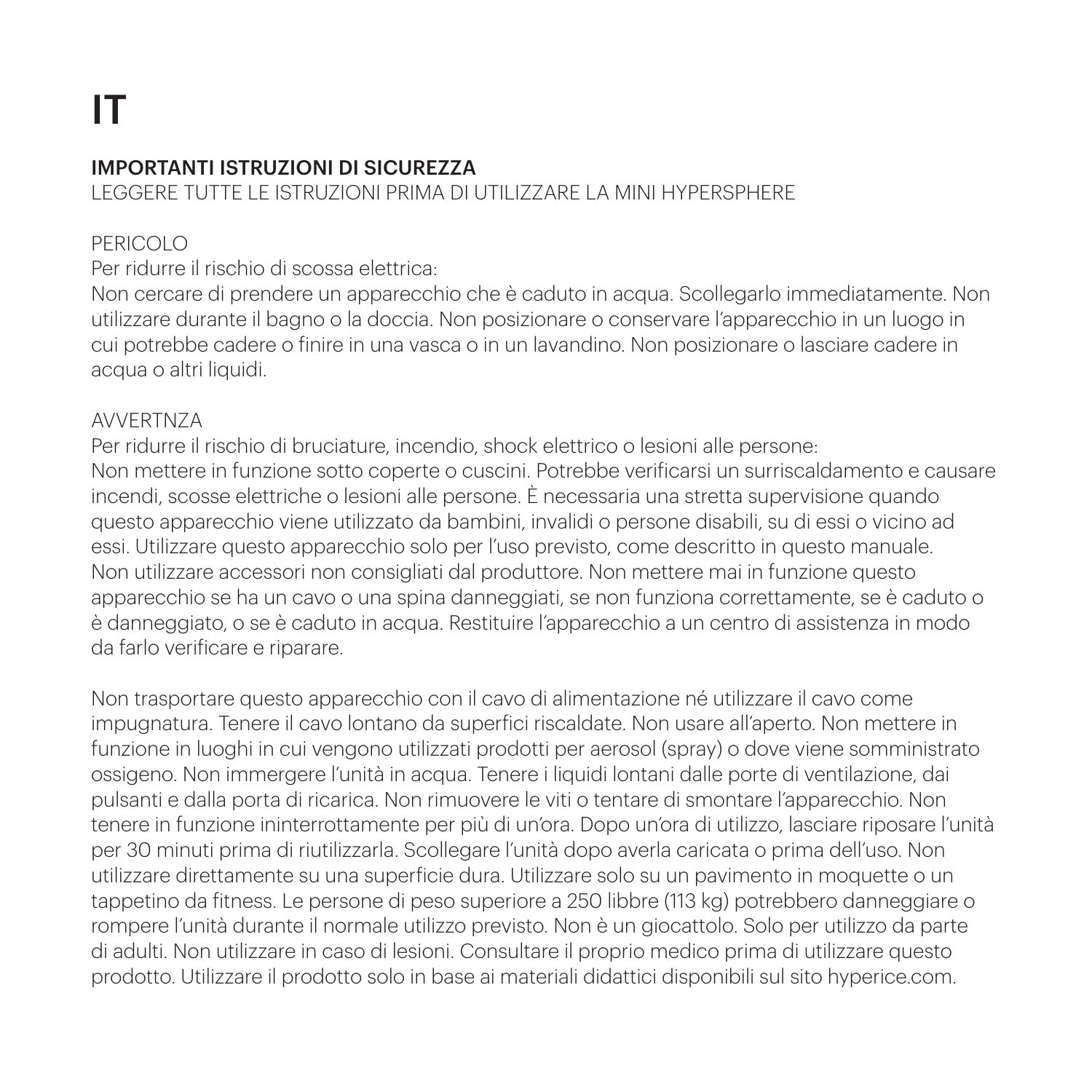# IT

## IMPORTANTI ISTRUZIONI DI SICUREZZA

LEGGERE TUTTE LE ISTRUZIONI PRIMA DI UTILIZZARE LA MINI HYPERSPHERE

PERICOLO

Per ridurre il rischio di scossa elettrica:

Non cercare di prendere un apparecchio che è caduto in acqua. Scollegarlo immediatamente. Non utilizzare durante il bagno o la doccia. Non posizionare o conservare l'apparecchio in un luogo in cui potrebbe cadere o finire in una vasca o in un lavandino. Non posizionare o lasciare cadere in acqua o altri liquidi.

AVVERTNZA

Per ridurre il rischio di bruciature, incendio, shock elettrico o lesioni alle persone:

Non mettere in funzione sotto coperte o cuscini. Potrebbe verificarsi un surriscaldamento e causare incendi, scosse elettriche o lesioni alle persone. È necessaria una stretta supervisione quando questo apparecchio viene utilizzato da bambini, invalidi o persone disabili, su di essi o vicino ad essi. Utilizzare questo apparecchio solo per l'uso previsto, come descritto in questo manuale. Non utilizzare accessori non consigliati dal produttore. Non mettere mai in funzione questo apparecchio se ha un cavo o una spina danneggiati, se non funziona correttamente, se è caduto o è danneggiato, o se è caduto in acqua. Restituire l'apparecchio a un centro di assistenza in modo da farlo verificare e riparare.

Non trasportare questo apparecchio con il cavo di alimentazione né utilizzare il cavo come impugnatura. Tenere il cavo lontano da superfici riscaldate. Non usare all'aperto. Non mettere in funzione in luoghi in cui vengono utilizzati prodotti per aerosol (spray) o dove viene somministrato ossigeno. Non immergere l'unità in acqua. Tenere i liquidi lontani dalle porte di ventilazione, dai pulsanti e dalla porta di ricarica. Non rimuovere le viti o tentare di smontare l'apparecchio. Non tenere in funzione ininterrottamente per più di un'ora. Dopo un'ora di utilizzo, lasciare riposare l'unità per 30 minuti prima di riutilizzarla. Scollegare l'unità dopo averla caricata o prima dell'uso. Non utilizzare direttamente su una superficie dura. Utilizzare solo su un pavimento in moquette o un tappetino da fitness. Le persone di peso superiore a 250 libbre (113 kg) potrebbero danneggiare o rompere l'unità durante il normale utilizzo previsto. Non è un giocattolo. Solo per utilizzo da parte di adulti. Non utilizzare in caso di lesioni. Consultare il proprio medico prima di utilizzare questo prodotto. Utilizzare il prodotto solo in base ai materiali didattici disponibili sul sito hyperice.com.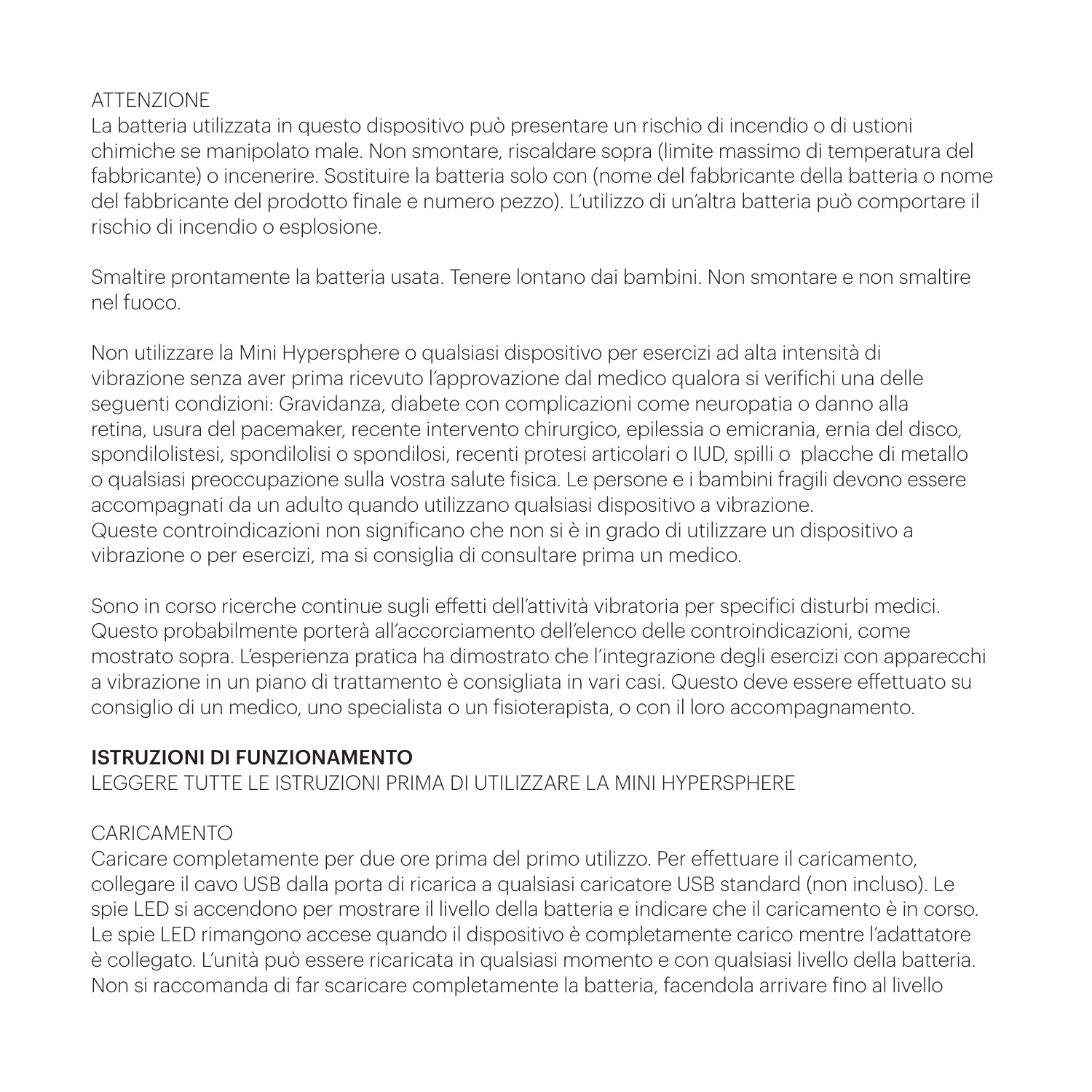ATTENZIONE
La batteria utilizzata in questo dispositivo può presentare un rischio di incendio o di ustioni chimiche se manipolato male. Non smontare, riscaldare sopra (limite massimo di temperatura del fabbricante) o incenerire. Sostituire la batteria solo con (nome del fabbricante della batteria o nome del fabbricante del prodotto finale e numero pezzo). L'utilizzo di un'altra batteria può comportare il rischio di incendio o esplosione.

Smaltire prontamente la batteria usata. Tenere lontano dai bambini. Non smontare e non smaltire nel fuoco.

Non utilizzare la Mini Hypersphere o qualsiasi dispositivo per esercizi ad alta intensità di vibrazione senza aver prima ricevuto l'approvazione dal medico qualora si verifichi una delle seguenti condizioni: Gravidanza, diabete con complicazioni come neuropatia o danno alla retina, usura del pacemaker, recente intervento chirurgico, epilessia o emicrania, ernia del disco, spondilolistesi, spondilolisi o spondilosi, recenti protesi articolari o IUD, spilli o placche di metallo o qualsiasi preoccupazione sulla vostra salute fisica. Le persone e i bambini fragili devono essere accompagnati da un adulto quando utilizzano qualsiasi dispositivo a vibrazione.
Queste controindicazioni non significano che non si è in grado di utilizzare un dispositivo a vibrazione o per esercizi, ma si consiglia di consultare prima un medico.

Sono in corso ricerche continue sugli effetti dell'attività vibratoria per specifici disturbi medici. Questo probabilmente porterà all'accorciamento dell'elenco delle controindicazioni, come mostrato sopra. L'esperienza pratica ha dimostrato che l'integrazione degli esercizi con apparecchi a vibrazione in un piano di trattamento è consigliata in vari casi. Questo deve essere effettuato su consiglio di un medico, uno specialista o un fisioterapista, o con il loro accompagnamento.

## ISTRUZIONI DI FUNZIONAMENTO

LEGGERE TUTTE LE ISTRUZIONI PRIMA DI UTILIZZARE LA MINI HYPERSPHERE

CARICAMENTO
Caricare completamente per due ore prima del primo utilizzo. Per effettuare il caricamento, collegare il cavo USB dalla porta di ricarica a qualsiasi caricatore USB standard (non incluso). Le spie LED si accendono per mostrare il livello della batteria e indicare che il caricamento è in corso. Le spie LED rimangono accese quando il dispositivo è completamente carico mentre l'adattatore è collegato. L'unità può essere ricaricata in qualsiasi momento e con qualsiasi livello della batteria. Non si raccomanda di far scaricare completamente la batteria, facendola arrivare fino al livello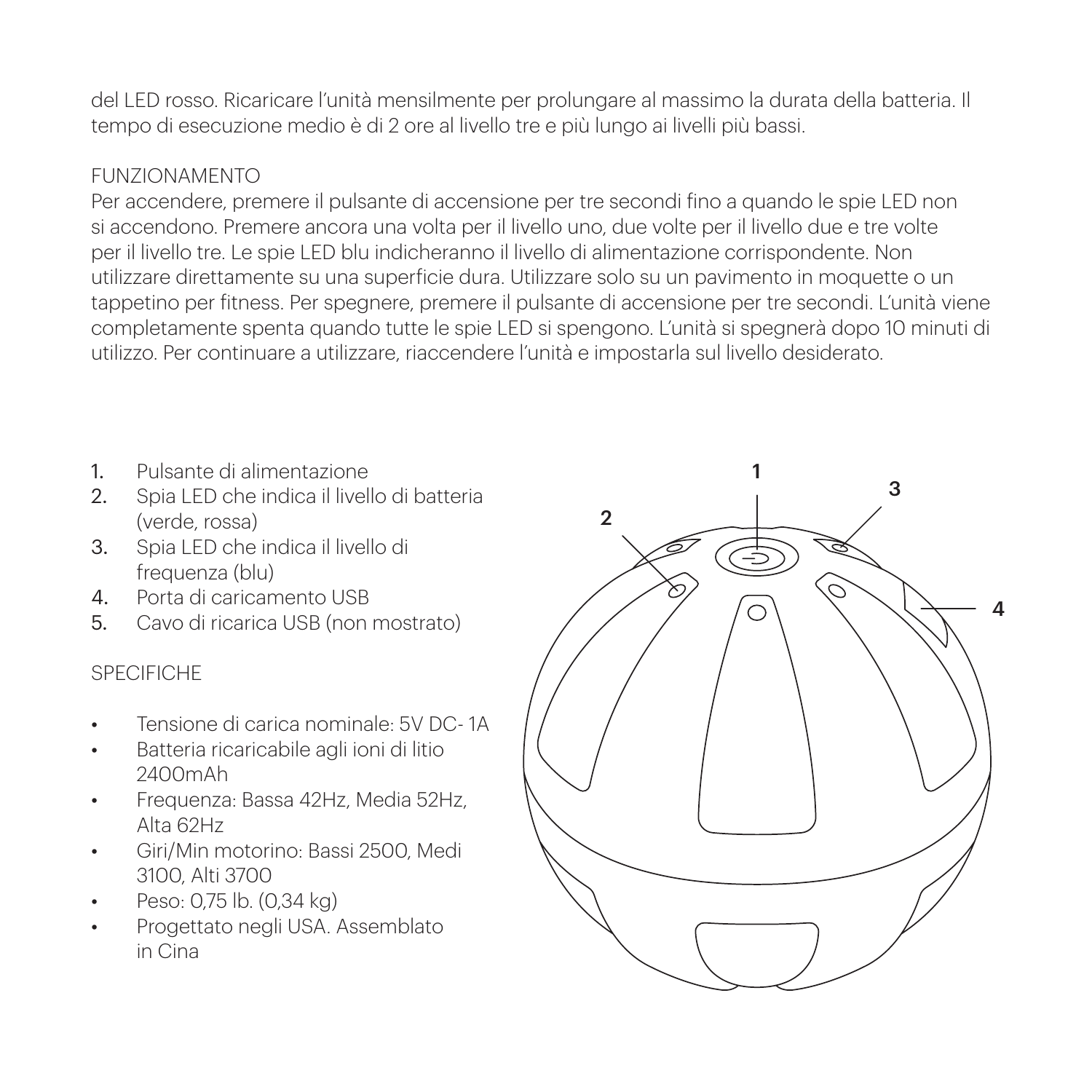del LED rosso. Ricaricare l'unità mensilmente per prolungare al massimo la durata della batteria. Il tempo di esecuzione medio è di 2 ore al livello tre e più lungo ai livelli più bassi.

## FUNZIONAMENTO

Per accendere, premere il pulsante di accensione per tre secondi fino a quando le spie LED non si accendono. Premere ancora una volta per il livello uno, due volte per il livello due e tre volte per il livello tre. Le spie LED blu indicheranno il livello di alimentazione corrispondente. Non utilizzare direttamente su una superficie dura. Utilizzare solo su un pavimento in moquette o un tappetino per fitness. Per spegnere, premere il pulsante di accensione per tre secondi. L'unità viene completamente spenta quando tutte le spie LED si spengono. L'unità si spegnerà dopo 10 minuti di utilizzo. Per continuare a utilizzare, riaccendere l'unità e impostarla sul livello desiderato.

1. Pulsante di alimentazione
2. Spia LED che indica il livello di batteria (verde, rossa)
3. Spia LED che indica il livello di frequenza (blu)
4. Porta di caricamento USB
5. Cavo di ricarica USB (non mostrato)

## SPECIFICHE

- Tensione di carica nominale: 5V DC- 1A
- Batteria ricaricabile agli ioni di litio 2400mAh
- Frequenza: Bassa 42Hz, Media 52Hz, Alta 62Hz
- Giri/Min motorino: Bassi 2500, Medi 3100, Alti 3700
- Peso: 0,75 lb. (0,34 kg)
- Progettato negli USA. Assemblato in Cina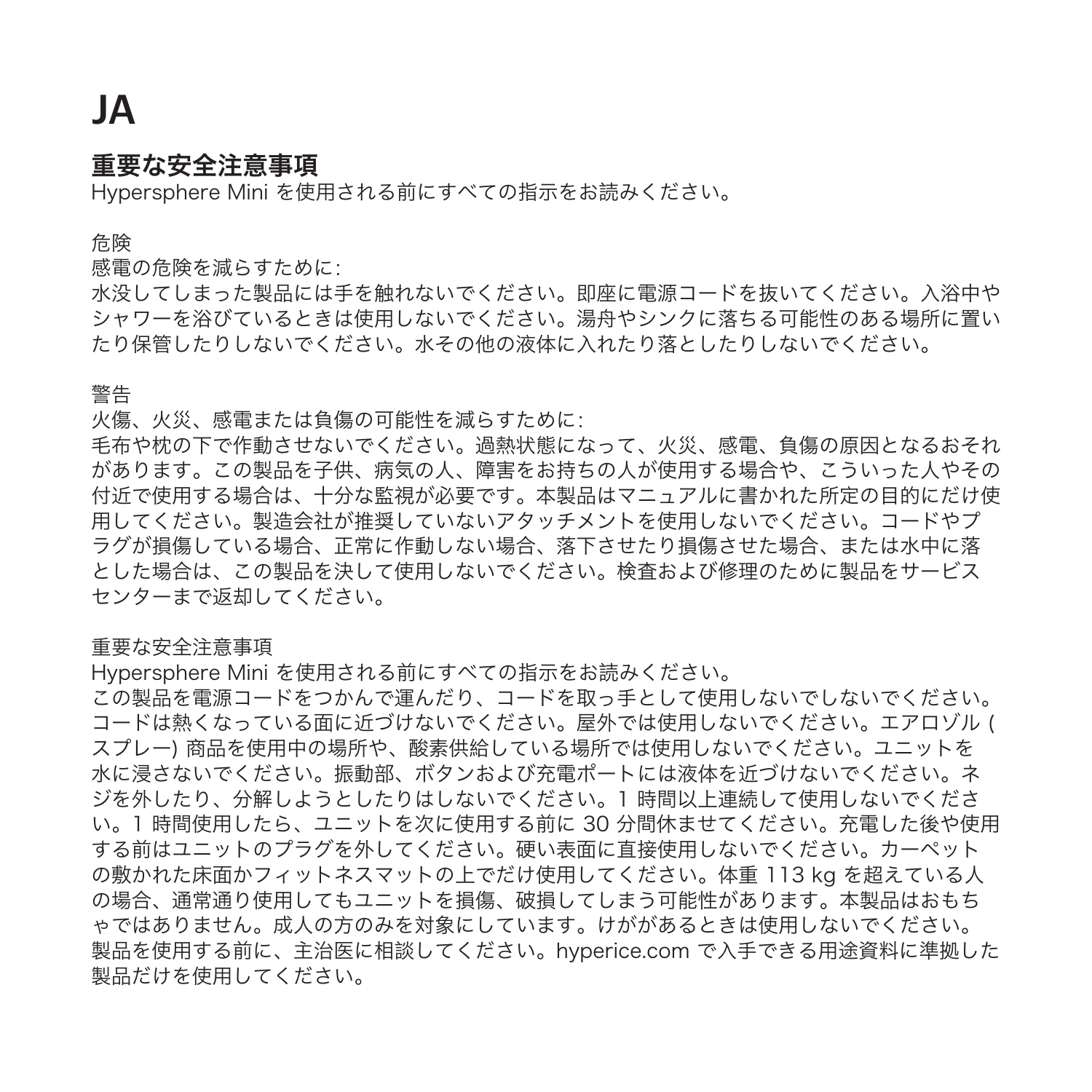# JA

## 重要な安全注意事項

Hypersphere Mini を使用される前にすべての指示をお読みください。

危険

感電の危険を減らすために:

水没してしまった製品には手を触れないでください。即座に電源コードを抜いてください。入浴中やシャワーを浴びているときは使用しないでください。湯舟やシンクに落ちる可能性のある場所に置いたり保管したりしないでください。水その他の液体に入れたり落としたりしないでください。

警告

火傷、火災、感電または負傷の可能性を減らすために:

毛布や枕の下で作動させないでください。過熱状態になって、火災、感電、負傷の原因となるおそれがあります。この製品を子供、病気の人、障害をお持ちの人が使用する場合や、こういった人やその付近で使用する場合は、十分な監視が必要です。本製品はマニュアルに書かれた所定の目的にだけ使用してください。製造会社が推奨していないアタッチメントを使用しないでください。コードやプラグが損傷している場合、正常に作動しない場合、落下させたり損傷させた場合、または水中に落とした場合は、この製品を決して使用しないでください。検査および修理のために製品をサービスセンターまで返却してください。

重要な安全注意事項

Hypersphere Mini を使用される前にすべての指示をお読みください。

この製品を電源コードをつかんで運んだり、コードを取っ手として使用しないでしないでください。コードは熱くなっている面に近づけないでください。屋外では使用しないでください。エアロゾル (スプレー) 商品を使用中の場所や、酸素供給している場所では使用しないでください。ユニットを水に浸さないでください。振動部、ボタンおよび充電ポートには液体を近づけないでください。ネジを外したり、分解しようとしたりはしないでください。1 時間以上連続して使用しないでください。1 時間使用したら、ユニットを次に使用する前に 30 分間休ませてください。充電した後や使用する前はユニットのプラグを外してください。硬い表面に直接使用しないでください。カーペットの敷かれた床面かフィットネスマットの上でだけ使用してください。体重 113 kg を超えている人の場合、通常通り使用してもユニットを損傷、破損してしまう可能性があります。本製品はおもちゃではありません。成人の方のみを対象にしています。けががあるときは使用しないでください。製品を使用する前に、主治医に相談してください。hyperice.com で入手できる用途資料に準拠した製品だけを使用してください。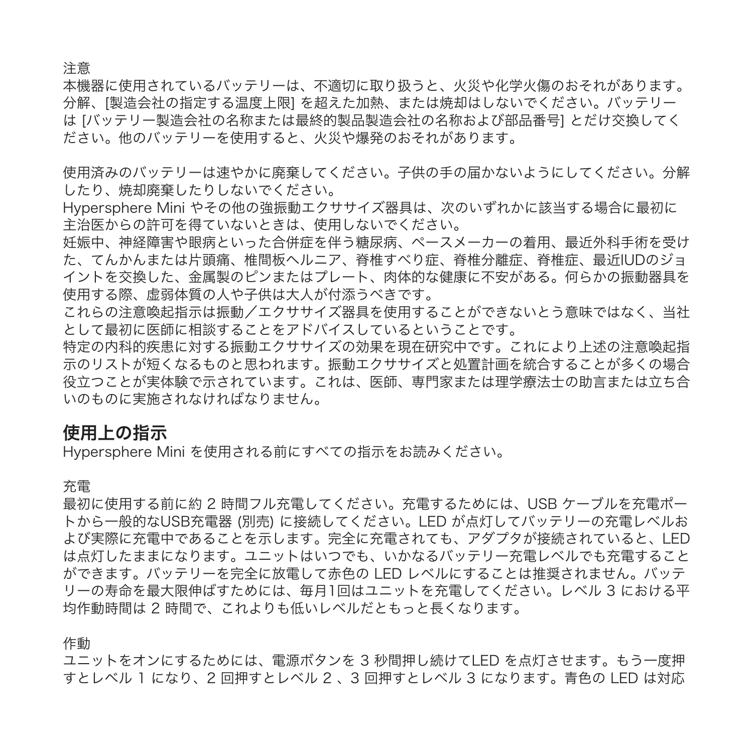注意
本機器に使用されているバッテリーは、不適切に取り扱うと、火災や化学火傷のおそれがあります。分解、[製造会社の指定する温度上限] を超えた加熱、または焼却はしないでください。バッテリーは [バッテリー製造会社の名称または最終的製品製造会社の名称および部品番号] とだけ交換してください。他のバッテリーを使用すると、火災や爆発のおそれがあります。

使用済みのバッテリーは速やかに廃棄してください。子供の手の届かないようにしてください。分解したり、焼却廃棄したりしないでください。
Hypersphere Mini やその他の強振動エクササイズ器具は、次のいずれかに該当する場合に最初に主治医からの許可を得ていないときは、使用しないでください。
妊娠中、神経障害や眼病といった合併症を伴う糖尿病、ペースメーカーの着用、最近外科手術を受けた、てんかんまたは片頭痛、椎間板ヘルニア、脊椎すべり症、脊椎分離症、脊椎症、最近IUDのジョイントを交換した、金属製のピンまたはプレート、肉体的な健康に不安がある。何らかの振動器具を使用する際、虚弱体質の人や子供は大人が付添うべきです。
これらの注意喚起指示は振動／エクササイズ器具を使用することができないとう意味ではなく、当社として最初に医師に相談することをアドバイスしているということです。
特定の内科的疾患に対する振動エクササイズの効果を現在研究中です。これにより上述の注意喚起指示のリストが短くなるものと思われます。振動エクササイズと処置計画を統合することが多くの場合役立つことが実体験で示されています。これは、医師、専門家または理学療法士の助言または立ち合いのものに実施されなければなりません。

## 使用上の指示

Hypersphere Mini を使用される前にすべての指示をお読みください。

充電
最初に使用する前に約 2 時間フル充電してください。充電するためには、USB ケーブルを充電ポートから一般的なUSB充電器 (別売) に接続してください。LED が点灯してバッテリーの充電レベルおよび実際に充電中であることを示します。完全に充電されても、アダプタが接続されていると、LED は点灯したままになります。ユニットはいつでも、いかなるバッテリー充電レベルでも充電することができます。バッテリーを完全に放電して赤色の LED レベルにすることは推奨されません。バッテリーの寿命を最大限伸ばすためには、毎月1回はユニットを充電してください。レベル 3 における平均作動時間は 2 時間で、これよりも低いレベルだともっと長くなります。

作動
ユニットをオンにするためには、電源ボタンを 3 秒間押し続けてLED を点灯させせます。もう一度押すとレベル 1 になり、2 回押すとレベル 2 、3 回押すとレベル 3 になります。青色の LED は対応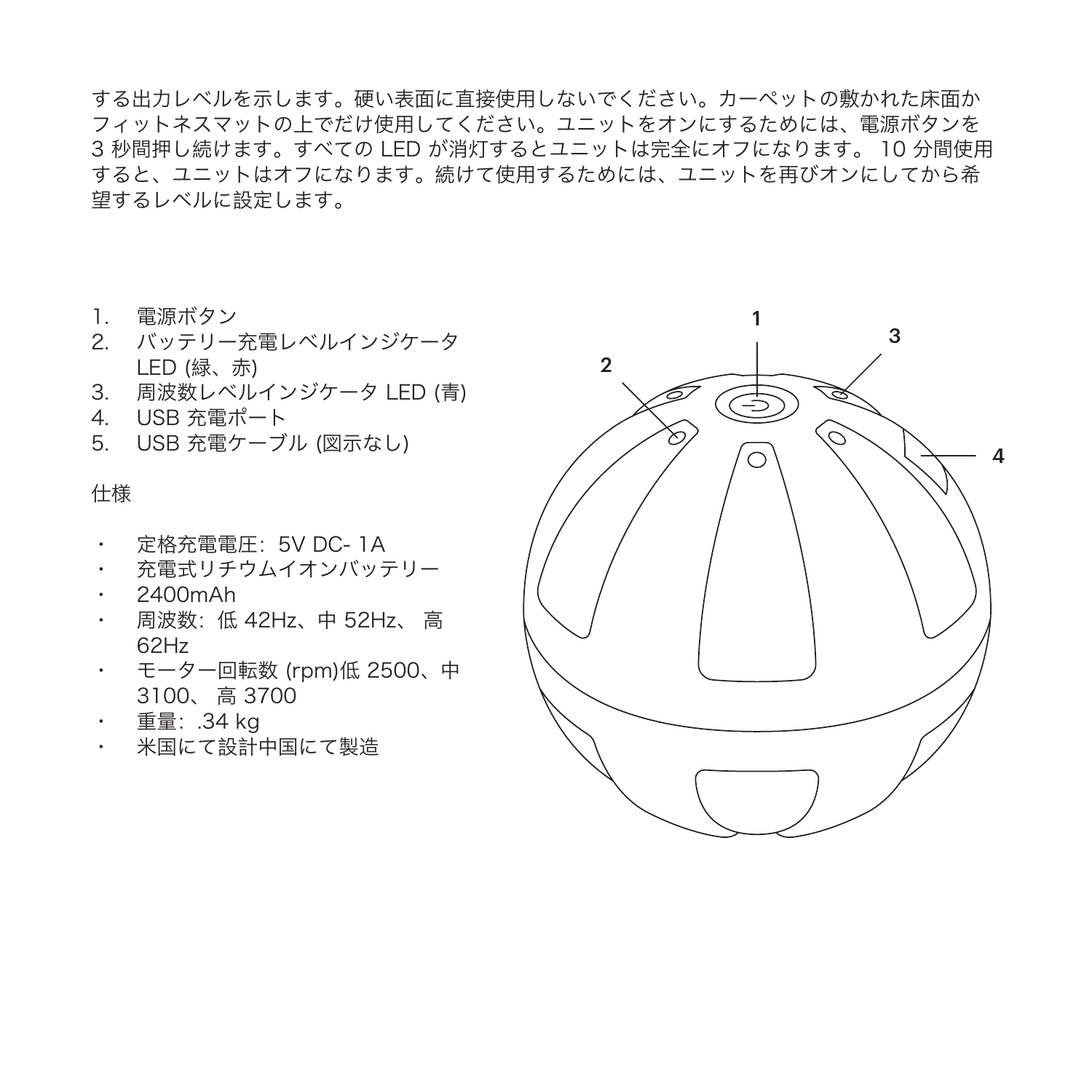する出力レベルを示します。硬い表面に直接使用しないでください。カーペットの敷かれた床面かフィットネスマットの上でだけ使用してください。ユニットをオンにするためには、電源ボタンを 3 秒間押し続けます。すべての LED が消灯するとユニットは完全にオフになります。 10 分間使用すると、ユニットはオフになります。続けて使用するためには、ユニットを再びオンにしてから希望するレベルに設定します。

1. 電源ボタン
2. バッテリー充電レベルインジケータ LED (緑、赤)
3. 周波数レベルインジケータ LED (青)
4. USB 充電ポート
5. USB 充電ケーブル (図示なし)

仕様

- 定格充電電圧：5V DC- 1A
- 充電式リチウムイオンバッテリー
- 2400mAh
- 周波数：低 42Hz、中 52Hz、 高 62Hz
- モーター回転数 (rpm)低 2500、中 3100、 高 3700
- 重量：.34 kg
- 米国にて設計中国にて製造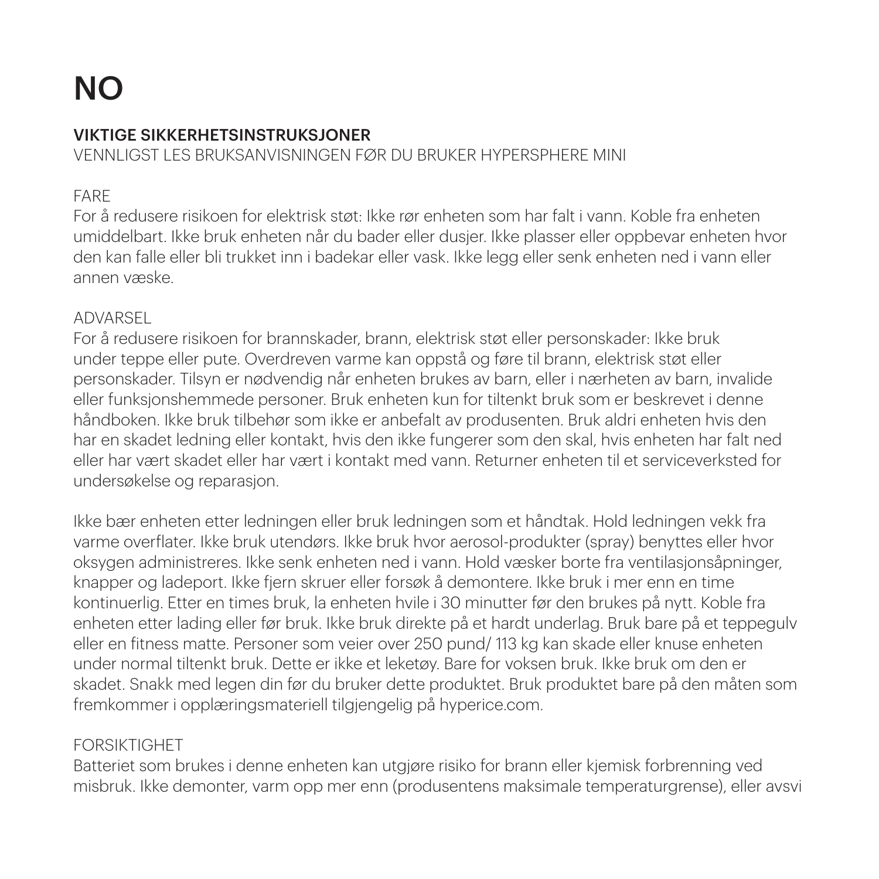# NO

## VIKTIGE SIKKERHETSINSTRUKSJONER

VENNLIGST LES BRUKSANVISNINGEN FØR DU BRUKER HYPERSPHERE MINI

FARE

For å redusere risikoen for elektrisk støt: Ikke rør enheten som har falt i vann. Koble fra enheten umiddelbart. Ikke bruk enheten når du bader eller dusjer. Ikke plasser eller oppbevar enheten hvor den kan falle eller bli trukket inn i badekar eller vask. Ikke legg eller senk enheten ned i vann eller annen væske.

ADVARSEL

For å redusere risikoen for brannskader, brann, elektrisk støt eller personskader: Ikke bruk under teppe eller pute. Overdreven varme kan oppstå og føre til brann, elektrisk støt eller personskader. Tilsyn er nødvendig når enheten brukes av barn, eller i nærheten av barn, invalide eller funksjonshemmede personer. Bruk enheten kun for tiltenkt bruk som er beskrevet i denne håndboken. Ikke bruk tilbehør som ikke er anbefalt av produsenten. Bruk aldri enheten hvis den har en skadet ledning eller kontakt, hvis den ikke fungerer som den skal, hvis enheten har falt ned eller har vært skadet eller har vært i kontakt med vann. Returner enheten til et serviceverksted for undersøkelse og reparasjon.

Ikke bær enheten etter ledningen eller bruk ledningen som et håndtak. Hold ledningen vekk fra varme overflater. Ikke bruk utendørs. Ikke bruk hvor aerosol-produkter (spray) benyttes eller hvor oksygen administreres. Ikke senk enheten ned i vann. Hold væsker borte fra ventilasjonsåpninger, knapper og ladeport. Ikke fjern skruer eller forsøk å demontere. Ikke bruk i mer enn en time kontinuerlig. Etter en times bruk, la enheten hvile i 30 minutter før den brukes på nytt. Koble fra enheten etter lading eller før bruk. Ikke bruk direkte på et hardt underlag. Bruk bare på et teppegulv eller en fitness matte. Personer som veier over 250 pund/ 113 kg kan skade eller knuse enheten under normal tiltenkt bruk. Dette er ikke et leketøy. Bare for voksen bruk. Ikke bruk om den er skadet. Snakk med legen din før du bruker dette produktet. Bruk produktet bare på den måten som fremkommer i opplæringsmateriell tilgjengelig på hyperice.com.

FORSIKTIGHET

Batteriet som brukes i denne enheten kan utgjøre risiko for brann eller kjemisk forbrenning ved misbruk. Ikke demonter, varm opp mer enn (produsentens maksimale temperaturgrense), eller avsvi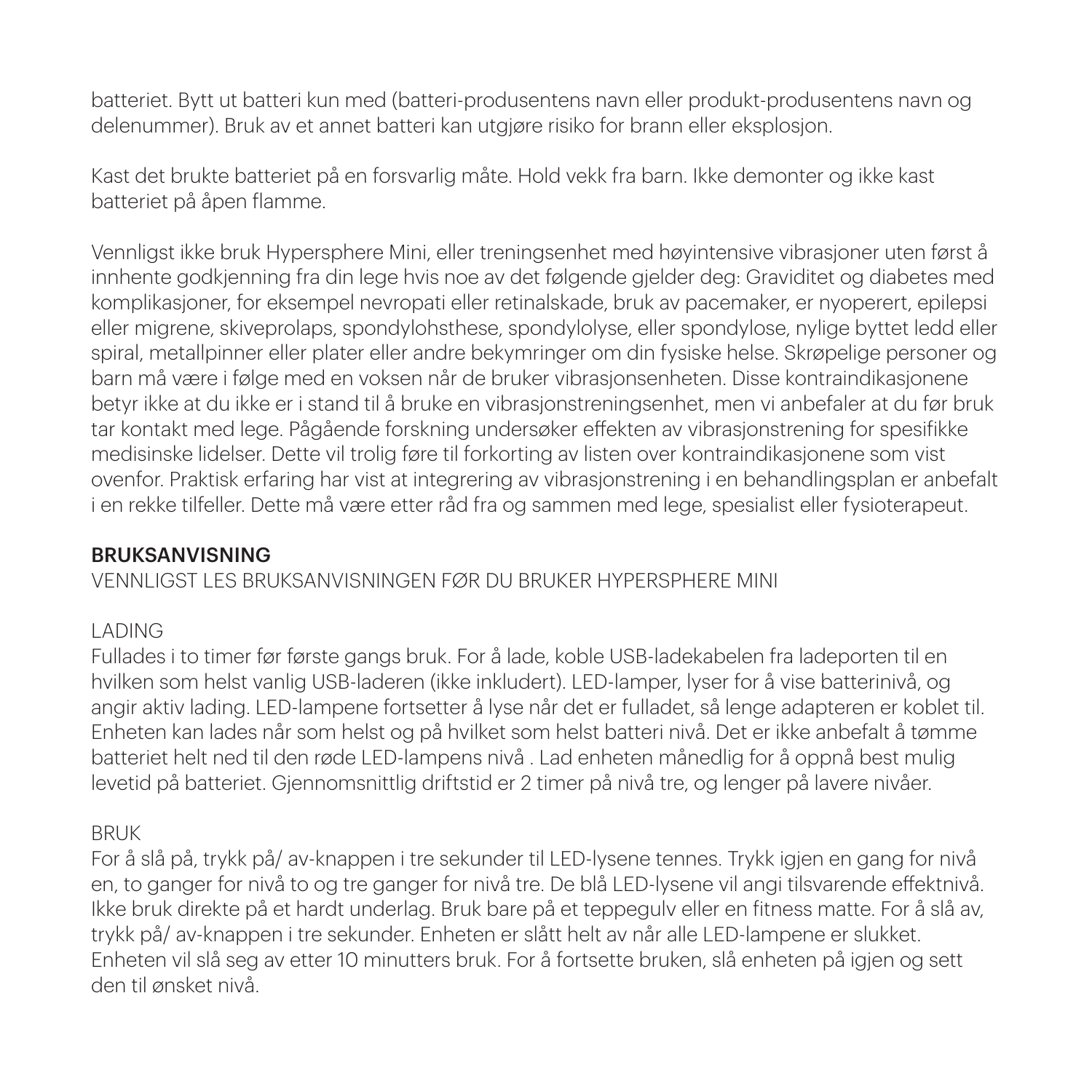batteriet. Bytt ut batteri kun med (batteri-produsentens navn eller produkt-produsentens navn og delenummer). Bruk av et annet batteri kan utgjøre risiko for brann eller eksplosjon.

Kast det brukte batteriet på en forsvarlig måte. Hold vekk fra barn. Ikke demonter og ikke kast batteriet på åpen flamme.

Vennligst ikke bruk Hypersphere Mini, eller treningsenhet med høyintensive vibrasjoner uten først å innhente godkjenning fra din lege hvis noe av det følgende gjelder deg: Graviditet og diabetes med komplikasjoner, for eksempel nevropati eller retinalskade, bruk av pacemaker, er nyoperert, epilepsi eller migrene, skiveprolaps, spondylohsthese, spondylolyse, eller spondylose, nylige byttet ledd eller spiral, metallpinner eller plater eller andre bekymringer om din fysiske helse. Skrøpelige personer og barn må være i følge med en voksen når de bruker vibrasjonsenheten. Disse kontraindikasjonene betyr ikke at du ikke er i stand til å bruke en vibrasjonstreningsenhet, men vi anbefaler at du før bruk tar kontakt med lege. Pågående forskning undersøker effekten av vibrasjonstrening for spesifikke medisinske lidelser. Dette vil trolig føre til forkorting av listen over kontraindikasjonene som vist ovenfor. Praktisk erfaring har vist at integrering av vibrasjonstrening i en behandlingsplan er anbefalt i en rekke tilfeller. Dette må være etter råd fra og sammen med lege, spesialist eller fysioterapeut.

## BRUKSANVISNING

VENNLIGST LES BRUKSANVISNINGEN FØR DU BRUKER HYPERSPHERE MINI

### LADING

Fullades i to timer før første gangs bruk. For å lade, koble USB-ladekabelen fra ladeporten til en hvilken som helst vanlig USB-laderen (ikke inkludert). LED-lamper, lyser for å vise batterinivå, og angir aktiv lading. LED-lampene fortsetter å lyse når det er fulladet, så lenge adapteren er koblet til. Enheten kan lades når som helst og på hvilket som helst batteri nivå. Det er ikke anbefalt å tømme batteriet helt ned til den røde LED-lampens nivå . Lad enheten månedlig for å oppnå best mulig levetid på batteriet. Gjennomsnittlig driftstid er 2 timer på nivå tre, og lenger på lavere nivåer.

### BRUK

For å slå på, trykk på/ av-knappen i tre sekunder til LED-lysene tennes. Trykk igjen en gang for nivå en, to ganger for nivå to og tre ganger for nivå tre. De blå LED-lysene vil angi tilsvarende effektnivå. Ikke bruk direkte på et hardt underlag. Bruk bare på et teppegulv eller en fitness matte. For å slå av, trykk på/ av-knappen i tre sekunder. Enheten er slått helt av når alle LED-lampene er slukket. Enheten vil slå seg av etter 10 minutters bruk. For å fortsette bruken, slå enheten på igjen og sett den til ønsket nivå.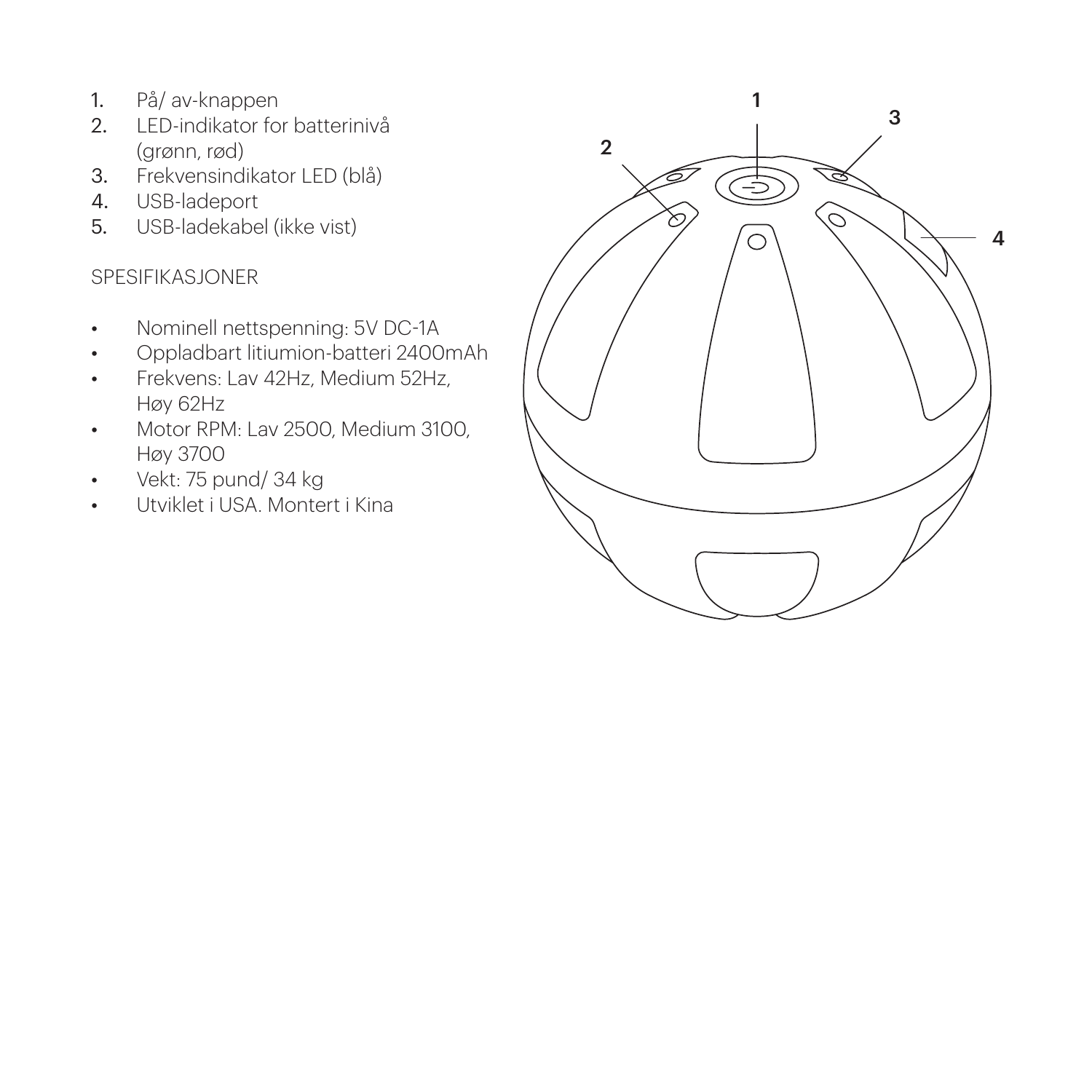1. På/ av-knappen
2. LED-indikator for batterinivå (grønn, rød)
3. Frekvensindikator LED (blå)
4. USB-ladeport
5. USB-ladekabel (ikke vist)

SPESIFIKASJONER

- Nominell nettspenning: 5V DC-1A
- Oppladbart litiumion-batteri 2400mAh
- Frekvens: Lav 42Hz, Medium 52Hz, Høy 62Hz
- Motor RPM: Lav 2500, Medium 3100, Høy 3700
- Vekt: 75 pund/ 34 kg
- Utviklet i USA. Montert i Kina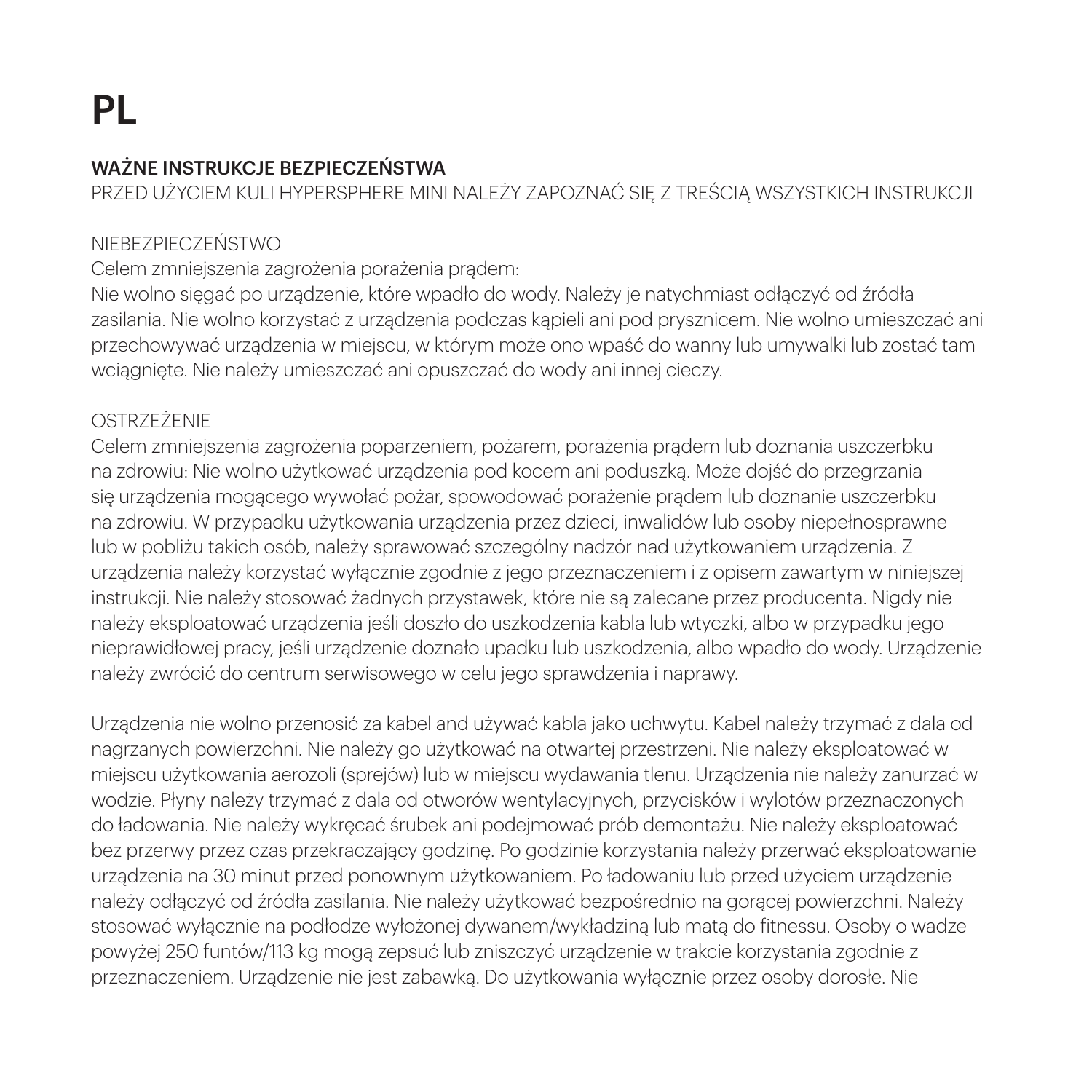# PL

## WAŻNE INSTRUKCJE BEZPIECZEŃSTWA

PRZED UŻYCIEM KULI HYPERSPHERE MINI NALEŻY ZAPOZNAĆ SIĘ Z TREŚCIĄ WSZYSTKICH INSTRUKCJI

NIEBEZPIECZEŃSTWO

Celem zmniejszenia zagrożenia porażenia prądem:

Nie wolno sięgać po urządzenie, które wpadło do wody. Należy je natychmiast odłączyć od źródła zasilania. Nie wolno korzystać z urządzenia podczas kąpieli ani pod prysznicem. Nie wolno umieszczać ani przechowywać urządzenia w miejscu, w którym może ono wpaść do wanny lub umywalki lub zostać tam wciągnięte. Nie należy umieszczać ani opuszczać do wody ani innej cieczy.

OSTRZEŻENIE

Celem zmniejszenia zagrożenia poparzeniem, pożarem, porażenia prądem lub doznania uszczerbku na zdrowiu: Nie wolno użytkować urządzenia pod kocem ani poduszką. Może dojść do przegrzania się urządzenia mogącego wywołać pożar, spowodować porażenie prądem lub doznanie uszczerbku na zdrowiu. W przypadku użytkowania urządzenia przez dzieci, inwalidów lub osoby niepełnosprawne lub w pobliżu takich osób, należy sprawować szczególny nadzór nad użytkowaniem urządzenia. Z urządzenia należy korzystać wyłącznie zgodnie z jego przeznaczeniem i z opisem zawartym w niniejszej instrukcji. Nie należy stosować żadnych przystawek, które nie są zalecane przez producenta. Nigdy nie należy eksploatować urządzenia jeśli doszło do uszkodzenia kabla lub wtyczki, albo w przypadku jego nieprawidłowej pracy, jeśli urządzenie doznało upadku lub uszkodzenia, albo wpadło do wody. Urządzenie należy zwrócić do centrum serwisowego w celu jego sprawdzenia i naprawy.

Urządzenia nie wolno przenosić za kabel and używać kabla jako uchwytu. Kabel należy trzymać z dala od nagrzanych powierzchni. Nie należy go użytkować na otwartej przestrzeni. Nie należy eksploatować w miejscu użytkowania aerozoli (sprejów) lub w miejscu wydawania tlenu. Urządzenia nie należy zanurzać w wodzie. Płyny należy trzymać z dala od otworów wentylacyjnych, przycisków i wylotów przeznaczonych do ładowania. Nie należy wykręcać śrubek ani podejmować prób demontażu. Nie należy eksploatować bez przerwy przez czas przekraczający godzinę. Po godzinie korzystania należy przerwać eksploatowanie urządzenia na 30 minut przed ponownym użytkowaniem. Po ładowaniu lub przed użyciem urządzenie należy odłączyć od źródła zasilania. Nie należy użytkować bezpośrednio na gorącej powierzchni. Należy stosować wyłącznie na podłodze wyłożonej dywanem/wykładziną lub matą do fitnessu. Osoby o wadze powyżej 250 funtów/113 kg mogą zepsuć lub zniszczyć urządzenie w trakcie korzystania zgodnie z przeznaczeniem. Urządzenie nie jest zabawką. Do użytkowania wyłącznie przez osoby dorosłe. Nie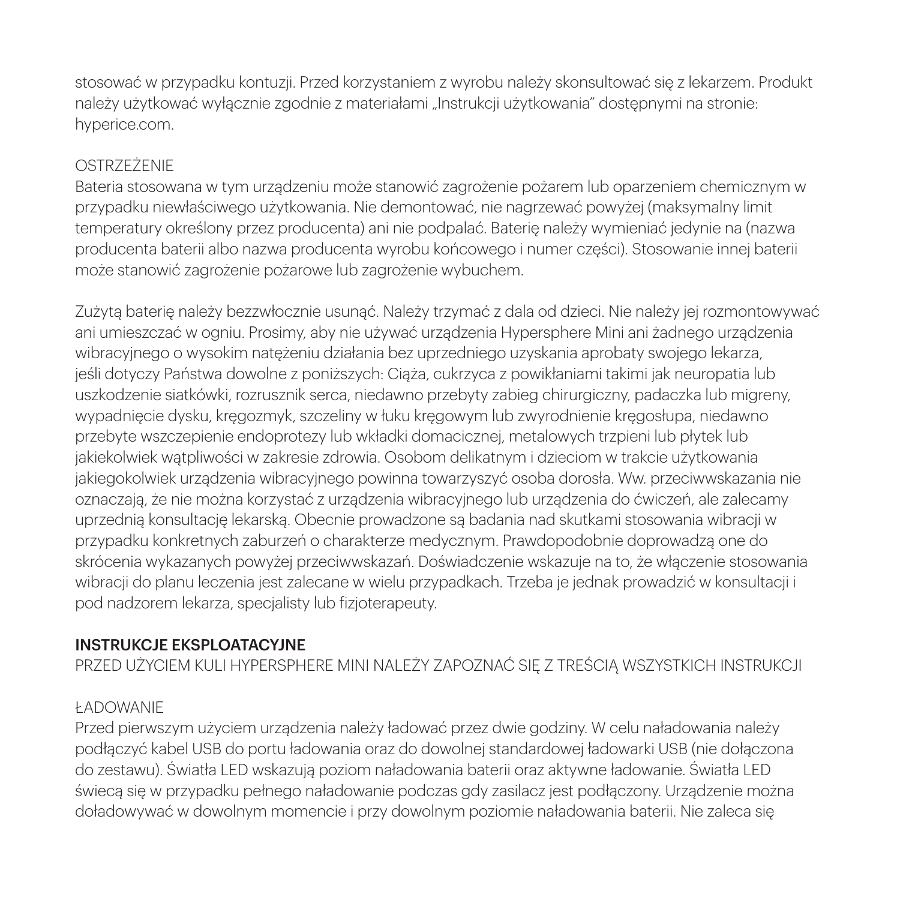stosować w przypadku kontuzji. Przed korzystaniem z wyrobu należy skonsultować się z lekarzem. Produkt należy użytkować wyłącznie zgodnie z materiałami „Instrukcji użytkowania" dostępnymi na stronie: hyperice.com.

OSTRZEŻENIE
Bateria stosowana w tym urządzeniu może stanowić zagrożenie pożarem lub oparzeniem chemicznym w przypadku niewłaściwego użytkowania. Nie demontować, nie nagrzewać powyżej (maksymalny limit temperatury określony przez producenta) ani nie podpalać. Baterię należy wymieniać jedynie na (nazwa producenta baterii albo nazwa producenta wyrobu końcowego i numer części). Stosowanie innej baterii może stanowić zagrożenie pożarowe lub zagrożenie wybuchem.

Zużytą baterię należy bezzwłocznie usunąć. Należy trzymać z dala od dzieci. Nie należy jej rozmontowywać ani umieszczać w ogniu. Prosimy, aby nie używać urządzenia Hypersphere Mini ani żadnego urządzenia wibracyjnego o wysokim natężeniu działania bez uprzedniego uzyskania aprobaty swojego lekarza, jeśli dotyczy Państwa dowolne z poniższych: Ciąża, cukrzyca z powikłaniami takimi jak neuropatia lub uszkodzenie siatkówki, rozrusznik serca, niedawno przebyty zabieg chirurgiczny, padaczka lub migreny, wypadnięcie dysku, kręgozmyk, szczeliny w łuku kręgowym lub zwyrodnienie kręgosłupa, niedawno przebyte wszczepienie endoprotezy lub wkładki domacicznej, metalowych trzpieni lub płytek lub jakiekolwiek wątpliwości w zakresie zdrowia. Osobom delikatnym i dzieciom w trakcie użytkowania jakiegokolwiek urządzenia wibracyjnego powinna towarzyszyć osoba dorosła. Ww. przeciwwskazania nie oznaczają, że nie można korzystać z urządzenia wibracyjnego lub urządzenia do ćwiczeń, ale zalecamy uprzednią konsultację lekarską. Obecnie prowadzone są badania nad skutkami stosowania wibracji w przypadku konkretnych zaburzeń o charakterze medycznym. Prawdopodobnie doprowadzą one do skrócenia wykazanych powyżej przeciwwskazań. Doświadczenie wskazuje na to, że włączenie stosowania wibracji do planu leczenia jest zalecane w wielu przypadkach. Trzeba je jednak prowadzić w konsultacji i pod nadzorem lekarza, specjalisty lub fizjoterapeuty.

**INSTRUKCJE EKSPLOATACYJNE**
PRZED UŻYCIEM KULI HYPERSPHERE MINI NALEŻY ZAPOZNAĆ SIĘ Z TREŚCIĄ WSZYSTKICH INSTRUKCJI

ŁADOWANIE
Przed pierwszym użyciem urządzenia należy ładować przez dwie godziny. W celu naładowania należy podłączyć kabel USB do portu ładowania oraz do dowolnej standardowej ładowarki USB (nie dołączona do zestawu). Światła LED wskazują poziom naładowania baterii oraz aktywne ładowanie. Światła LED świecą się w przypadku pełnego naładowanie podczas gdy zasilacz jest podłączony. Urządzenie można doładowywać w dowolnym momencie i przy dowolnym poziomie naładowania baterii. Nie zaleca się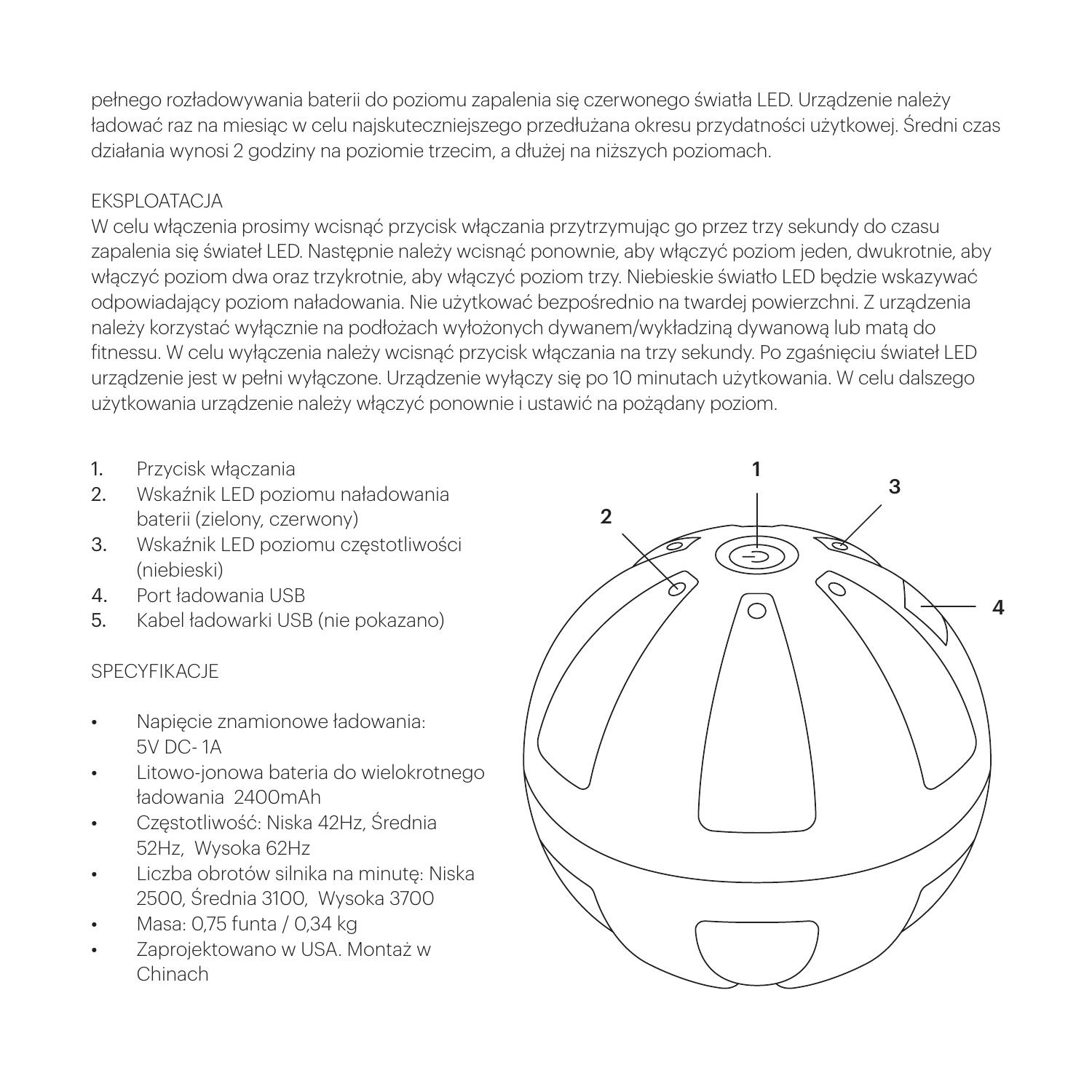pełnego rozładowywania baterii do poziomu zapalenia się czerwonego światła LED. Urządzenie należy ładować raz na miesiąc w celu najskuteczniejszego przedłużana okresu przydatności użytkowej. Średni czas działania wynosi 2 godziny na poziomie trzecim, a dłużej na niższych poziomach.

## EKSPLOATACJA

W celu włączenia prosimy wcisnąć przycisk włączania przytrzymując go przez trzy sekundy do czasu zapalenia się świateł LED. Następnie należy wcisnąć ponownie, aby włączyć poziom jeden, dwukrotnie, aby włączyć poziom dwa oraz trzykrotnie, aby włączyć poziom trzy. Niebieskie światło LED będzie wskazywać odpowiadający poziom naładowania. Nie użytkować bezpośrednio na twardej powierzchni. Z urządzenia należy korzystać wyłącznie na podłożach wyłożonych dywanem/wykładziną dywanową lub matą do fitnessu. W celu wyłączenia należy wcisnąć przycisk włączania na trzy sekundy. Po zgaśnięciu świateł LED urządzenie jest w pełni wyłączone. Urządzenie wyłączy się po 10 minutach użytkowania. W celu dalszego użytkowania urządzenie należy włączyć ponownie i ustawić na pożądany poziom.

1. Przycisk włączania
2. Wskaźnik LED poziomu naładowania baterii (zielony, czerwony)
3. Wskaźnik LED poziomu częstotliwości (niebieski)
4. Port ładowania USB
5. Kabel ładowarki USB (nie pokazano)

1

2

3

4

## SPECYFIKACJE

- Napięcie znamionowe ładowania: 5V DC- 1A
- Litowo-jonowa bateria do wielokrotnego ładowania 2400mAh
- Częstotliwość: Niska 42Hz, Średnia 52Hz, Wysoka 62Hz
- Liczba obrotów silnika na minutę: Niska 2500, Średnia 3100, Wysoka 3700
- Masa: 0,75 funta / 0,34 kg
- Zaprojektowano w USA. Montaż w Chinach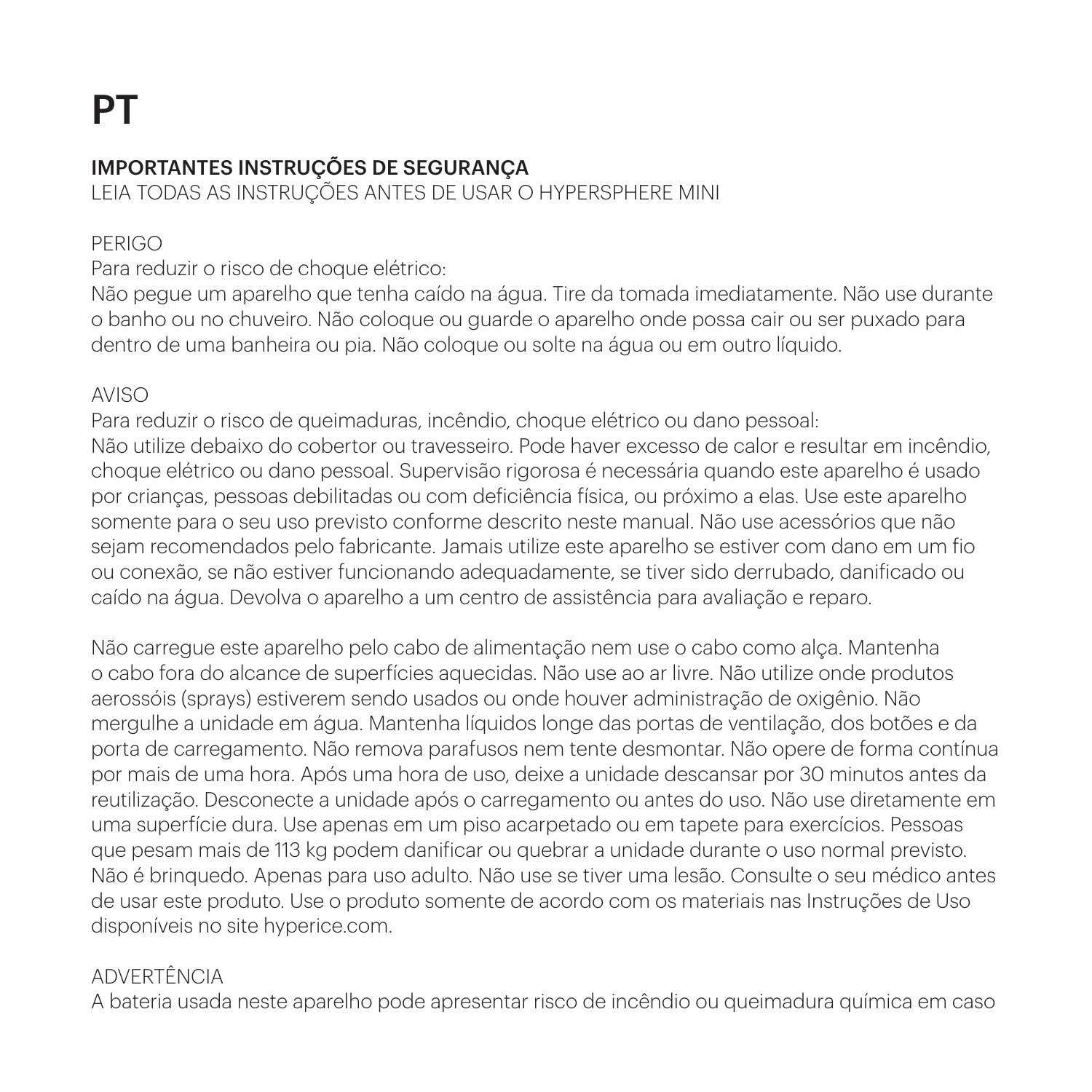# PT

## IMPORTANTES INSTRUÇÕES DE SEGURANÇA

LEIA TODAS AS INSTRUÇÕES ANTES DE USAR O HYPERSPHERE MINI

PERIGO

Para reduzir o risco de choque elétrico:

Não pegue um aparelho que tenha caído na água. Tire da tomada imediatamente. Não use durante o banho ou no chuveiro. Não coloque ou guarde o aparelho onde possa cair ou ser puxado para dentro de uma banheira ou pia. Não coloque ou solte na água ou em outro líquido.

AVISO

Para reduzir o risco de queimaduras, incêndio, choque elétrico ou dano pessoal:

Não utilize debaixo do cobertor ou travesseiro. Pode haver excesso de calor e resultar em incêndio, choque elétrico ou dano pessoal. Supervisão rigorosa é necessária quando este aparelho é usado por crianças, pessoas debilitadas ou com deficiência física, ou próximo a elas. Use este aparelho somente para o seu uso previsto conforme descrito neste manual. Não use acessórios que não sejam recomendados pelo fabricante. Jamais utilize este aparelho se estiver com dano em um fio ou conexão, se não estiver funcionando adequadamente, se tiver sido derrubado, danificado ou caído na água. Devolva o aparelho a um centro de assistência para avaliação e reparo.

Não carregue este aparelho pelo cabo de alimentação nem use o cabo como alça. Mantenha o cabo fora do alcance de superfícies aquecidas. Não use ao ar livre. Não utilize onde produtos aerossóis (sprays) estiverem sendo usados ou onde houver administração de oxigênio. Não mergulhe a unidade em água. Mantenha líquidos longe das portas de ventilação, dos botões e da porta de carregamento. Não remova parafusos nem tente desmontar. Não opere de forma contínua por mais de uma hora. Após uma hora de uso, deixe a unidade descansar por 30 minutos antes da reutilização. Desconecte a unidade após o carregamento ou antes do uso. Não use diretamente em uma superfície dura. Use apenas em um piso acarpetado ou em tapete para exercícios. Pessoas que pesam mais de 113 kg podem danificar ou quebrar a unidade durante o uso normal previsto. Não é brinquedo. Apenas para uso adulto. Não use se tiver uma lesão. Consulte o seu médico antes de usar este produto. Use o produto somente de acordo com os materiais nas Instruções de Uso disponíveis no site hyperice.com.

ADVERTÊNCIA

A bateria usada neste aparelho pode apresentar risco de incêndio ou queimadura química em caso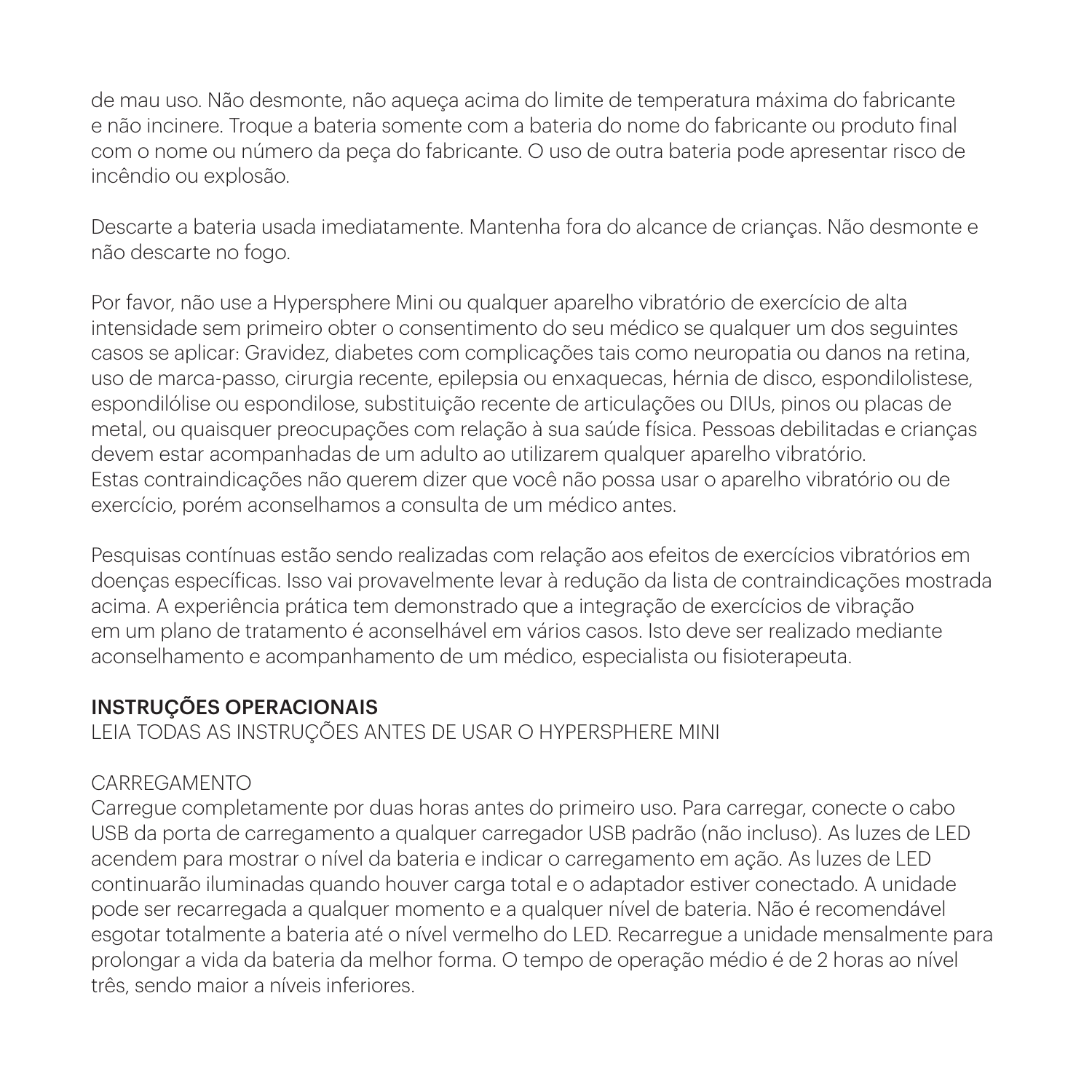de mau uso. Não desmonte, não aqueça acima do limite de temperatura máxima do fabricante e não incinere. Troque a bateria somente com a bateria do nome do fabricante ou produto final com o nome ou número da peça do fabricante. O uso de outra bateria pode apresentar risco de incêndio ou explosão.

Descarte a bateria usada imediatamente. Mantenha fora do alcance de crianças. Não desmonte e não descarte no fogo.

Por favor, não use a Hypersphere Mini ou qualquer aparelho vibratório de exercício de alta intensidade sem primeiro obter o consentimento do seu médico se qualquer um dos seguintes casos se aplicar: Gravidez, diabetes com complicações tais como neuropatia ou danos na retina, uso de marca-passo, cirurgia recente, epilepsia ou enxaquecas, hérnia de disco, espondilolistese, espondilólise ou espondilose, substituição recente de articulações ou DIUs, pinos ou placas de metal, ou quaisquer preocupações com relação à sua saúde física. Pessoas debilitadas e crianças devem estar acompanhadas de um adulto ao utilizarem qualquer aparelho vibratório.
Estas contraindicações não querem dizer que você não possa usar o aparelho vibratório ou de exercício, porém aconselhamos a consulta de um médico antes.

Pesquisas contínuas estão sendo realizadas com relação aos efeitos de exercícios vibratórios em doenças específicas. Isso vai provavelmente levar à redução da lista de contraindicações mostrada acima. A experiência prática tem demonstrado que a integração de exercícios de vibração em um plano de tratamento é aconselhável em vários casos. Isto deve ser realizado mediante aconselhamento e acompanhamento de um médico, especialista ou fisioterapeuta.

## INSTRUÇÕES OPERACIONAIS

LEIA TODAS AS INSTRUÇÕES ANTES DE USAR O HYPERSPHERE MINI

### CARREGAMENTO

Carregue completamente por duas horas antes do primeiro uso. Para carregar, conecte o cabo USB da porta de carregamento a qualquer carregador USB padrão (não incluso). As luzes de LED acendem para mostrar o nível da bateria e indicar o carregamento em ação. As luzes de LED continuarão iluminadas quando houver carga total e o adaptador estiver conectado. A unidade pode ser recarregada a qualquer momento e a qualquer nível de bateria. Não é recomendável esgotar totalmente a bateria até o nível vermelho do LED. Recarregue a unidade mensalmente para prolongar a vida da bateria da melhor forma. O tempo de operação médio é de 2 horas ao nível três, sendo maior a níveis inferiores.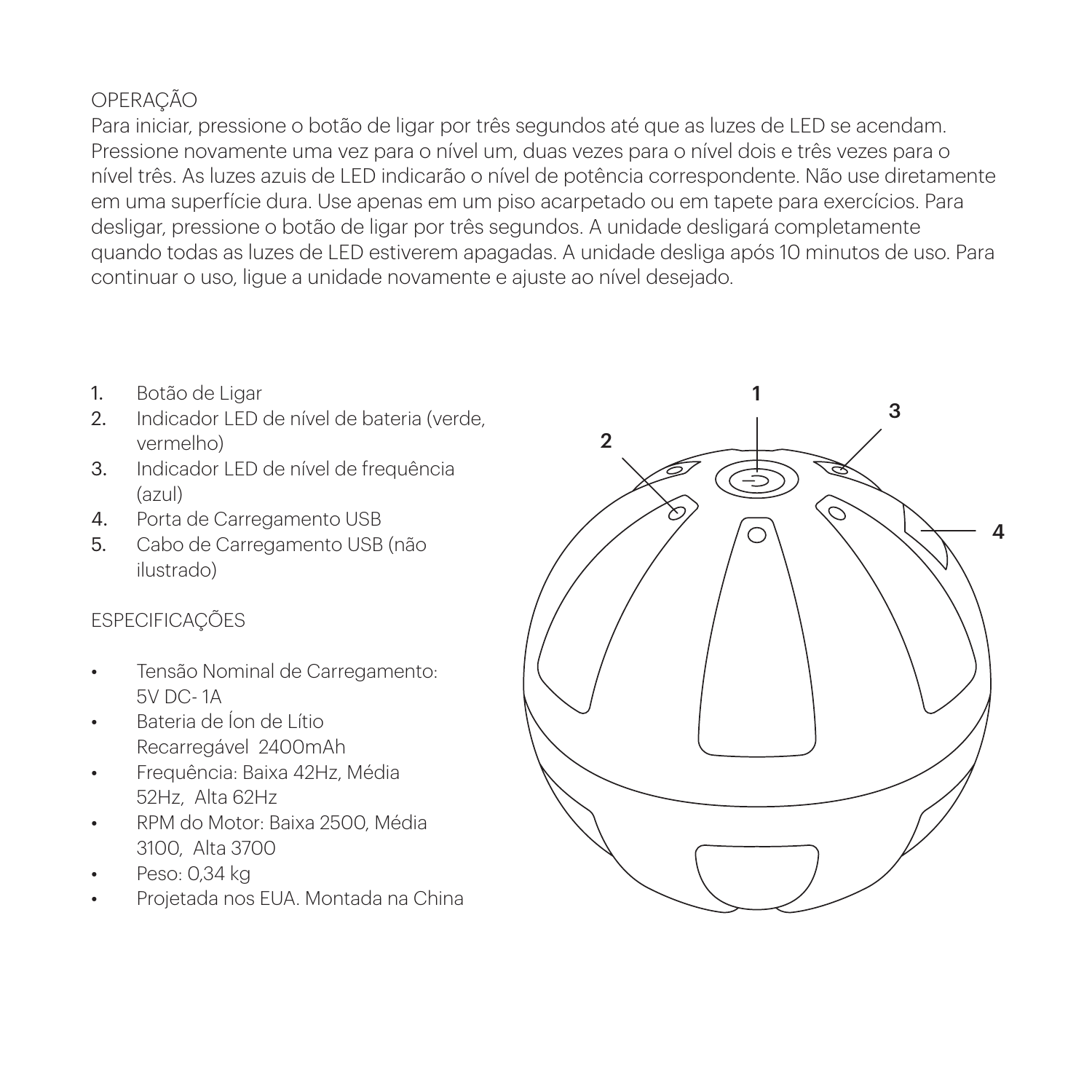## OPERAÇÃO

Para iniciar, pressione o botão de ligar por três segundos até que as luzes de LED se acendam. Pressione novamente uma vez para o nível um, duas vezes para o nível dois e três vezes para o nível três. As luzes azuis de LED indicarão o nível de potência correspondente. Não use diretamente em uma superfície dura. Use apenas em um piso acarpetado ou em tapete para exercícios. Para desligar, pressione o botão de ligar por três segundos. A unidade desligará completamente quando todas as luzes de LED estiverem apagadas. A unidade desliga após 10 minutos de uso. Para continuar o uso, ligue a unidade novamente e ajuste ao nível desejado.

1. Botão de Ligar
2. Indicador LED de nível de bateria (verde, vermelho)
3. Indicador LED de nível de frequência (azul)
4. Porta de Carregamento USB
5. Cabo de Carregamento USB (não ilustrado)

## ESPECIFICAÇÕES

- Tensão Nominal de Carregamento: 5V DC- 1A
- Bateria de Íon de Lítio Recarregável 2400mAh
- Frequência: Baixa 42Hz, Média 52Hz, Alta 62Hz
- RPM do Motor: Baixa 2500, Média 3100, Alta 3700
- Peso: 0,34 kg
- Projetada nos EUA. Montada na China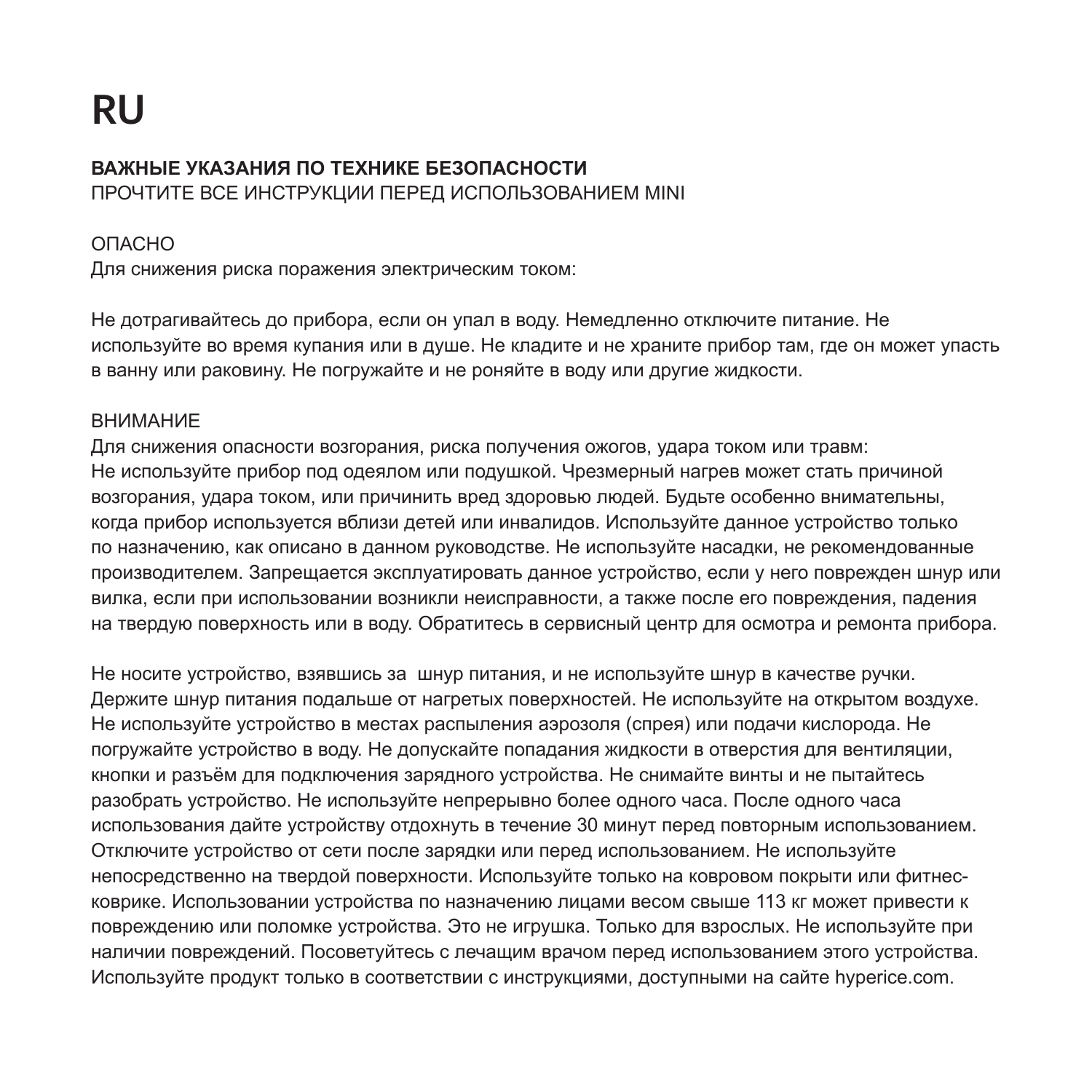# RU

**ВАЖНЫЕ УКАЗАНИЯ ПО ТЕХНИКЕ БЕЗОПАСНОСТИ**
ПРОЧТИТЕ ВСЕ ИНСТРУКЦИИ ПЕРЕД ИСПОЛЬЗОВАНИЕМ MINI

ОПАСНО
Для снижения риска поражения электрическим током:

Не дотрагивайтесь до прибора, если он упал в воду. Немедленно отключите питание. Не используйте во время купания или в душе. Не кладите и не храните прибор там, где он может упасть в ванну или раковину. Не погружайте и не роняйте в воду или другие жидкости.

ВНИМАНИЕ
Для снижения опасности возгорания, риска получения ожогов, удара током или травм:
Не используйте прибор под одеялом или подушкой. Чрезмерный нагрев может стать причиной возгорания, удара током, или причинить вред здоровью людей. Будьте особенно внимательны, когда прибор используется вблизи детей или инвалидов. Используйте данное устройство только по назначению, как описано в данном руководстве. Не используйте насадки, не рекомендованные производителем. Запрещается эксплуатировать данное устройство, если у него поврежден шнур или вилка, если при использовании возникли неисправности, а также после его повреждения, падения на твердую поверхность или в воду. Обратитесь в сервисный центр для осмотра и ремонта прибора.

Не носите устройство, взявшись за шнур питания, и не используйте шнур в качестве ручки. Держите шнур питания подальше от нагретых поверхностей. Не используйте на открытом воздухе. Не используйте устройство в местах распыления аэрозоля (спрея) или подачи кислорода. Не погружайте устройство в воду. Не допускайте попадания жидкости в отверстия для вентиляции, кнопки и разъём для подключения зарядного устройства. Не снимайте винты и не пытайтесь разобрать устройство. Не используйте непрерывно более одного часа. После одного часа использования дайте устройству отдохнуть в течение 30 минут перед повторным использованием. Отключите устройство от сети после зарядки или перед использованием. Не используйте непосредственно на твердой поверхности. Используйте только на ковровом покрыти или фитнес-коврике. Использовании устройства по назначению лицами весом свыше 113 кг может привести к повреждению или поломке устройства. Это не игрушка. Только для взрослых. Не используйте при наличии повреждений. Посоветуйтесь с лечащим врачом перед использованием этого устройства. Используйте продукт только в соответствии с инструкциями, доступными на сайте hyperice.com.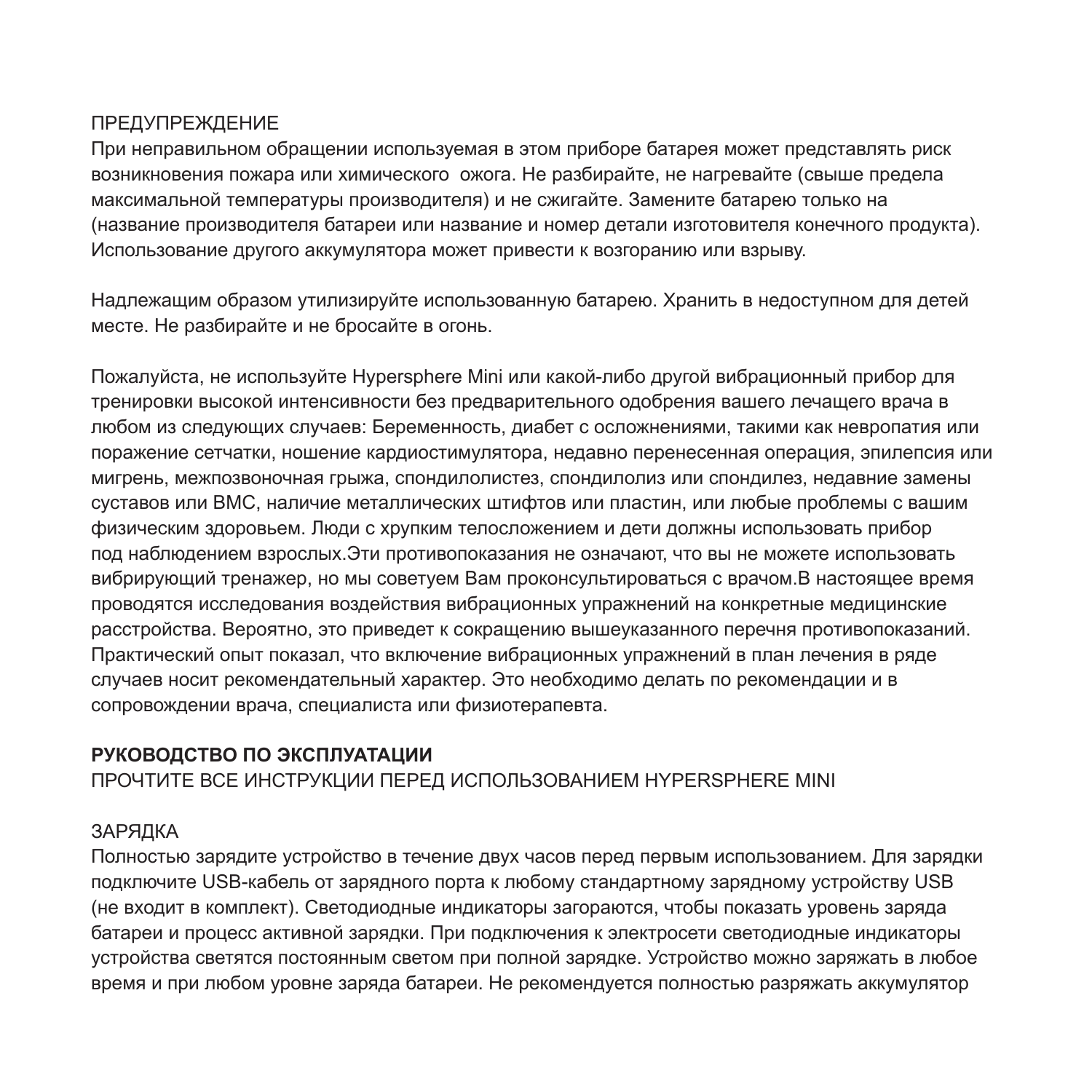ПРЕДУПРЕЖДЕНИЕ

При неправильном обращении используемая в этом приборе батарея может представлять риск возникновения пожара или химического ожога. Не разбирайте, не нагревайте (свыше предела максимальной температуры производителя) и не сжигайте. Замените батарею только на (название производителя батареи или название и номер детали изготовителя конечного продукта). Использование другого аккумулятора может привести к возгоранию или взрыву.

Надлежащим образом утилизируйте использованную батарею. Хранить в недоступном для детей месте. Не разбирайте и не бросайте в огонь.

Пожалуйста, не используйте Hypersphere Mini или какой-либо другой вибрационный прибор для тренировки высокой интенсивности без предварительного одобрения вашего лечащего врача в любом из следующих случаев: Беременность, диабет с осложнениями, такими как невропатия или поражение сетчатки, ношение кардиостимулятора, недавно перенесенная операция, эпилепсия или мигрень, межпозвоночная грыжа, спондилолистез, спондилолиз или спондилез, недавние замены суставов или ВМС, наличие металлических штифтов или пластин, или любые проблемы с вашим физическим здоровьем. Люди с хрупким телосложением и дети должны использовать прибор под наблюдением взрослых.Эти противопоказания не означают, что вы не можете использовать вибрирующий тренажер, но мы советуем Вам проконсультироваться с врачом.В настоящее время проводятся исследования воздействия вибрационных упражнений на конкретные медицинские расстройства. Вероятно, это приведет к сокращению вышеуказанного перечня противопоказаний. Практический опыт показал, что включение вибрационных упражнений в план лечения в ряде случаев носит рекомендательный характер. Это необходимо делать по рекомендации и в сопровождении врача, специалиста или физиотерапевта.

**РУКОВОДСТВО ПО ЭКСПЛУАТАЦИИ**

ПРОЧТИТЕ ВСЕ ИНСТРУКЦИИ ПЕРЕД ИСПОЛЬЗОВАНИЕМ HYPERSPHERE MINI

ЗАРЯДКА

Полностью зарядите устройство в течение двух часов перед первым использованием. Для зарядки подключите USB-кабель от зарядного порта к любому стандартному зарядному устройству USB (не входит в комплект). Светодиодные индикаторы загораются, чтобы показать уровень заряда батареи и процесс активной зарядки. При подключения к электросети светодиодные индикаторы устройства светятся постоянным светом при полной зарядке. Устройство можно заряжать в любое время и при любом уровне заряда батареи. Не рекомендуется полностью разряжать аккумулятор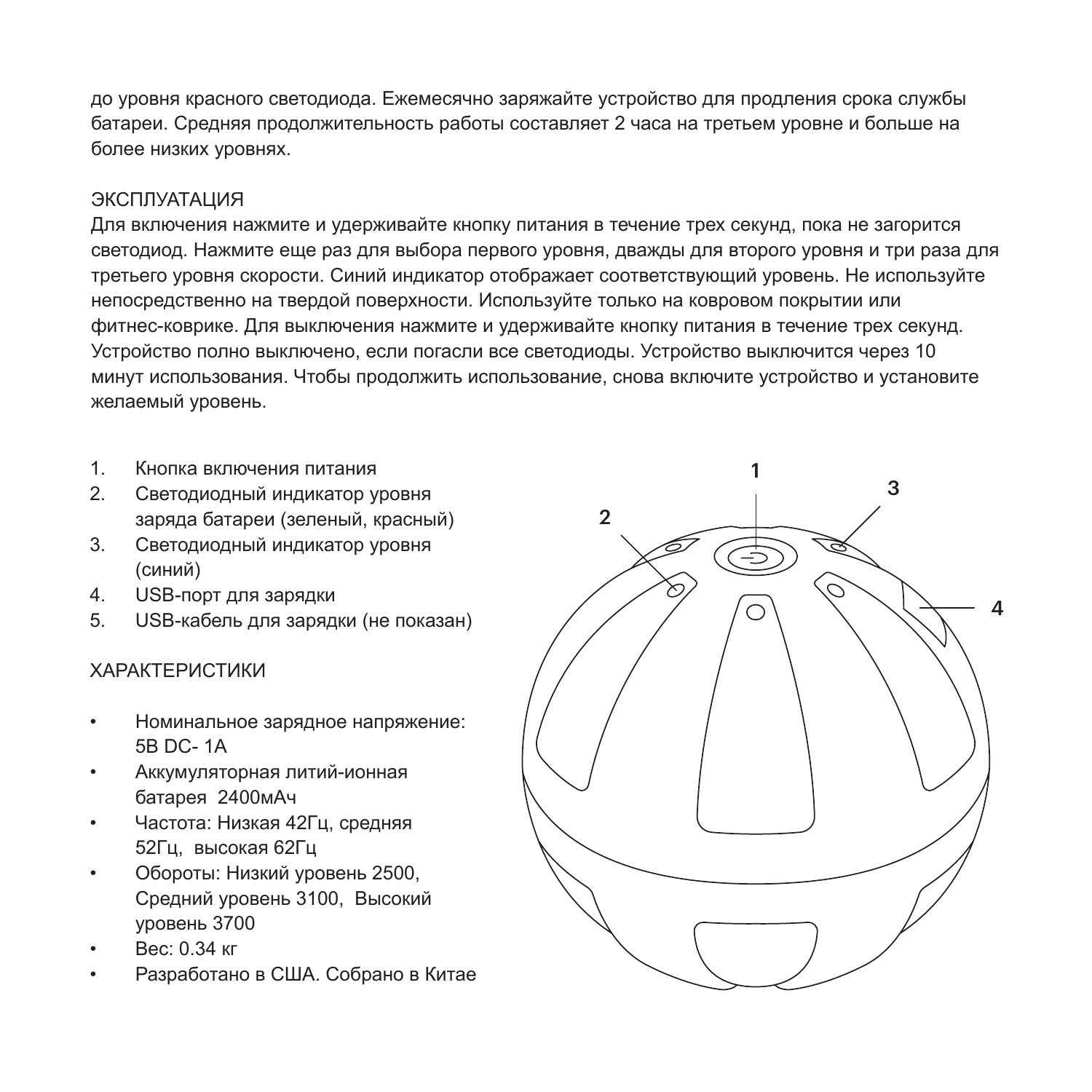до уровня красного светодиода. Ежемесячно заряжайте устройство для продления срока службы батареи. Средняя продолжительность работы составляет 2 часа на третьем уровне и больше на более низких уровнях.

## ЭКСПЛУАТАЦИЯ

Для включения нажмите и удерживайте кнопку питания в течение трех секунд, пока не загорится светодиод. Нажмите еще раз для выбора первого уровня, дважды для второго уровня и три раза для третьего уровня скорости. Синий индикатор отображает соответствующий уровень. Не используйте непосредственно на твердой поверхности. Используйте только на ковровом покрытии или фитнес-коврике. Для выключения нажмите и удерживайте кнопку питания в течение трех секунд. Устройство полно выключено, если погасли все светодиоды. Устройство выключится через 10 минут использования. Чтобы продолжить использование, снова включите устройство и установите желаемый уровень.

1. Кнопка включения питания
2. Светодиодный индикатор уровня заряда батареи (зеленый, красный)
3. Светодиодный индикатор уровня (синий)
4. USB-порт для зарядки
5. USB-кабель для зарядки (не показан)

## ХАРАКТЕРИСТИКИ

- Номинальное зарядное напряжение: 5В DC- 1A
- Аккумуляторная литий-ионная батарея 2400мАч
- Частота: Низкая 42Гц, средняя 52Гц, высокая 62Гц
- Обороты: Низкий уровень 2500, Средний уровень 3100, Высокий уровень 3700
- Вес: 0.34 кг
- Разработано в США. Собрано в Китае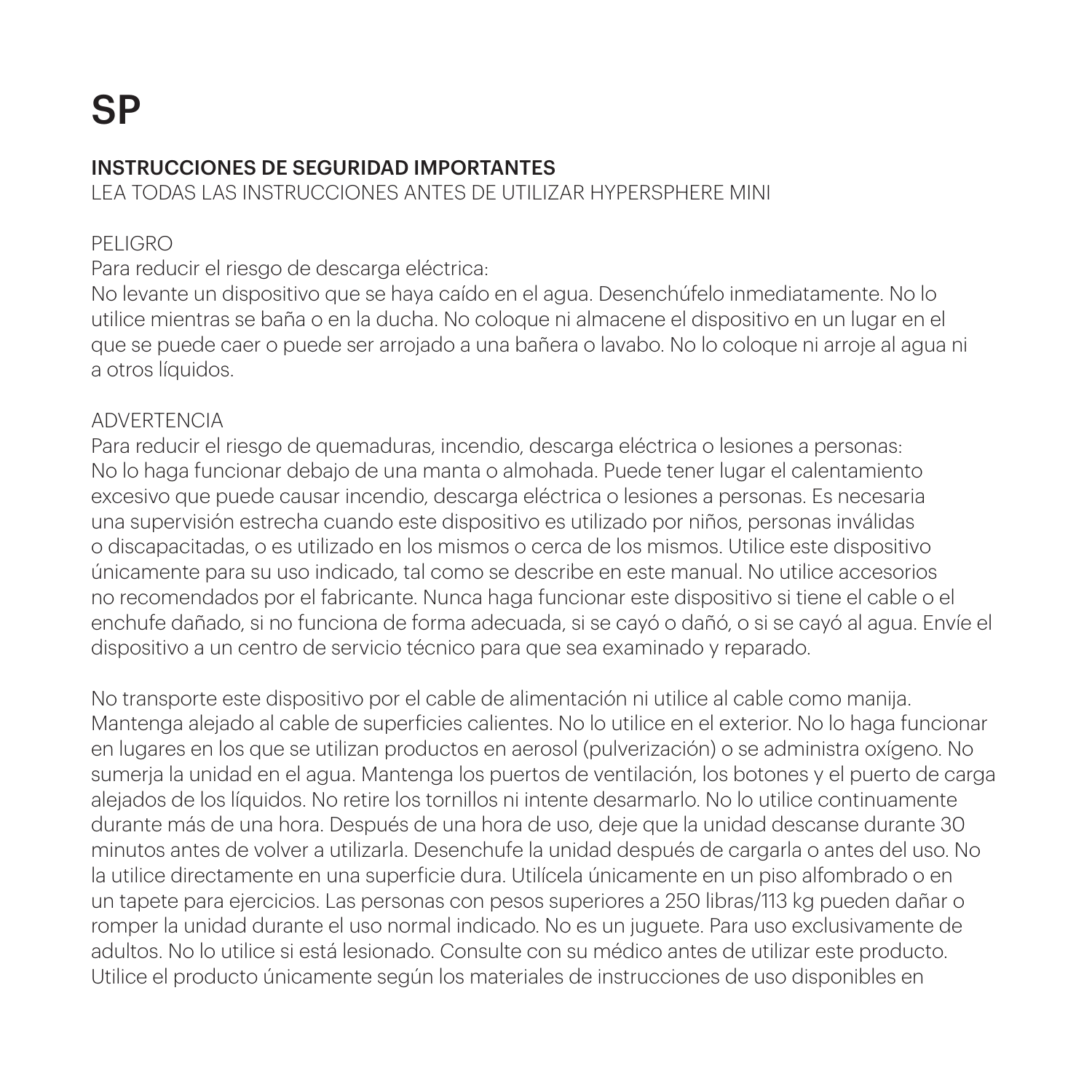# SP

## INSTRUCCIONES DE SEGURIDAD IMPORTANTES

LEA TODAS LAS INSTRUCCIONES ANTES DE UTILIZAR HYPERSPHERE MINI

### PELIGRO

Para reducir el riesgo de descarga eléctrica:

No levante un dispositivo que se haya caído en el agua. Desenchúfelo inmediatamente. No lo utilice mientras se baña o en la ducha. No coloque ni almacene el dispositivo en un lugar en el que se puede caer o puede ser arrojado a una bañera o lavabo. No lo coloque ni arroje al agua ni a otros líquidos.

### ADVERTENCIA

Para reducir el riesgo de quemaduras, incendio, descarga eléctrica o lesiones a personas:

No lo haga funcionar debajo de una manta o almohada. Puede tener lugar el calentamiento excesivo que puede causar incendio, descarga eléctrica o lesiones a personas. Es necesaria una supervisión estrecha cuando este dispositivo es utilizado por niños, personas inválidas o discapacitadas, o es utilizado en los mismos o cerca de los mismos. Utilice este dispositivo únicamente para su uso indicado, tal como se describe en este manual. No utilice accesorios no recomendados por el fabricante. Nunca haga funcionar este dispositivo si tiene el cable o el enchufe dañado, si no funciona de forma adecuada, si se cayó o dañó, o si se cayó al agua. Envíe el dispositivo a un centro de servicio técnico para que sea examinado y reparado.

No transporte este dispositivo por el cable de alimentación ni utilice al cable como manija. Mantenga alejado al cable de superficies calientes. No lo utilice en el exterior. No lo haga funcionar en lugares en los que se utilizan productos en aerosol (pulverización) o se administra oxígeno. No sumerja la unidad en el agua. Mantenga los puertos de ventilación, los botones y el puerto de carga alejados de los líquidos. No retire los tornillos ni intente desarmarlo. No lo utilice continuamente durante más de una hora. Después de una hora de uso, deje que la unidad descanse durante 30 minutos antes de volver a utilizarla. Desenchufe la unidad después de cargarla o antes del uso. No la utilice directamente en una superficie dura. Utilícela únicamente en un piso alfombrado o en un tapete para ejercicios. Las personas con pesos superiores a 250 libras/113 kg pueden dañar o romper la unidad durante el uso normal indicado. No es un juguete. Para uso exclusivamente de adultos. No lo utilice si está lesionado. Consulte con su médico antes de utilizar este producto. Utilice el producto únicamente según los materiales de instrucciones de uso disponibles en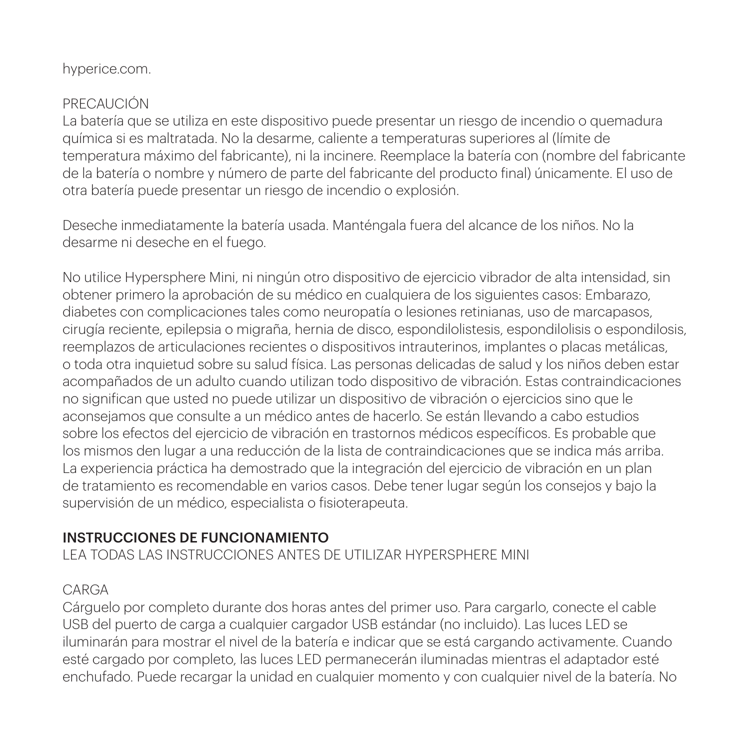hyperice.com.

PRECAUCIÓN

La batería que se utiliza en este dispositivo puede presentar un riesgo de incendio o quemadura química si es maltratada. No la desarme, caliente a temperaturas superiores al (límite de temperatura máximo del fabricante), ni la incinere. Reemplace la batería con (nombre del fabricante de la batería o nombre y número de parte del fabricante del producto final) únicamente. El uso de otra batería puede presentar un riesgo de incendio o explosión.

Deseche inmediatamente la batería usada. Manténgala fuera del alcance de los niños. No la desarme ni deseche en el fuego.

No utilice Hypersphere Mini, ni ningún otro dispositivo de ejercicio vibrador de alta intensidad, sin obtener primero la aprobación de su médico en cualquiera de los siguientes casos: Embarazo, diabetes con complicaciones tales como neuropatía o lesiones retinianas, uso de marcapasos, cirugía reciente, epilepsia o migraña, hernia de disco, espondilolistesis, espondilolisis o espondilosis, reemplazos de articulaciones recientes o dispositivos intrauterinos, implantes o placas metálicas, o toda otra inquietud sobre su salud física. Las personas delicadas de salud y los niños deben estar acompañados de un adulto cuando utilizan todo dispositivo de vibración. Estas contraindicaciones no significan que usted no puede utilizar un dispositivo de vibración o ejercicios sino que le aconsejamos que consulte a un médico antes de hacerlo. Se están llevando a cabo estudios sobre los efectos del ejercicio de vibración en trastornos médicos específicos. Es probable que los mismos den lugar a una reducción de la lista de contraindicaciones que se indica más arriba. La experiencia práctica ha demostrado que la integración del ejercicio de vibración en un plan de tratamiento es recomendable en varios casos. Debe tener lugar según los consejos y bajo la supervisión de un médico, especialista o fisioterapeuta.

## INSTRUCCIONES DE FUNCIONAMIENTO

LEA TODAS LAS INSTRUCCIONES ANTES DE UTILIZAR HYPERSPHERE MINI

CARGA

Cárguelo por completo durante dos horas antes del primer uso. Para cargarlo, conecte el cable USB del puerto de carga a cualquier cargador USB estándar (no incluido). Las luces LED se iluminarán para mostrar el nivel de la batería e indicar que se está cargando activamente. Cuando esté cargado por completo, las luces LED permanecerán iluminadas mientras el adaptador esté enchufado. Puede recargar la unidad en cualquier momento y con cualquier nivel de la batería. No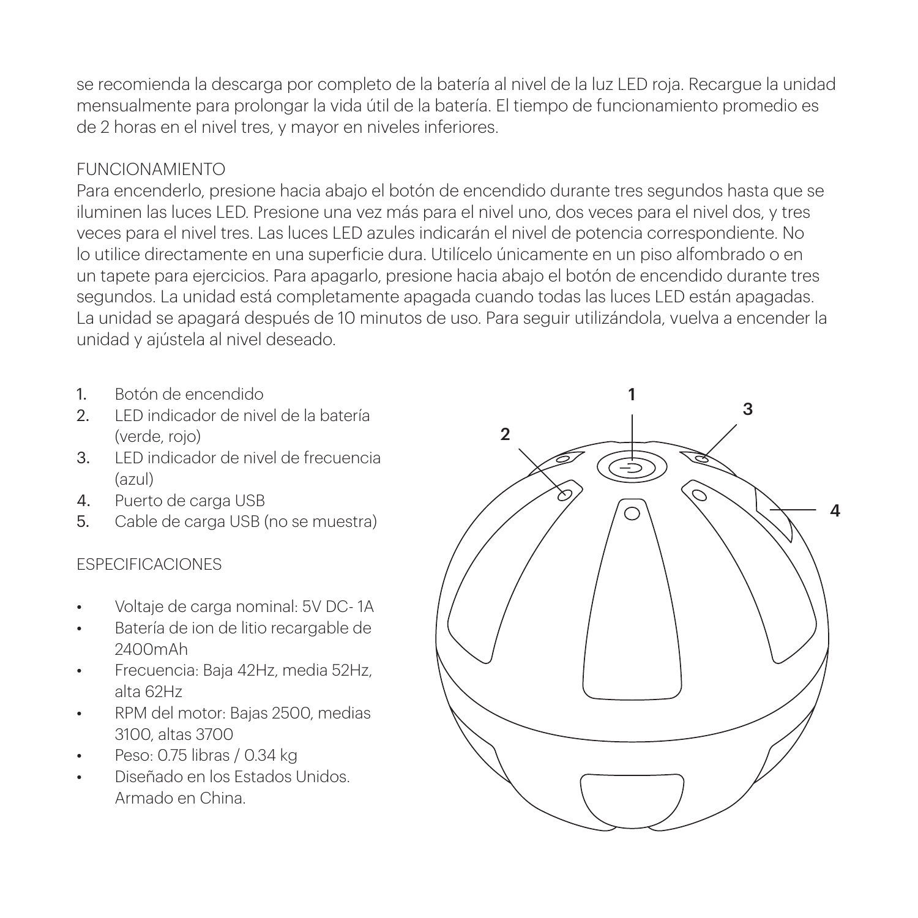se recomienda la descarga por completo de la batería al nivel de la luz LED roja. Recargue la unidad mensualmente para prolongar la vida útil de la batería. El tiempo de funcionamiento promedio es de 2 horas en el nivel tres, y mayor en niveles inferiores.

FUNCIONAMIENTO

Para encenderlo, presione hacia abajo el botón de encendido durante tres segundos hasta que se iluminen las luces LED. Presione una vez más para el nivel uno, dos veces para el nivel dos, y tres veces para el nivel tres. Las luces LED azules indicarán el nivel de potencia correspondiente. No lo utilice directamente en una superficie dura. Utilícelo únicamente en un piso alfombrado o en un tapete para ejercicios. Para apagarlo, presione hacia abajo el botón de encendido durante tres segundos. La unidad está completamente apagada cuando todas las luces LED están apagadas. La unidad se apagará después de 10 minutos de uso. Para seguir utilizándola, vuelva a encender la unidad y ajústela al nivel deseado.

1. Botón de encendido
2. LED indicador de nivel de la batería (verde, rojo)
3. LED indicador de nivel de frecuencia (azul)
4. Puerto de carga USB
5. Cable de carga USB (no se muestra)

ESPECIFICACIONES

- Voltaje de carga nominal: 5V DC- 1A
- Batería de ion de litio recargable de 2400mAh
- Frecuencia: Baja 42Hz, media 52Hz, alta 62Hz
- RPM del motor: Bajas 2500, medias 3100, altas 3700
- Peso: 0.75 libras / 0.34 kg
- Diseñado en los Estados Unidos. Armado en China.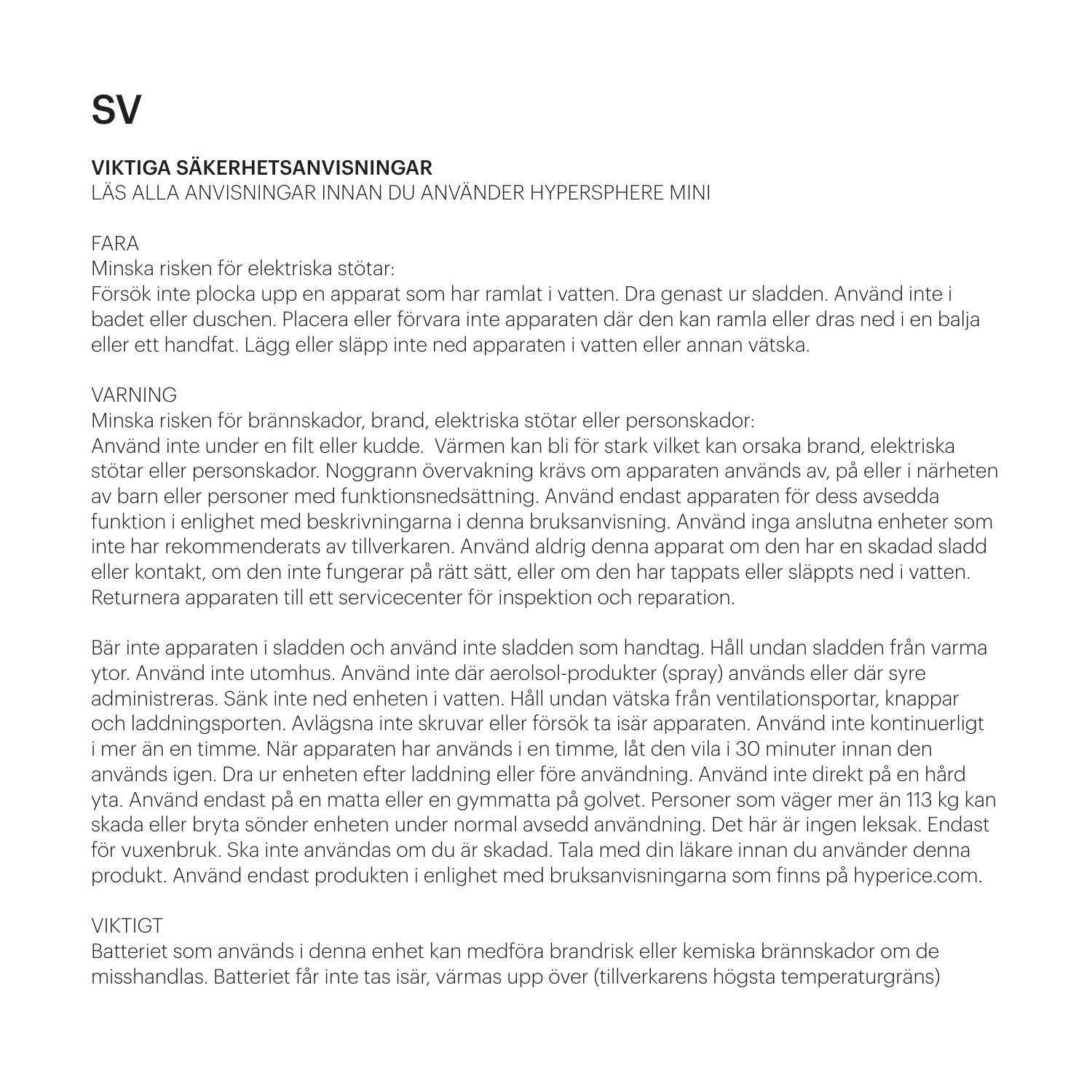# SV

## VIKTIGA SÄKERHETSANVISNINGAR

LÄS ALLA ANVISNINGAR INNAN DU ANVÄNDER HYPERSPHERE MINI

FARA

Minska risken för elektriska stötar:

Försök inte plocka upp en apparat som har ramlat i vatten. Dra genast ur sladden. Använd inte i badet eller duschen. Placera eller förvara inte apparaten där den kan ramla eller dras ned i en balja eller ett handfat. Lägg eller släpp inte ned apparaten i vatten eller annan vätska.

VARNING

Minska risken för brännskador, brand, elektriska stötar eller personskador:

Använd inte under en filt eller kudde. Värmen kan bli för stark vilket kan orsaka brand, elektriska stötar eller personskador. Noggrann övervakning krävs om apparaten används av, på eller i närheten av barn eller personer med funktionsnedsättning. Använd endast apparaten för dess avsedda funktion i enlighet med beskrivningarna i denna bruksanvisning. Använd inga anslutna enheter som inte har rekommenderats av tillverkaren. Använd aldrig denna apparat om den har en skadad sladd eller kontakt, om den inte fungerar på rätt sätt, eller om den har tappats eller släppts ned i vatten. Returnera apparaten till ett servicecenter för inspektion och reparation.

Bär inte apparaten i sladden och använd inte sladden som handtag. Håll undan sladden från varma ytor. Använd inte utomhus. Använd inte där aerolsol-produkter (spray) används eller där syre administreras. Sänk inte ned enheten i vatten. Håll undan vätska från ventilationsportar, knappar och laddningsporten. Avlägsna inte skruvar eller försök ta isär apparaten. Använd inte kontinuerligt i mer än en timme. När apparaten har används i en timme, låt den vila i 30 minuter innan den används igen. Dra ur enheten efter laddning eller före användning. Använd inte direkt på en hård yta. Använd endast på en matta eller en gymmatta på golvet. Personer som väger mer än 113 kg kan skada eller bryta sönder enheten under normal avsedd användning. Det här är ingen leksak. Endast för vuxenbruk. Ska inte användas om du är skadad. Tala med din läkare innan du använder denna produkt. Använd endast produkten i enlighet med bruksanvisningarna som finns på hyperice.com.

VIKTIGT

Batteriet som används i denna enhet kan medföra brandrisk eller kemiska brännskador om de misshandlas. Batteriet får inte tas isär, värmas upp över (tillverkarens högsta temperaturgräns)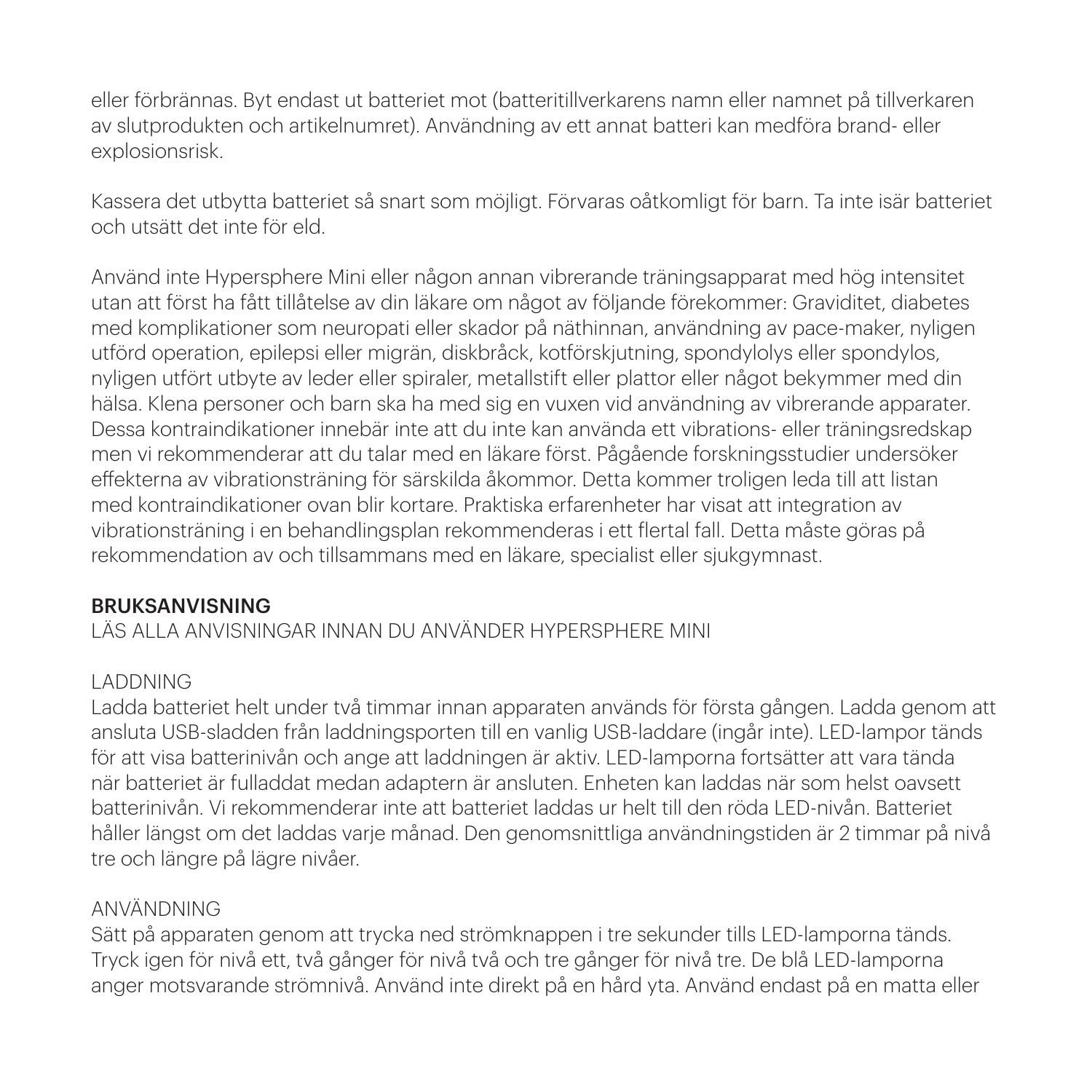eller förbrännas. Byt endast ut batteriet mot (batteritillverkarens namn eller namnet på tillverkaren av slutprodukten och artikelnumret). Användning av ett annat batteri kan medföra brand- eller explosionsrisk.

Kassera det utbytta batteriet så snart som möjligt. Förvaras oåtkomligt för barn. Ta inte isär batteriet och utsätt det inte för eld.

Använd inte Hypersphere Mini eller någon annan vibrerande träningsapparat med hög intensitet utan att först ha fått tillåtelse av din läkare om något av följande förekommer: Graviditet, diabetes med komplikationer som neuropati eller skador på näthinnan, användning av pace-maker, nyligen utförd operation, epilepsi eller migrän, diskbråck, kotförskjutning, spondylolys eller spondylos, nyligen utfört utbyte av leder eller spiraler, metallstift eller plattor eller något bekymmer med din hälsa. Klena personer och barn ska ha med sig en vuxen vid användning av vibrerande apparater. Dessa kontraindikationer innebär inte att du inte kan använda ett vibrations- eller träningsredskap men vi rekommenderar att du talar med en läkare först. Pågående forskningsstudier undersöker effekterna av vibrationsträning för särskilda åkommor. Detta kommer troligen leda till att listan med kontraindikationer ovan blir kortare. Praktiska erfarenheter har visat att integration av vibrationsträning i en behandlingsplan rekommenderas i ett flertal fall. Detta måste göras på rekommendation av och tillsammans med en läkare, specialist eller sjukgymnast.

## BRUKSANVISNING

LÄS ALLA ANVISNINGAR INNAN DU ANVÄNDER HYPERSPHERE MINI

### LADDNING

Ladda batteriet helt under två timmar innan apparaten används för första gången. Ladda genom att ansluta USB-sladden från laddningsporten till en vanlig USB-laddare (ingår inte). LED-lampor tänds för att visa batterinivån och ange att laddningen är aktiv. LED-lamporna fortsätter att vara tända när batteriet är fulladdat medan adaptern är ansluten. Enheten kan laddas när som helst oavsett batterinivån. Vi rekommenderar inte att batteriet laddas ur helt till den röda LED-nivån. Batteriet håller längst om det laddas varje månad. Den genomsnittliga användningstiden är 2 timmar på nivå tre och längre på lägre nivåer.

### ANVÄNDNING

Sätt på apparaten genom att trycka ned strömknappen i tre sekunder tills LED-lamporna tänds. Tryck igen för nivå ett, två gånger för nivå två och tre gånger för nivå tre. De blå LED-lamporna anger motsvarande strömnivå. Använd inte direkt på en hård yta. Använd endast på en matta eller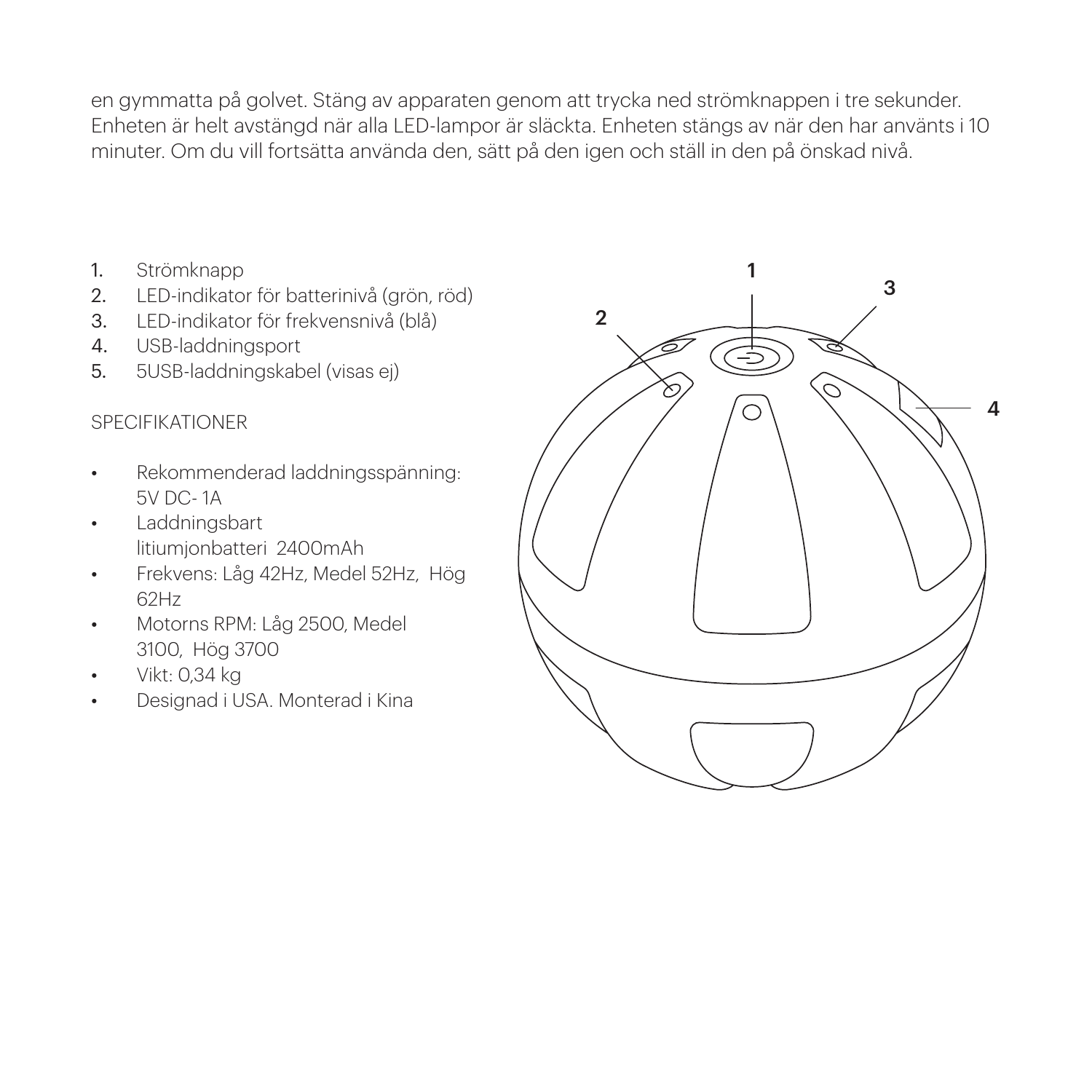en gymmatta på golvet. Stäng av apparaten genom att trycka ned strömknappen i tre sekunder. Enheten är helt avstängd när alla LED-lampor är släckta. Enheten stängs av när den har använts i 10 minuter. Om du vill fortsätta använda den, sätt på den igen och ställ in den på önskad nivå.

1. Strömknapp
2. LED-indikator för batterinivå (grön, röd)
3. LED-indikator för frekvensnivå (blå)
4. USB-laddningsport
5. 5USB-laddningskabel (visas ej)

SPECIFIKATIONER

- Rekommenderad laddningsspänning: 5V DC- 1A
- Laddningsbart litiumjonbatteri 2400mAh
- Frekvens: Låg 42Hz, Medel 52Hz, Hög 62Hz
- Motorns RPM: Låg 2500, Medel 3100, Hög 3700
- Vikt: 0,34 kg
- Designad i USA. Monterad i Kina

1

2

3

4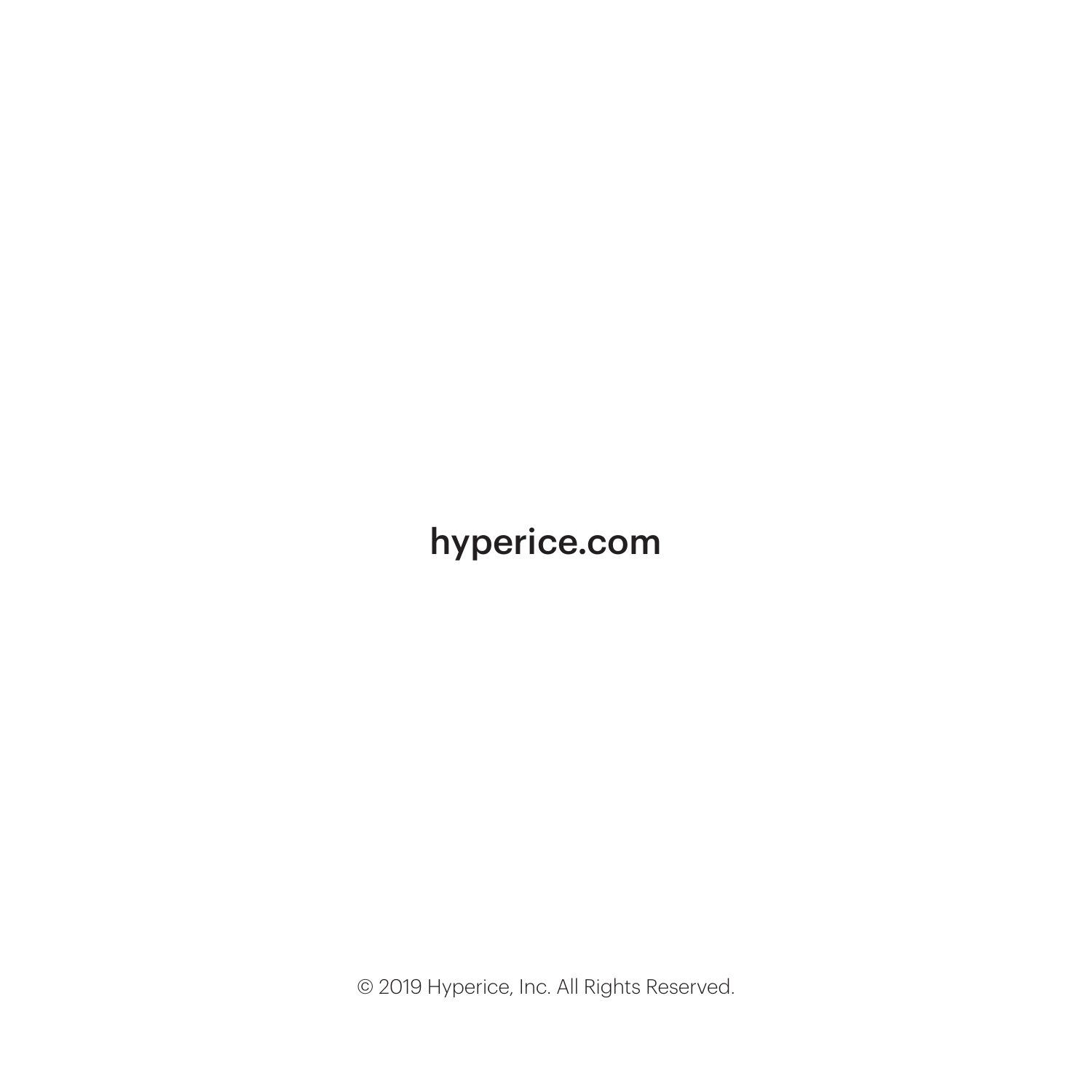**hyperice.com**

© 2019 Hyperice, Inc. All Rights Reserved.